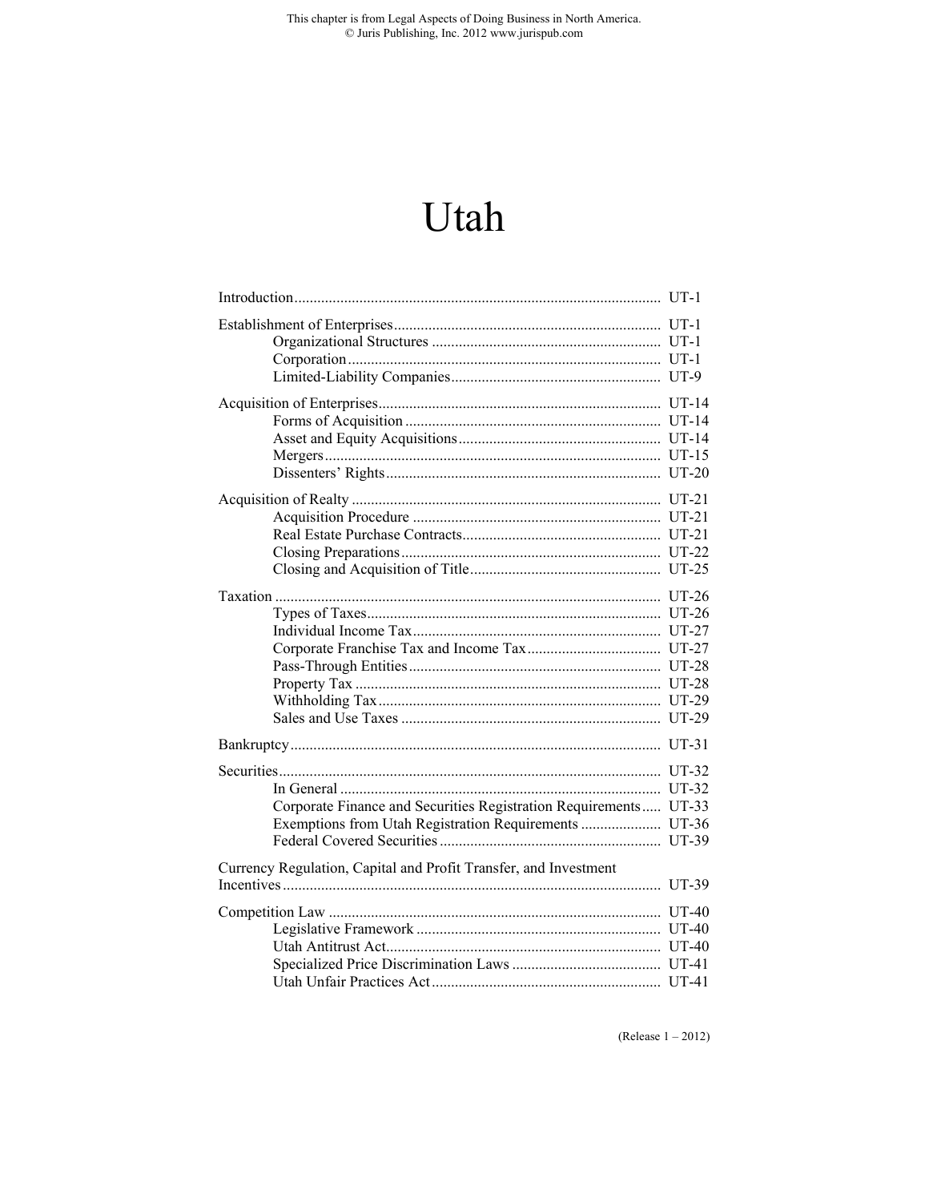This chapter is from Legal Aspects of Doing Business in North America.
© Juris Publishing, Inc. 2012 www.jurispub.com

# Utah

| | |
|---|---|
| Introduction | UT-1 |
| Establishment of Enterprises | UT-1 |
| Organizational Structures | UT-1 |
| Corporation | UT-1 |
| Limited-Liability Companies | UT-9 |
| Acquisition of Enterprises | UT-14 |
| Forms of Acquisition | UT-14 |
| Asset and Equity Acquisitions | UT-14 |
| Mergers | UT-15 |
| Dissenters' Rights | UT-20 |
| Acquisition of Realty | UT-21 |
| Acquisition Procedure | UT-21 |
| Real Estate Purchase Contracts | UT-21 |
| Closing Preparations | UT-22 |
| Closing and Acquisition of Title | UT-25 |
| Taxation | UT-26 |
| Types of Taxes | UT-26 |
| Individual Income Tax | UT-27 |
| Corporate Franchise Tax and Income Tax | UT-27 |
| Pass-Through Entities | UT-28 |
| Property Tax | UT-28 |
| Withholding Tax | UT-29 |
| Sales and Use Taxes | UT-29 |
| Bankruptcy | UT-31 |
| Securities | UT-32 |
| In General | UT-32 |
| Corporate Finance and Securities Registration Requirements | UT-33 |
| Exemptions from Utah Registration Requirements | UT-36 |
| Federal Covered Securities | UT-39 |
| Currency Regulation, Capital and Profit Transfer, and Investment Incentives | UT-39 |
| Competition Law | UT-40 |
| Legislative Framework | UT-40 |
| Utah Antitrust Act | UT-40 |
| Specialized Price Discrimination Laws | UT-41 |
| Utah Unfair Practices Act | UT-41 |

(Release 1 – 2012)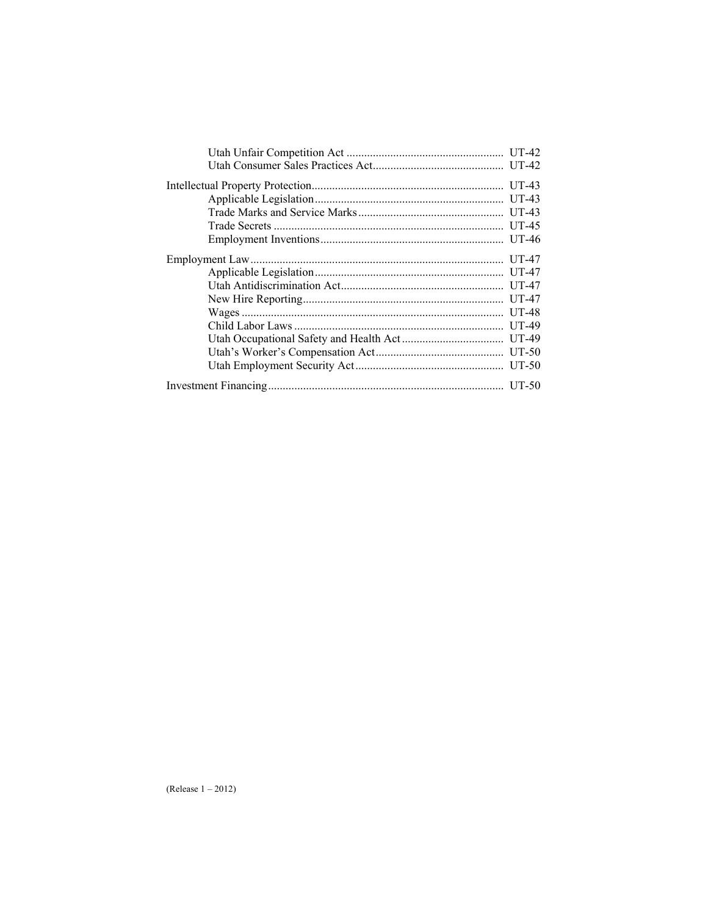- Utah Unfair Competition Act ..................................................... UT-42
- Utah Consumer Sales Practices Act............................................ UT-42

Intellectual Property Protection................................................................. UT-43
- Applicable Legislation................................................................ UT-43
- Trade Marks and Service Marks................................................. UT-43
- Trade Secrets .............................................................................. UT-45
- Employment Inventions.............................................................. UT-46

Employment Law...................................................................................... UT-47
- Applicable Legislation................................................................ UT-47
- Utah Antidiscrimination Act....................................................... UT-47
- New Hire Reporting.................................................................... UT-47
- Wages ......................................................................................... UT-48
- Child Labor Laws ....................................................................... UT-49
- Utah Occupational Safety and Health Act .................................. UT-49
- Utah's Worker's Compensation Act............................................ UT-50
- Utah Employment Security Act.................................................. UT-50

Investment Financing................................................................................ UT-50

(Release 1 – 2012)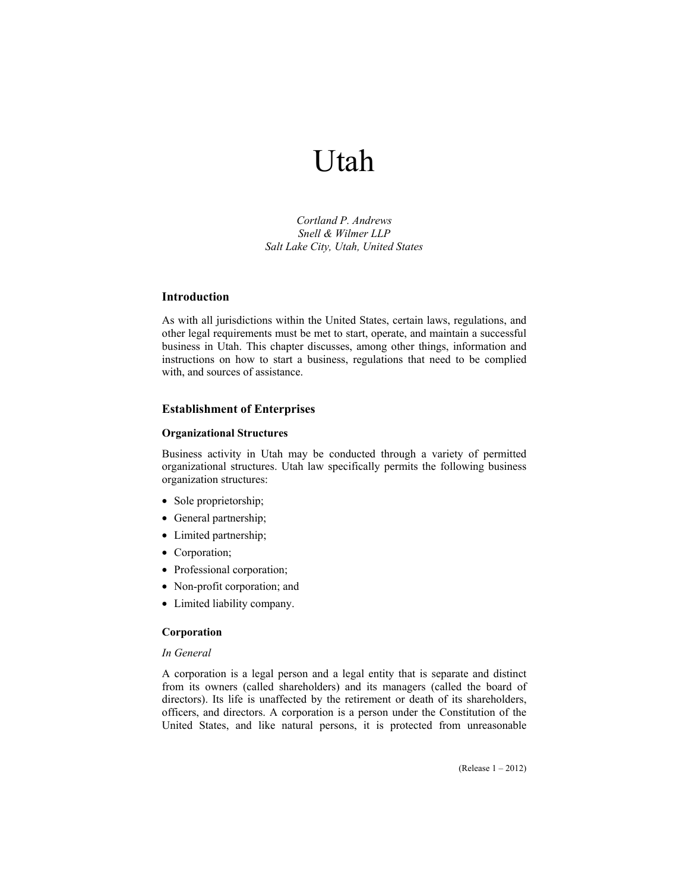# Utah

*Cortland P. Andrews*
*Snell & Wilmer LLP*
*Salt Lake City, Utah, United States*

## Introduction

As with all jurisdictions within the United States, certain laws, regulations, and other legal requirements must be met to start, operate, and maintain a successful business in Utah. This chapter discusses, among other things, information and instructions on how to start a business, regulations that need to be complied with, and sources of assistance.

## Establishment of Enterprises

### Organizational Structures

Business activity in Utah may be conducted through a variety of permitted organizational structures. Utah law specifically permits the following business organization structures:

- Sole proprietorship;
- General partnership;
- Limited partnership;
- Corporation;
- Professional corporation;
- Non-profit corporation; and
- Limited liability company.

### Corporation

*In General*

A corporation is a legal person and a legal entity that is separate and distinct from its owners (called shareholders) and its managers (called the board of directors). Its life is unaffected by the retirement or death of its shareholders, officers, and directors. A corporation is a person under the Constitution of the United States, and like natural persons, it is protected from unreasonable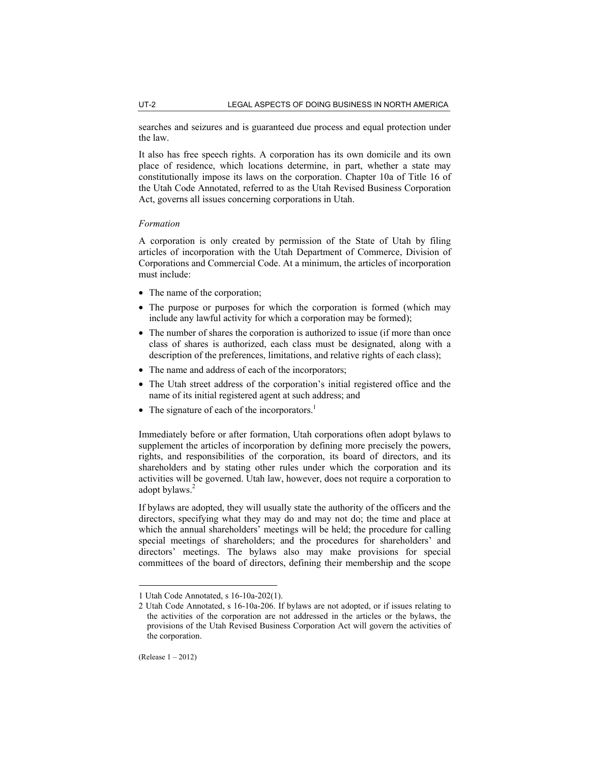searches and seizures and is guaranteed due process and equal protection under the law.

It also has free speech rights. A corporation has its own domicile and its own place of residence, which locations determine, in part, whether a state may constitutionally impose its laws on the corporation. Chapter 10a of Title 16 of the Utah Code Annotated, referred to as the Utah Revised Business Corporation Act, governs all issues concerning corporations in Utah.

*Formation*

A corporation is only created by permission of the State of Utah by filing articles of incorporation with the Utah Department of Commerce, Division of Corporations and Commercial Code. At a minimum, the articles of incorporation must include:

- The name of the corporation;
- The purpose or purposes for which the corporation is formed (which may include any lawful activity for which a corporation may be formed);
- The number of shares the corporation is authorized to issue (if more than once class of shares is authorized, each class must be designated, along with a description of the preferences, limitations, and relative rights of each class);
- The name and address of each of the incorporators;
- The Utah street address of the corporation's initial registered office and the name of its initial registered agent at such address; and
- The signature of each of the incorporators.[1]

Immediately before or after formation, Utah corporations often adopt bylaws to supplement the articles of incorporation by defining more precisely the powers, rights, and responsibilities of the corporation, its board of directors, and its shareholders and by stating other rules under which the corporation and its activities will be governed. Utah law, however, does not require a corporation to adopt bylaws.[2]

If bylaws are adopted, they will usually state the authority of the officers and the directors, specifying what they may do and may not do; the time and place at which the annual shareholders' meetings will be held; the procedure for calling special meetings of shareholders; and the procedures for shareholders' and directors' meetings. The bylaws also may make provisions for special committees of the board of directors, defining their membership and the scope

---

1 Utah Code Annotated, s 16-10a-202(1).

2 Utah Code Annotated, s 16-10a-206. If bylaws are not adopted, or if issues relating to the activities of the corporation are not addressed in the articles or the bylaws, the provisions of the Utah Revised Business Corporation Act will govern the activities of the corporation.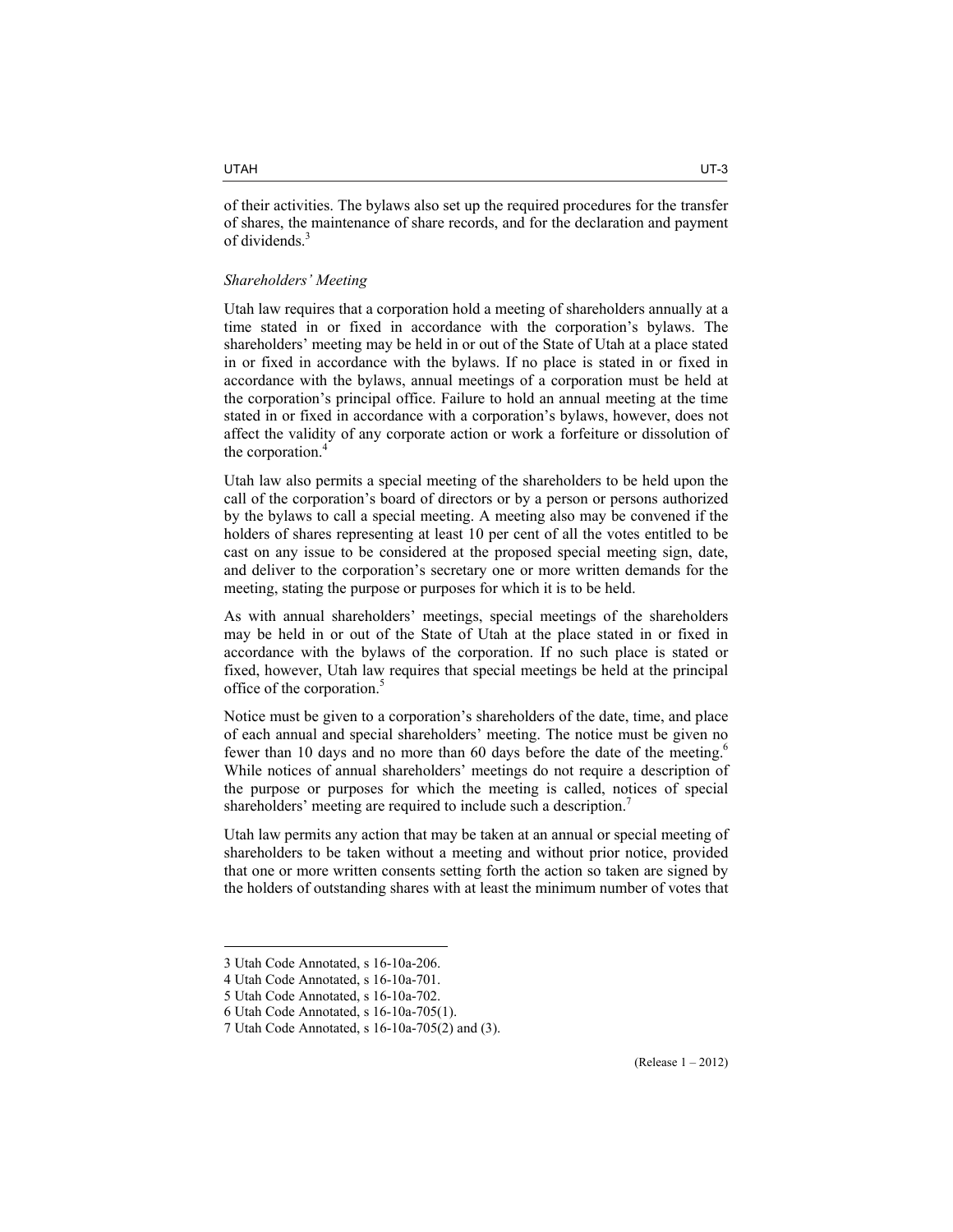of their activities. The bylaws also set up the required procedures for the transfer of shares, the maintenance of share records, and for the declaration and payment of dividends.[3]

*Shareholders' Meeting*

Utah law requires that a corporation hold a meeting of shareholders annually at a time stated in or fixed in accordance with the corporation's bylaws. The shareholders' meeting may be held in or out of the State of Utah at a place stated in or fixed in accordance with the bylaws. If no place is stated in or fixed in accordance with the bylaws, annual meetings of a corporation must be held at the corporation's principal office. Failure to hold an annual meeting at the time stated in or fixed in accordance with a corporation's bylaws, however, does not affect the validity of any corporate action or work a forfeiture or dissolution of the corporation.[4]

Utah law also permits a special meeting of the shareholders to be held upon the call of the corporation's board of directors or by a person or persons authorized by the bylaws to call a special meeting. A meeting also may be convened if the holders of shares representing at least 10 per cent of all the votes entitled to be cast on any issue to be considered at the proposed special meeting sign, date, and deliver to the corporation's secretary one or more written demands for the meeting, stating the purpose or purposes for which it is to be held.

As with annual shareholders' meetings, special meetings of the shareholders may be held in or out of the State of Utah at the place stated in or fixed in accordance with the bylaws of the corporation. If no such place is stated or fixed, however, Utah law requires that special meetings be held at the principal office of the corporation.[5]

Notice must be given to a corporation's shareholders of the date, time, and place of each annual and special shareholders' meeting. The notice must be given no fewer than 10 days and no more than 60 days before the date of the meeting.[6] While notices of annual shareholders' meetings do not require a description of the purpose or purposes for which the meeting is called, notices of special shareholders' meeting are required to include such a description.[7]

Utah law permits any action that may be taken at an annual or special meeting of shareholders to be taken without a meeting and without prior notice, provided that one or more written consents setting forth the action so taken are signed by the holders of outstanding shares with at least the minimum number of votes that

---

3 Utah Code Annotated, s 16-10a-206.
4 Utah Code Annotated, s 16-10a-701.
5 Utah Code Annotated, s 16-10a-702.
6 Utah Code Annotated, s 16-10a-705(1).
7 Utah Code Annotated, s 16-10a-705(2) and (3).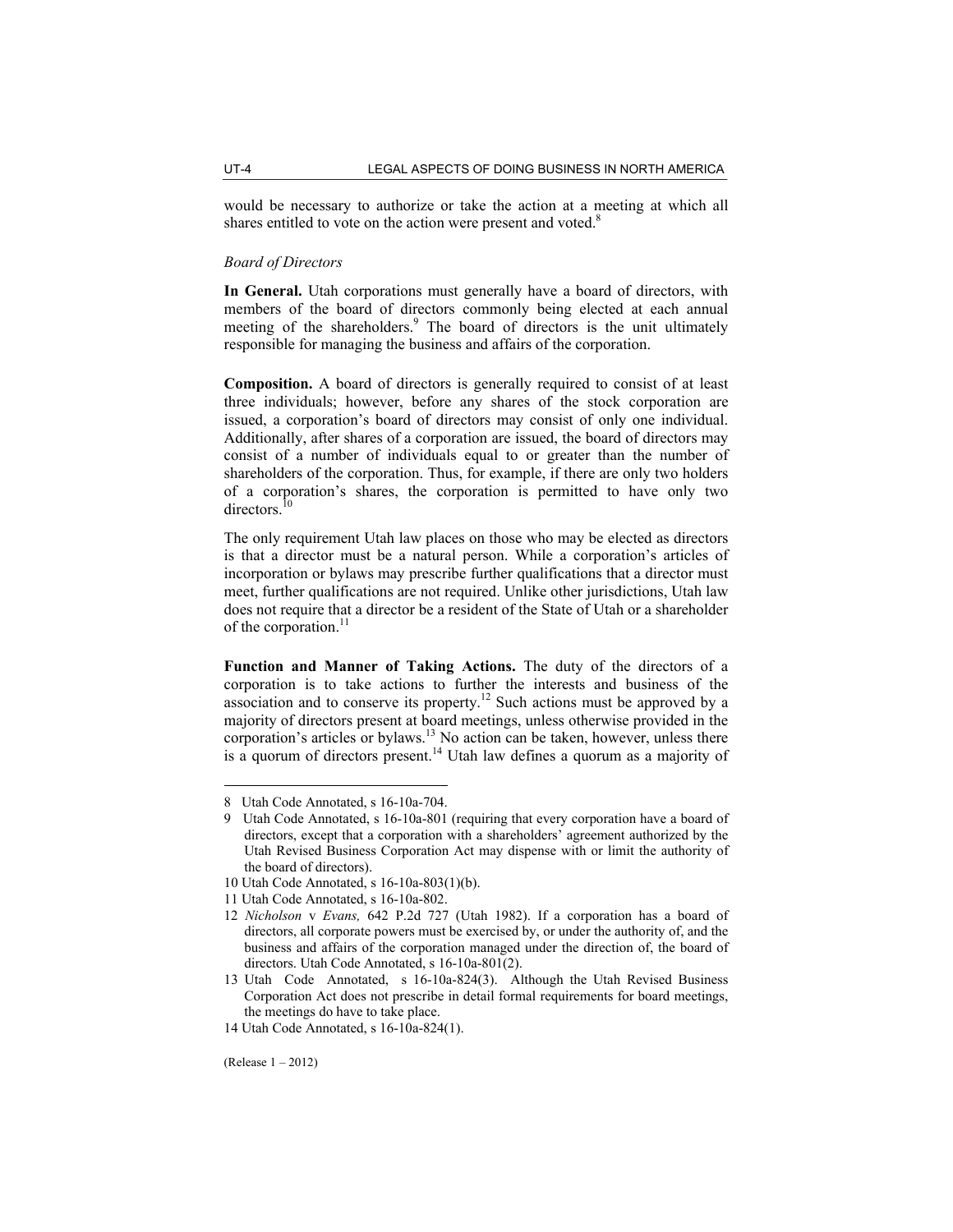would be necessary to authorize or take the action at a meeting at which all shares entitled to vote on the action were present and voted.[8]

*Board of Directors*

**In General.** Utah corporations must generally have a board of directors, with members of the board of directors commonly being elected at each annual meeting of the shareholders.[9] The board of directors is the unit ultimately responsible for managing the business and affairs of the corporation.

**Composition.** A board of directors is generally required to consist of at least three individuals; however, before any shares of the stock corporation are issued, a corporation's board of directors may consist of only one individual. Additionally, after shares of a corporation are issued, the board of directors may consist of a number of individuals equal to or greater than the number of shareholders of the corporation. Thus, for example, if there are only two holders of a corporation's shares, the corporation is permitted to have only two directors.[10]

The only requirement Utah law places on those who may be elected as directors is that a director must be a natural person. While a corporation's articles of incorporation or bylaws may prescribe further qualifications that a director must meet, further qualifications are not required. Unlike other jurisdictions, Utah law does not require that a director be a resident of the State of Utah or a shareholder of the corporation.[11]

**Function and Manner of Taking Actions.** The duty of the directors of a corporation is to take actions to further the interests and business of the association and to conserve its property.[12] Such actions must be approved by a majority of directors present at board meetings, unless otherwise provided in the corporation's articles or bylaws.[13] No action can be taken, however, unless there is a quorum of directors present.[14] Utah law defines a quorum as a majority of

---

8 Utah Code Annotated, s 16-10a-704.

9 Utah Code Annotated, s 16-10a-801 (requiring that every corporation have a board of directors, except that a corporation with a shareholders' agreement authorized by the Utah Revised Business Corporation Act may dispense with or limit the authority of the board of directors).

10 Utah Code Annotated, s 16-10a-803(1)(b).

11 Utah Code Annotated, s 16-10a-802.

12 *Nicholson* v *Evans,* 642 P.2d 727 (Utah 1982). If a corporation has a board of directors, all corporate powers must be exercised by, or under the authority of, and the business and affairs of the corporation managed under the direction of, the board of directors. Utah Code Annotated, s 16-10a-801(2).

13 Utah Code Annotated, s 16-10a-824(3). Although the Utah Revised Business Corporation Act does not prescribe in detail formal requirements for board meetings, the meetings do have to take place.

14 Utah Code Annotated, s 16-10a-824(1).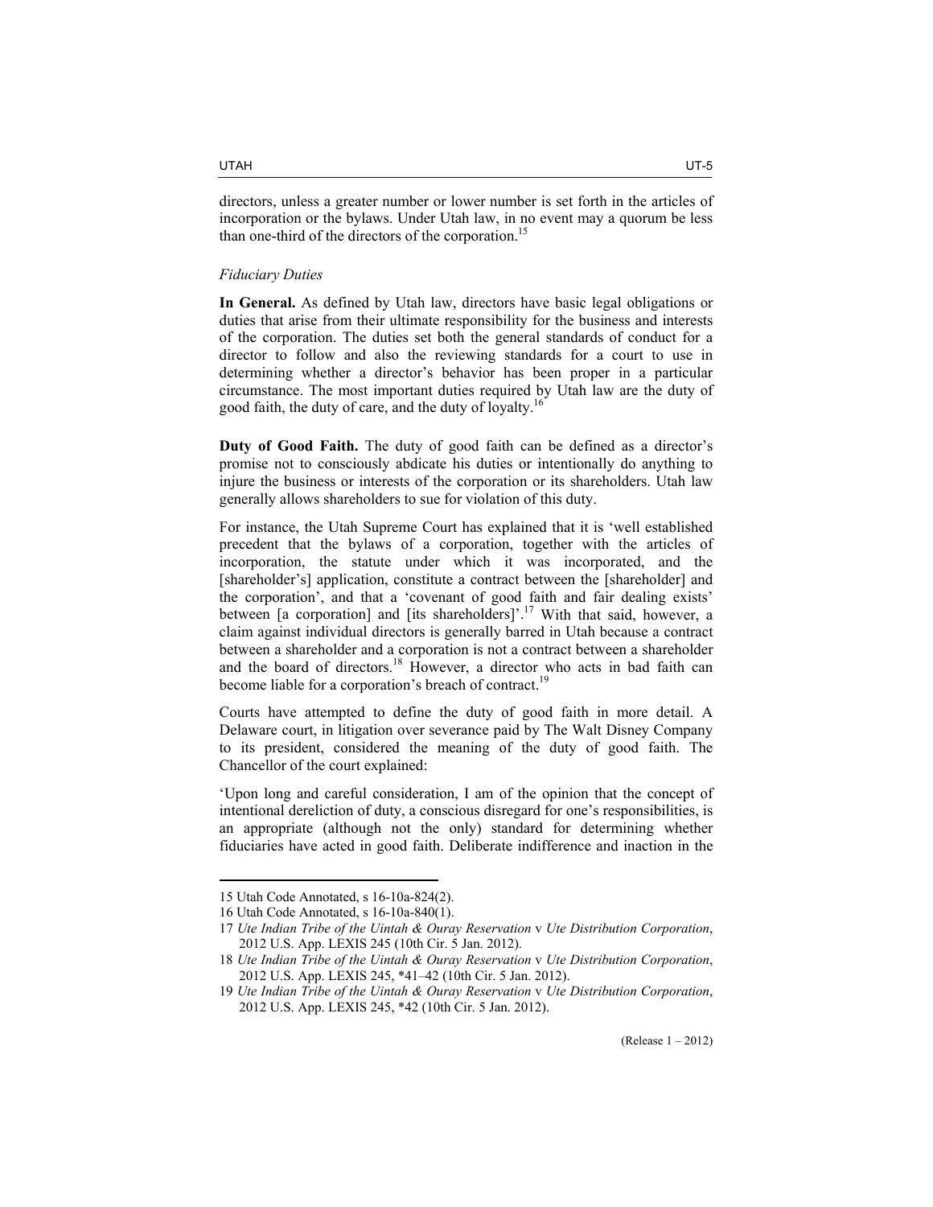directors, unless a greater number or lower number is set forth in the articles of incorporation or the bylaws. Under Utah law, in no event may a quorum be less than one-third of the directors of the corporation.[15]

*Fiduciary Duties*

**In General.** As defined by Utah law, directors have basic legal obligations or duties that arise from their ultimate responsibility for the business and interests of the corporation. The duties set both the general standards of conduct for a director to follow and also the reviewing standards for a court to use in determining whether a director's behavior has been proper in a particular circumstance. The most important duties required by Utah law are the duty of good faith, the duty of care, and the duty of loyalty.[16]

**Duty of Good Faith.** The duty of good faith can be defined as a director's promise not to consciously abdicate his duties or intentionally do anything to injure the business or interests of the corporation or its shareholders. Utah law generally allows shareholders to sue for violation of this duty.

For instance, the Utah Supreme Court has explained that it is 'well established precedent that the bylaws of a corporation, together with the articles of incorporation, the statute under which it was incorporated, and the [shareholder's] application, constitute a contract between the [shareholder] and the corporation', and that a 'covenant of good faith and fair dealing exists' between [a corporation] and [its shareholders]'.[17] With that said, however, a claim against individual directors is generally barred in Utah because a contract between a shareholder and a corporation is not a contract between a shareholder and the board of directors.[18] However, a director who acts in bad faith can become liable for a corporation's breach of contract.[19]

Courts have attempted to define the duty of good faith in more detail. A Delaware court, in litigation over severance paid by The Walt Disney Company to its president, considered the meaning of the duty of good faith. The Chancellor of the court explained:

'Upon long and careful consideration, I am of the opinion that the concept of intentional dereliction of duty, a conscious disregard for one's responsibilities, is an appropriate (although not the only) standard for determining whether fiduciaries have acted in good faith. Deliberate indifference and inaction in the

---

15 Utah Code Annotated, s 16-10a-824(2).

16 Utah Code Annotated, s 16-10a-840(1).

17 *Ute Indian Tribe of the Uintah & Ouray Reservation* v *Ute Distribution Corporation*, 2012 U.S. App. LEXIS 245 (10th Cir. 5 Jan. 2012).

18 *Ute Indian Tribe of the Uintah & Ouray Reservation* v *Ute Distribution Corporation*, 2012 U.S. App. LEXIS 245, *41–42 (10th Cir. 5 Jan. 2012).

19 *Ute Indian Tribe of the Uintah & Ouray Reservation* v *Ute Distribution Corporation*, 2012 U.S. App. LEXIS 245, *42 (10th Cir. 5 Jan. 2012).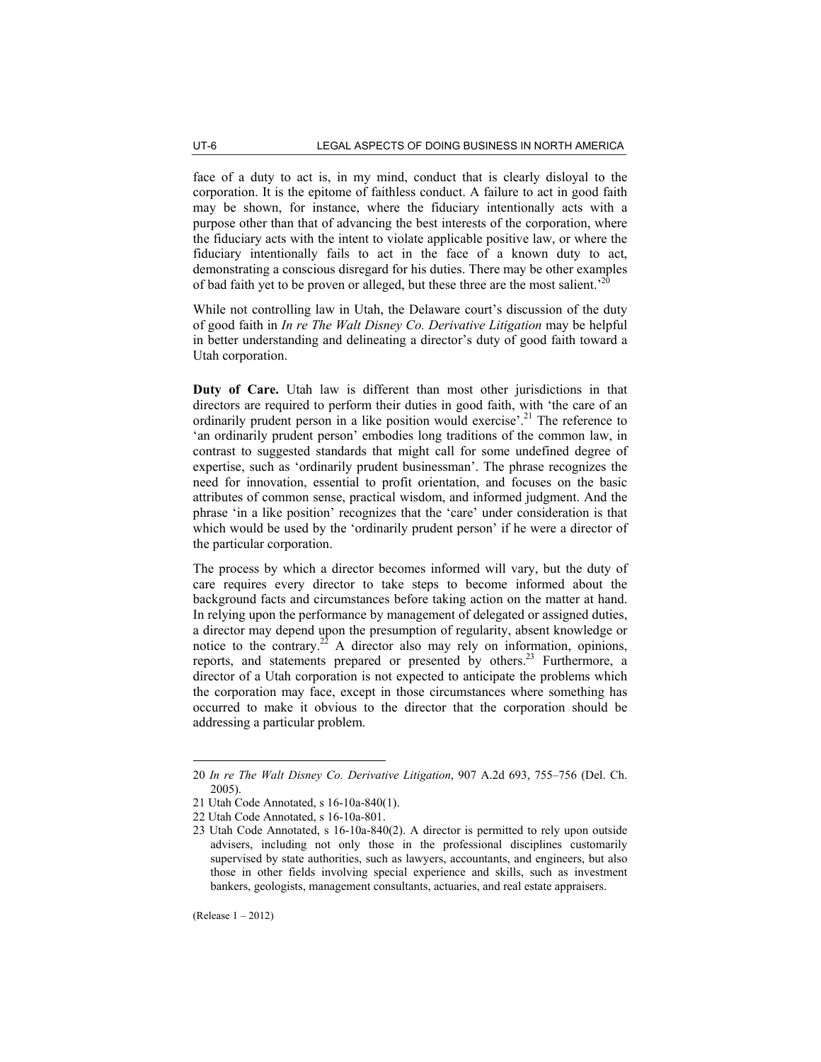face of a duty to act is, in my mind, conduct that is clearly disloyal to the corporation. It is the epitome of faithless conduct. A failure to act in good faith may be shown, for instance, where the fiduciary intentionally acts with a purpose other than that of advancing the best interests of the corporation, where the fiduciary acts with the intent to violate applicable positive law, or where the fiduciary intentionally fails to act in the face of a known duty to act, demonstrating a conscious disregard for his duties. There may be other examples of bad faith yet to be proven or alleged, but these three are the most salient.'[20]

While not controlling law in Utah, the Delaware court's discussion of the duty of good faith in *In re The Walt Disney Co. Derivative Litigation* may be helpful in better understanding and delineating a director's duty of good faith toward a Utah corporation.

**Duty of Care.** Utah law is different than most other jurisdictions in that directors are required to perform their duties in good faith, with 'the care of an ordinarily prudent person in a like position would exercise'.[21] The reference to 'an ordinarily prudent person' embodies long traditions of the common law, in contrast to suggested standards that might call for some undefined degree of expertise, such as 'ordinarily prudent businessman'. The phrase recognizes the need for innovation, essential to profit orientation, and focuses on the basic attributes of common sense, practical wisdom, and informed judgment. And the phrase 'in a like position' recognizes that the 'care' under consideration is that which would be used by the 'ordinarily prudent person' if he were a director of the particular corporation.

The process by which a director becomes informed will vary, but the duty of care requires every director to take steps to become informed about the background facts and circumstances before taking action on the matter at hand. In relying upon the performance by management of delegated or assigned duties, a director may depend upon the presumption of regularity, absent knowledge or notice to the contrary.[22] A director also may rely on information, opinions, reports, and statements prepared or presented by others.[23] Furthermore, a director of a Utah corporation is not expected to anticipate the problems which the corporation may face, except in those circumstances where something has occurred to make it obvious to the director that the corporation should be addressing a particular problem.

---

20 *In re The Walt Disney Co. Derivative Litigation*, 907 A.2d 693, 755–756 (Del. Ch. 2005).

21 Utah Code Annotated, s 16-10a-840(1).

22 Utah Code Annotated, s 16-10a-801.

23 Utah Code Annotated, s 16-10a-840(2). A director is permitted to rely upon outside advisers, including not only those in the professional disciplines customarily supervised by state authorities, such as lawyers, accountants, and engineers, but also those in other fields involving special experience and skills, such as investment bankers, geologists, management consultants, actuaries, and real estate appraisers.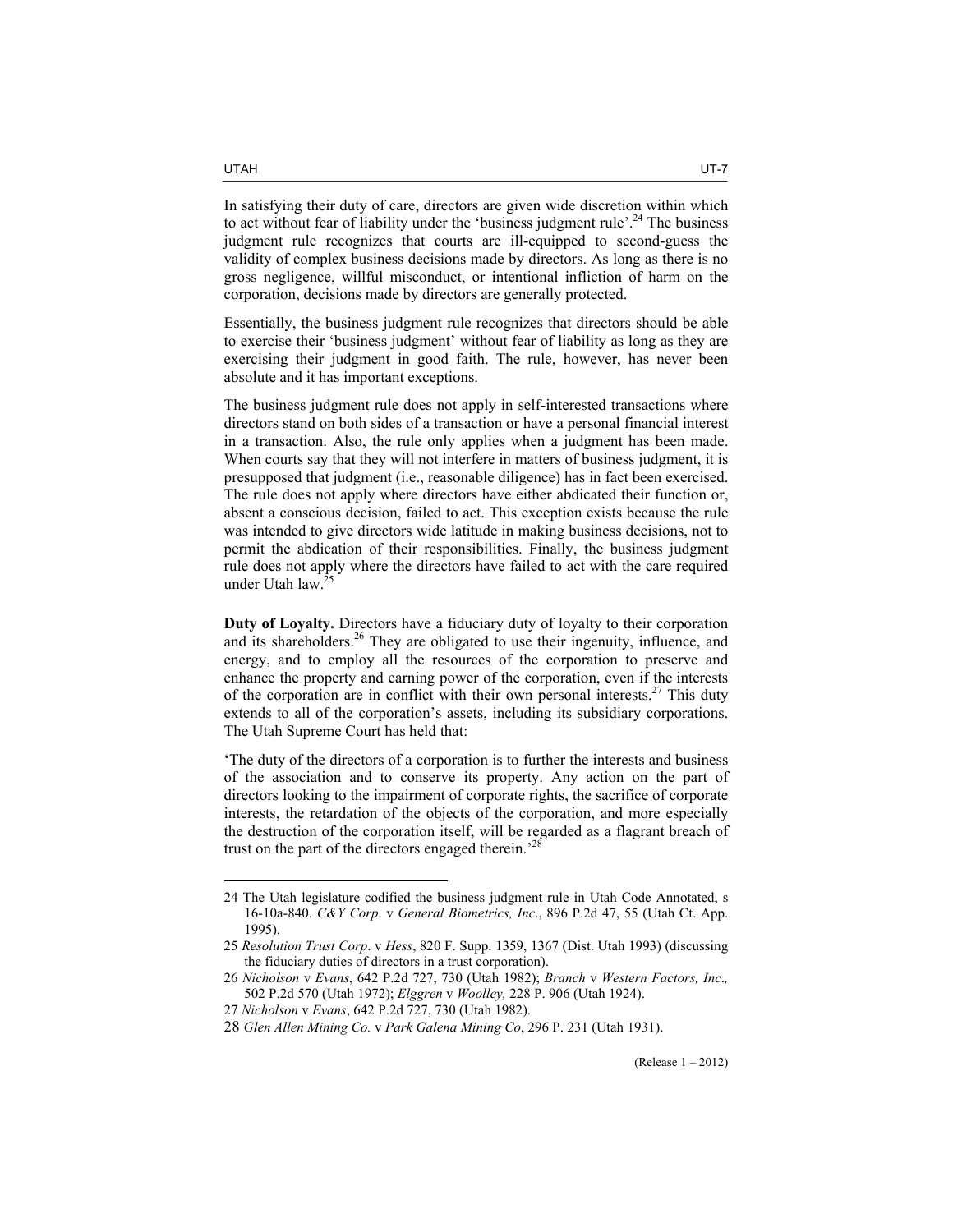In satisfying their duty of care, directors are given wide discretion within which to act without fear of liability under the 'business judgment rule'.[24] The business judgment rule recognizes that courts are ill-equipped to second-guess the validity of complex business decisions made by directors. As long as there is no gross negligence, willful misconduct, or intentional infliction of harm on the corporation, decisions made by directors are generally protected.

Essentially, the business judgment rule recognizes that directors should be able to exercise their 'business judgment' without fear of liability as long as they are exercising their judgment in good faith. The rule, however, has never been absolute and it has important exceptions.

The business judgment rule does not apply in self-interested transactions where directors stand on both sides of a transaction or have a personal financial interest in a transaction. Also, the rule only applies when a judgment has been made. When courts say that they will not interfere in matters of business judgment, it is presupposed that judgment (i.e., reasonable diligence) has in fact been exercised. The rule does not apply where directors have either abdicated their function or, absent a conscious decision, failed to act. This exception exists because the rule was intended to give directors wide latitude in making business decisions, not to permit the abdication of their responsibilities. Finally, the business judgment rule does not apply where the directors have failed to act with the care required under Utah law.[25]

**Duty of Loyalty.** Directors have a fiduciary duty of loyalty to their corporation and its shareholders.[26] They are obligated to use their ingenuity, influence, and energy, and to employ all the resources of the corporation to preserve and enhance the property and earning power of the corporation, even if the interests of the corporation are in conflict with their own personal interests.[27] This duty extends to all of the corporation's assets, including its subsidiary corporations. The Utah Supreme Court has held that:

'The duty of the directors of a corporation is to further the interests and business of the association and to conserve its property. Any action on the part of directors looking to the impairment of corporate rights, the sacrifice of corporate interests, the retardation of the objects of the corporation, and more especially the destruction of the corporation itself, will be regarded as a flagrant breach of trust on the part of the directors engaged therein.'[28]

---

24 The Utah legislature codified the business judgment rule in Utah Code Annotated, s 16-10a-840. *C&Y Corp*. v *General Biometrics, Inc*., 896 P.2d 47, 55 (Utah Ct. App. 1995).

25 *Resolution Trust Corp*. v *Hess*, 820 F. Supp. 1359, 1367 (Dist. Utah 1993) (discussing the fiduciary duties of directors in a trust corporation).

26 *Nicholson* v *Evans*, 642 P.2d 727, 730 (Utah 1982); *Branch* v *Western Factors, Inc*., 502 P.2d 570 (Utah 1972); *Elggren* v *Woolley,* 228 P. 906 (Utah 1924).

27 *Nicholson* v *Evans*, 642 P.2d 727, 730 (Utah 1982).

28 *Glen Allen Mining Co.* v *Park Galena Mining Co*, 296 P. 231 (Utah 1931).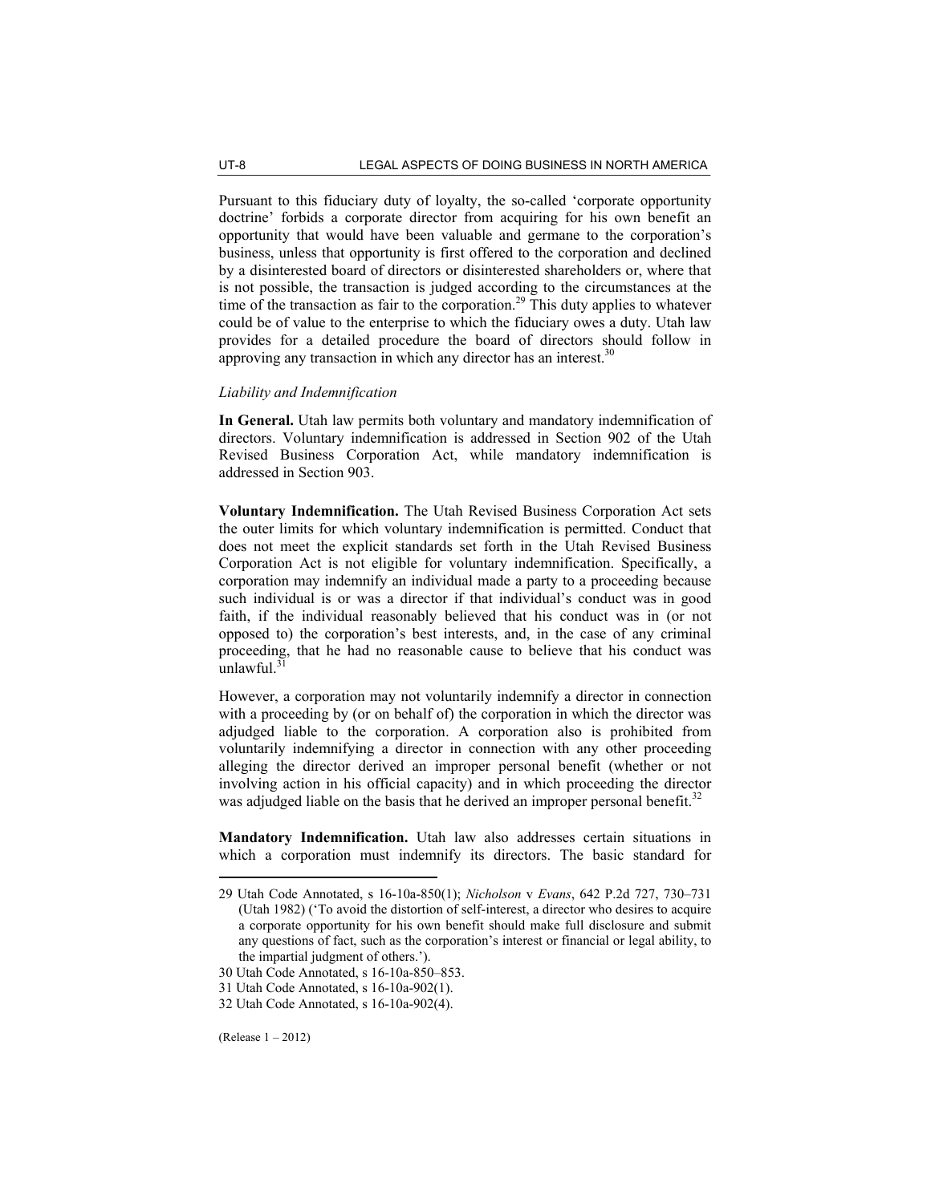Pursuant to this fiduciary duty of loyalty, the so-called 'corporate opportunity doctrine' forbids a corporate director from acquiring for his own benefit an opportunity that would have been valuable and germane to the corporation's business, unless that opportunity is first offered to the corporation and declined by a disinterested board of directors or disinterested shareholders or, where that is not possible, the transaction is judged according to the circumstances at the time of the transaction as fair to the corporation.[29] This duty applies to whatever could be of value to the enterprise to which the fiduciary owes a duty. Utah law provides for a detailed procedure the board of directors should follow in approving any transaction in which any director has an interest.[30]

*Liability and Indemnification*

**In General.** Utah law permits both voluntary and mandatory indemnification of directors. Voluntary indemnification is addressed in Section 902 of the Utah Revised Business Corporation Act, while mandatory indemnification is addressed in Section 903.

**Voluntary Indemnification.** The Utah Revised Business Corporation Act sets the outer limits for which voluntary indemnification is permitted. Conduct that does not meet the explicit standards set forth in the Utah Revised Business Corporation Act is not eligible for voluntary indemnification. Specifically, a corporation may indemnify an individual made a party to a proceeding because such individual is or was a director if that individual's conduct was in good faith, if the individual reasonably believed that his conduct was in (or not opposed to) the corporation's best interests, and, in the case of any criminal proceeding, that he had no reasonable cause to believe that his conduct was unlawful.[31]

However, a corporation may not voluntarily indemnify a director in connection with a proceeding by (or on behalf of) the corporation in which the director was adjudged liable to the corporation. A corporation also is prohibited from voluntarily indemnifying a director in connection with any other proceeding alleging the director derived an improper personal benefit (whether or not involving action in his official capacity) and in which proceeding the director was adjudged liable on the basis that he derived an improper personal benefit.[32]

**Mandatory Indemnification.** Utah law also addresses certain situations in which a corporation must indemnify its directors. The basic standard for

---

29 Utah Code Annotated, s 16-10a-850(1); *Nicholson* v *Evans*, 642 P.2d 727, 730–731 (Utah 1982) ('To avoid the distortion of self-interest, a director who desires to acquire a corporate opportunity for his own benefit should make full disclosure and submit any questions of fact, such as the corporation's interest or financial or legal ability, to the impartial judgment of others.').

30 Utah Code Annotated, s 16-10a-850–853.

31 Utah Code Annotated, s 16-10a-902(1).

32 Utah Code Annotated, s 16-10a-902(4).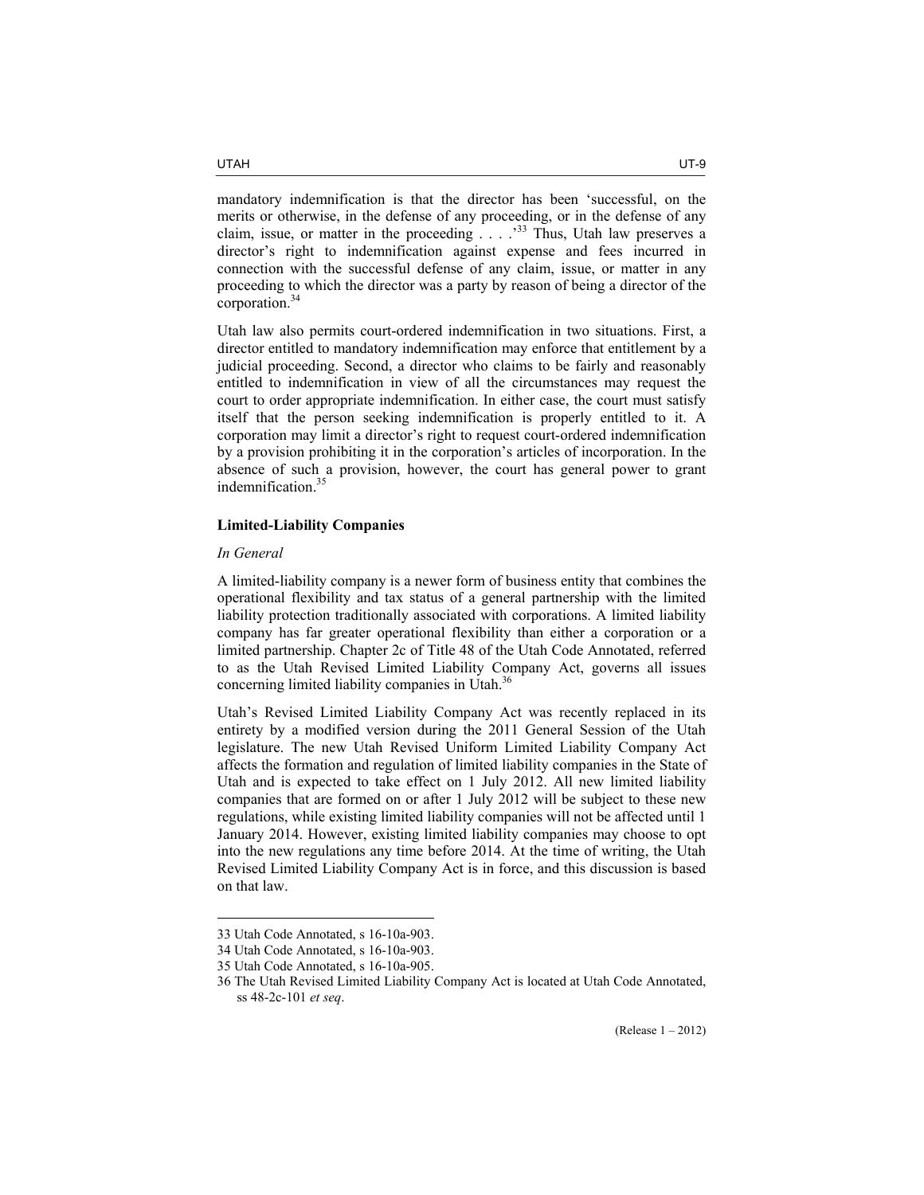mandatory indemnification is that the director has been 'successful, on the merits or otherwise, in the defense of any proceeding, or in the defense of any claim, issue, or matter in the proceeding . . . .'[33] Thus, Utah law preserves a director's right to indemnification against expense and fees incurred in connection with the successful defense of any claim, issue, or matter in any proceeding to which the director was a party by reason of being a director of the corporation.[34]

Utah law also permits court-ordered indemnification in two situations. First, a director entitled to mandatory indemnification may enforce that entitlement by a judicial proceeding. Second, a director who claims to be fairly and reasonably entitled to indemnification in view of all the circumstances may request the court to order appropriate indemnification. In either case, the court must satisfy itself that the person seeking indemnification is properly entitled to it. A corporation may limit a director's right to request court-ordered indemnification by a provision prohibiting it in the corporation's articles of incorporation. In the absence of such a provision, however, the court has general power to grant indemnification.[35]

### Limited-Liability Companies

#### *In General*

A limited-liability company is a newer form of business entity that combines the operational flexibility and tax status of a general partnership with the limited liability protection traditionally associated with corporations. A limited liability company has far greater operational flexibility than either a corporation or a limited partnership. Chapter 2c of Title 48 of the Utah Code Annotated, referred to as the Utah Revised Limited Liability Company Act, governs all issues concerning limited liability companies in Utah.[36]

Utah's Revised Limited Liability Company Act was recently replaced in its entirety by a modified version during the 2011 General Session of the Utah legislature. The new Utah Revised Uniform Limited Liability Company Act affects the formation and regulation of limited liability companies in the State of Utah and is expected to take effect on 1 July 2012. All new limited liability companies that are formed on or after 1 July 2012 will be subject to these new regulations, while existing limited liability companies will not be affected until 1 January 2014. However, existing limited liability companies may choose to opt into the new regulations any time before 2014. At the time of writing, the Utah Revised Limited Liability Company Act is in force, and this discussion is based on that law.

---

33 Utah Code Annotated, s 16-10a-903.

34 Utah Code Annotated, s 16-10a-903.

35 Utah Code Annotated, s 16-10a-905.

36 The Utah Revised Limited Liability Company Act is located at Utah Code Annotated, ss 48-2c-101 *et seq*.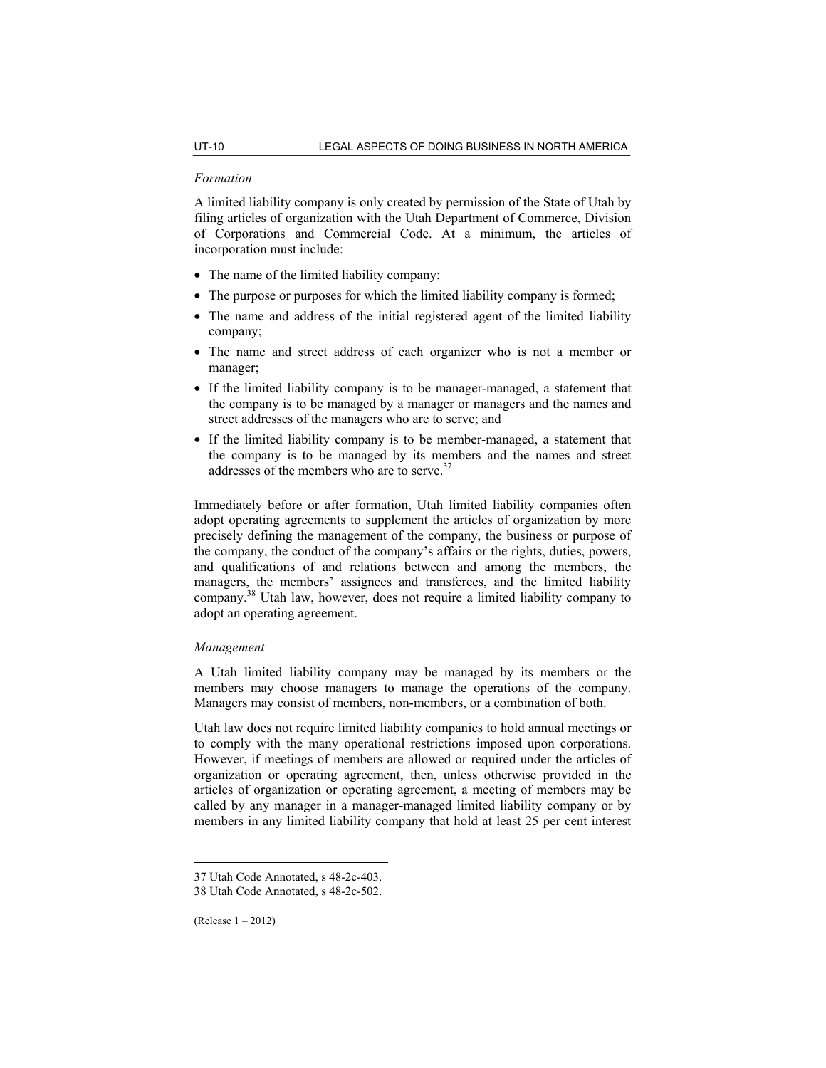*Formation*

A limited liability company is only created by permission of the State of Utah by filing articles of organization with the Utah Department of Commerce, Division of Corporations and Commercial Code. At a minimum, the articles of incorporation must include:

- The name of the limited liability company;
- The purpose or purposes for which the limited liability company is formed;
- The name and address of the initial registered agent of the limited liability company;
- The name and street address of each organizer who is not a member or manager;
- If the limited liability company is to be manager-managed, a statement that the company is to be managed by a manager or managers and the names and street addresses of the managers who are to serve; and
- If the limited liability company is to be member-managed, a statement that the company is to be managed by its members and the names and street addresses of the members who are to serve.[37]

Immediately before or after formation, Utah limited liability companies often adopt operating agreements to supplement the articles of organization by more precisely defining the management of the company, the business or purpose of the company, the conduct of the company's affairs or the rights, duties, powers, and qualifications of and relations between and among the members, the managers, the members' assignees and transferees, and the limited liability company.[38] Utah law, however, does not require a limited liability company to adopt an operating agreement.

*Management*

A Utah limited liability company may be managed by its members or the members may choose managers to manage the operations of the company. Managers may consist of members, non-members, or a combination of both.

Utah law does not require limited liability companies to hold annual meetings or to comply with the many operational restrictions imposed upon corporations. However, if meetings of members are allowed or required under the articles of organization or operating agreement, then, unless otherwise provided in the articles of organization or operating agreement, a meeting of members may be called by any manager in a manager-managed limited liability company or by members in any limited liability company that hold at least 25 per cent interest

---

37 Utah Code Annotated, s 48-2c-403.

38 Utah Code Annotated, s 48-2c-502.

(Release 1 – 2012)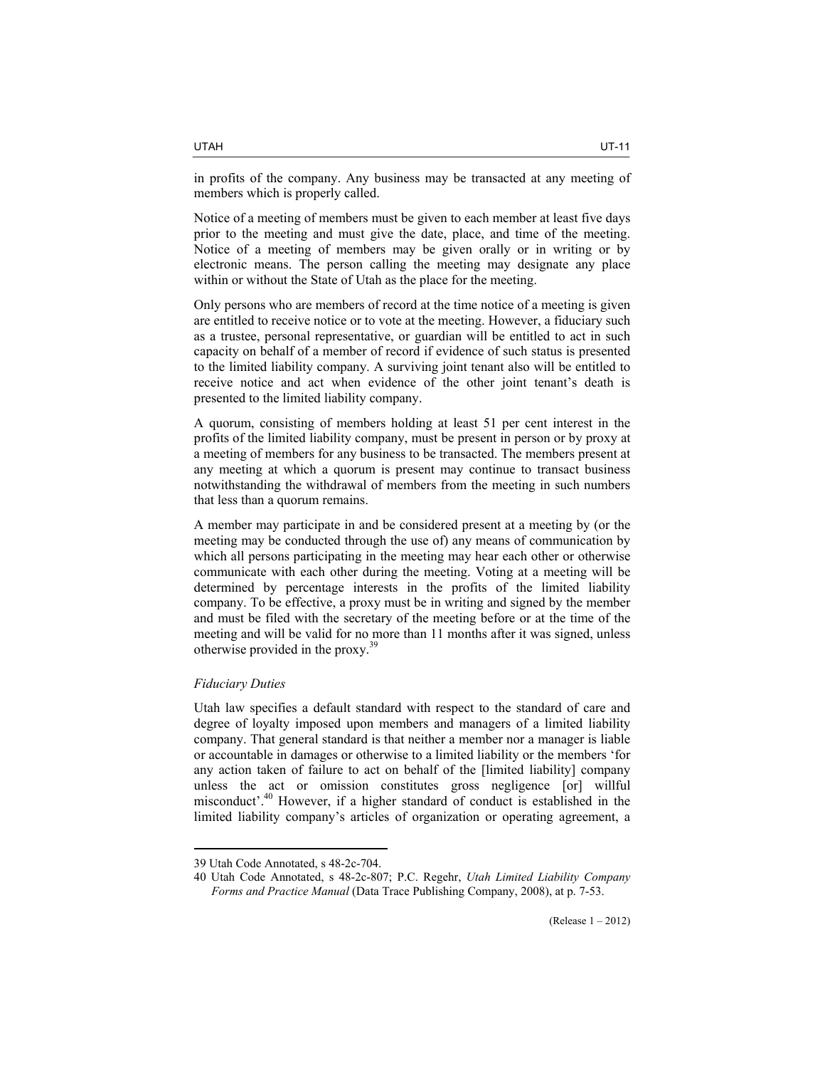in profits of the company. Any business may be transacted at any meeting of members which is properly called.

Notice of a meeting of members must be given to each member at least five days prior to the meeting and must give the date, place, and time of the meeting. Notice of a meeting of members may be given orally or in writing or by electronic means. The person calling the meeting may designate any place within or without the State of Utah as the place for the meeting.

Only persons who are members of record at the time notice of a meeting is given are entitled to receive notice or to vote at the meeting. However, a fiduciary such as a trustee, personal representative, or guardian will be entitled to act in such capacity on behalf of a member of record if evidence of such status is presented to the limited liability company. A surviving joint tenant also will be entitled to receive notice and act when evidence of the other joint tenant's death is presented to the limited liability company.

A quorum, consisting of members holding at least 51 per cent interest in the profits of the limited liability company, must be present in person or by proxy at a meeting of members for any business to be transacted. The members present at any meeting at which a quorum is present may continue to transact business notwithstanding the withdrawal of members from the meeting in such numbers that less than a quorum remains.

A member may participate in and be considered present at a meeting by (or the meeting may be conducted through the use of) any means of communication by which all persons participating in the meeting may hear each other or otherwise communicate with each other during the meeting. Voting at a meeting will be determined by percentage interests in the profits of the limited liability company. To be effective, a proxy must be in writing and signed by the member and must be filed with the secretary of the meeting before or at the time of the meeting and will be valid for no more than 11 months after it was signed, unless otherwise provided in the proxy.[39]

*Fiduciary Duties*

Utah law specifies a default standard with respect to the standard of care and degree of loyalty imposed upon members and managers of a limited liability company. That general standard is that neither a member nor a manager is liable or accountable in damages or otherwise to a limited liability or the members 'for any action taken of failure to act on behalf of the [limited liability] company unless the act or omission constitutes gross negligence [or] willful misconduct'.[40] However, if a higher standard of conduct is established in the limited liability company's articles of organization or operating agreement, a

---

39 Utah Code Annotated, s 48-2c-704.

40 Utah Code Annotated, s 48-2c-807; P.C. Regehr, *Utah Limited Liability Company Forms and Practice Manual* (Data Trace Publishing Company, 2008), at p. 7-53.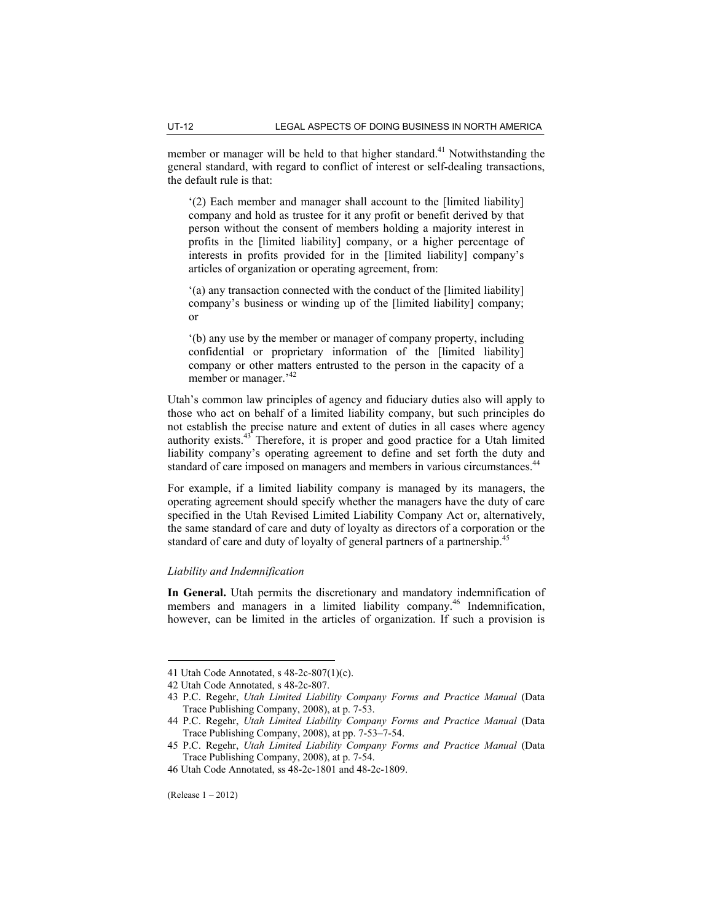member or manager will be held to that higher standard.[41] Notwithstanding the general standard, with regard to conflict of interest or self-dealing transactions, the default rule is that:

> '(2) Each member and manager shall account to the [limited liability] company and hold as trustee for it any profit or benefit derived by that person without the consent of members holding a majority interest in profits in the [limited liability] company, or a higher percentage of interests in profits provided for in the [limited liability] company's articles of organization or operating agreement, from:
>
> '(a) any transaction connected with the conduct of the [limited liability] company's business or winding up of the [limited liability] company; or
>
> '(b) any use by the member or manager of company property, including confidential or proprietary information of the [limited liability] company or other matters entrusted to the person in the capacity of a member or manager.'[42]

Utah's common law principles of agency and fiduciary duties also will apply to those who act on behalf of a limited liability company, but such principles do not establish the precise nature and extent of duties in all cases where agency authority exists.[43] Therefore, it is proper and good practice for a Utah limited liability company's operating agreement to define and set forth the duty and standard of care imposed on managers and members in various circumstances.[44]

For example, if a limited liability company is managed by its managers, the operating agreement should specify whether the managers have the duty of care specified in the Utah Revised Limited Liability Company Act or, alternatively, the same standard of care and duty of loyalty as directors of a corporation or the standard of care and duty of loyalty of general partners of a partnership.[45]

*Liability and Indemnification*

**In General.** Utah permits the discretionary and mandatory indemnification of members and managers in a limited liability company.[46] Indemnification, however, can be limited in the articles of organization. If such a provision is

---

41 Utah Code Annotated, s 48-2c-807(1)(c).

42 Utah Code Annotated, s 48-2c-807.

43 P.C. Regehr, *Utah Limited Liability Company Forms and Practice Manual* (Data Trace Publishing Company, 2008), at p. 7-53.

44 P.C. Regehr, *Utah Limited Liability Company Forms and Practice Manual* (Data Trace Publishing Company, 2008), at pp. 7-53–7-54.

45 P.C. Regehr, *Utah Limited Liability Company Forms and Practice Manual* (Data Trace Publishing Company, 2008), at p. 7-54.

46 Utah Code Annotated, ss 48-2c-1801 and 48-2c-1809.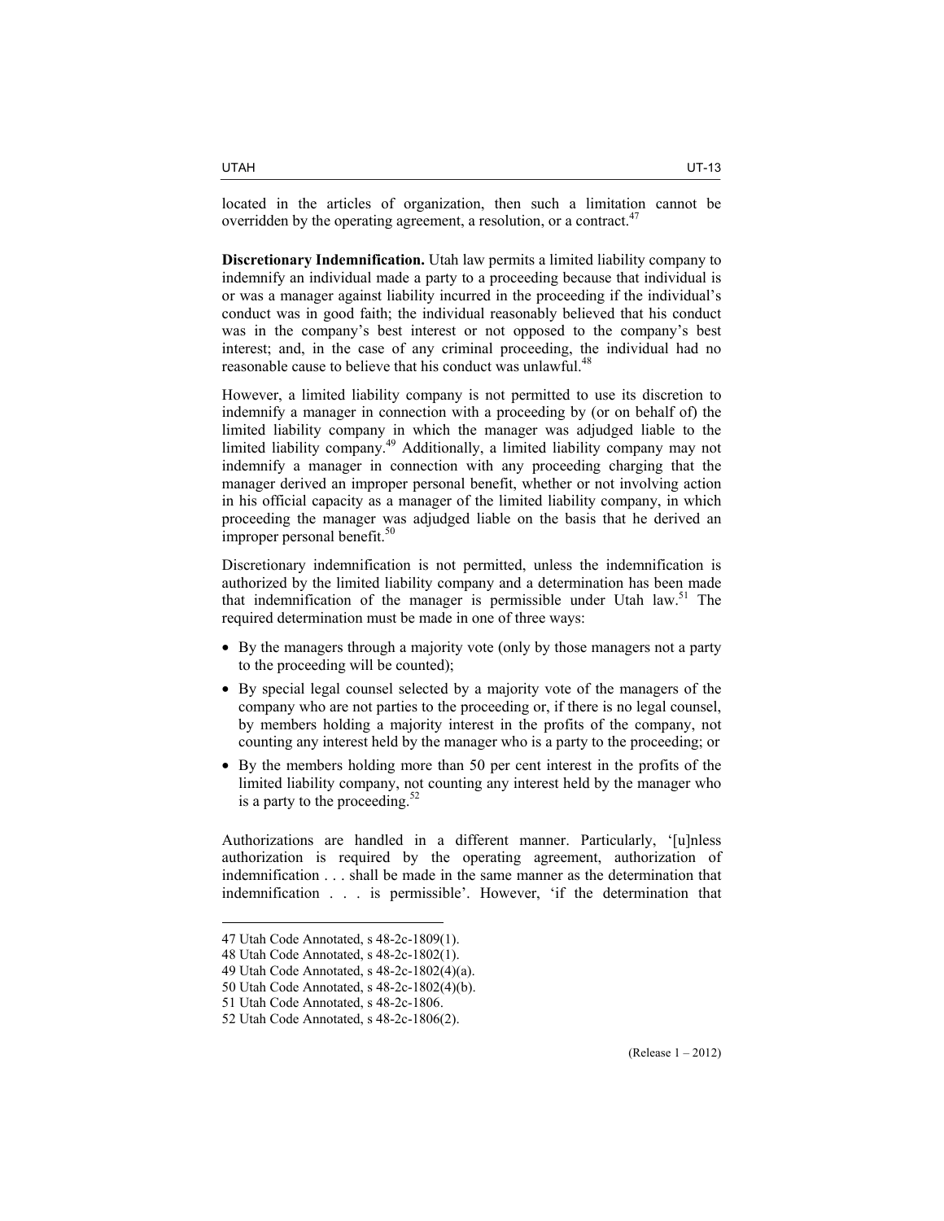located in the articles of organization, then such a limitation cannot be overridden by the operating agreement, a resolution, or a contract.[47]

**Discretionary Indemnification.** Utah law permits a limited liability company to indemnify an individual made a party to a proceeding because that individual is or was a manager against liability incurred in the proceeding if the individual's conduct was in good faith; the individual reasonably believed that his conduct was in the company's best interest or not opposed to the company's best interest; and, in the case of any criminal proceeding, the individual had no reasonable cause to believe that his conduct was unlawful.[48]

However, a limited liability company is not permitted to use its discretion to indemnify a manager in connection with a proceeding by (or on behalf of) the limited liability company in which the manager was adjudged liable to the limited liability company.[49] Additionally, a limited liability company may not indemnify a manager in connection with any proceeding charging that the manager derived an improper personal benefit, whether or not involving action in his official capacity as a manager of the limited liability company, in which proceeding the manager was adjudged liable on the basis that he derived an improper personal benefit.[50]

Discretionary indemnification is not permitted, unless the indemnification is authorized by the limited liability company and a determination has been made that indemnification of the manager is permissible under Utah law.[51] The required determination must be made in one of three ways:

- By the managers through a majority vote (only by those managers not a party to the proceeding will be counted);
- By special legal counsel selected by a majority vote of the managers of the company who are not parties to the proceeding or, if there is no legal counsel, by members holding a majority interest in the profits of the company, not counting any interest held by the manager who is a party to the proceeding; or
- By the members holding more than 50 per cent interest in the profits of the limited liability company, not counting any interest held by the manager who is a party to the proceeding.[52]

Authorizations are handled in a different manner. Particularly, '[u]nless authorization is required by the operating agreement, authorization of indemnification . . . shall be made in the same manner as the determination that indemnification . . . is permissible'. However, 'if the determination that

---

47 Utah Code Annotated, s 48-2c-1809(1).
48 Utah Code Annotated, s 48-2c-1802(1).
49 Utah Code Annotated, s 48-2c-1802(4)(a).
50 Utah Code Annotated, s 48-2c-1802(4)(b).
51 Utah Code Annotated, s 48-2c-1806.
52 Utah Code Annotated, s 48-2c-1806(2).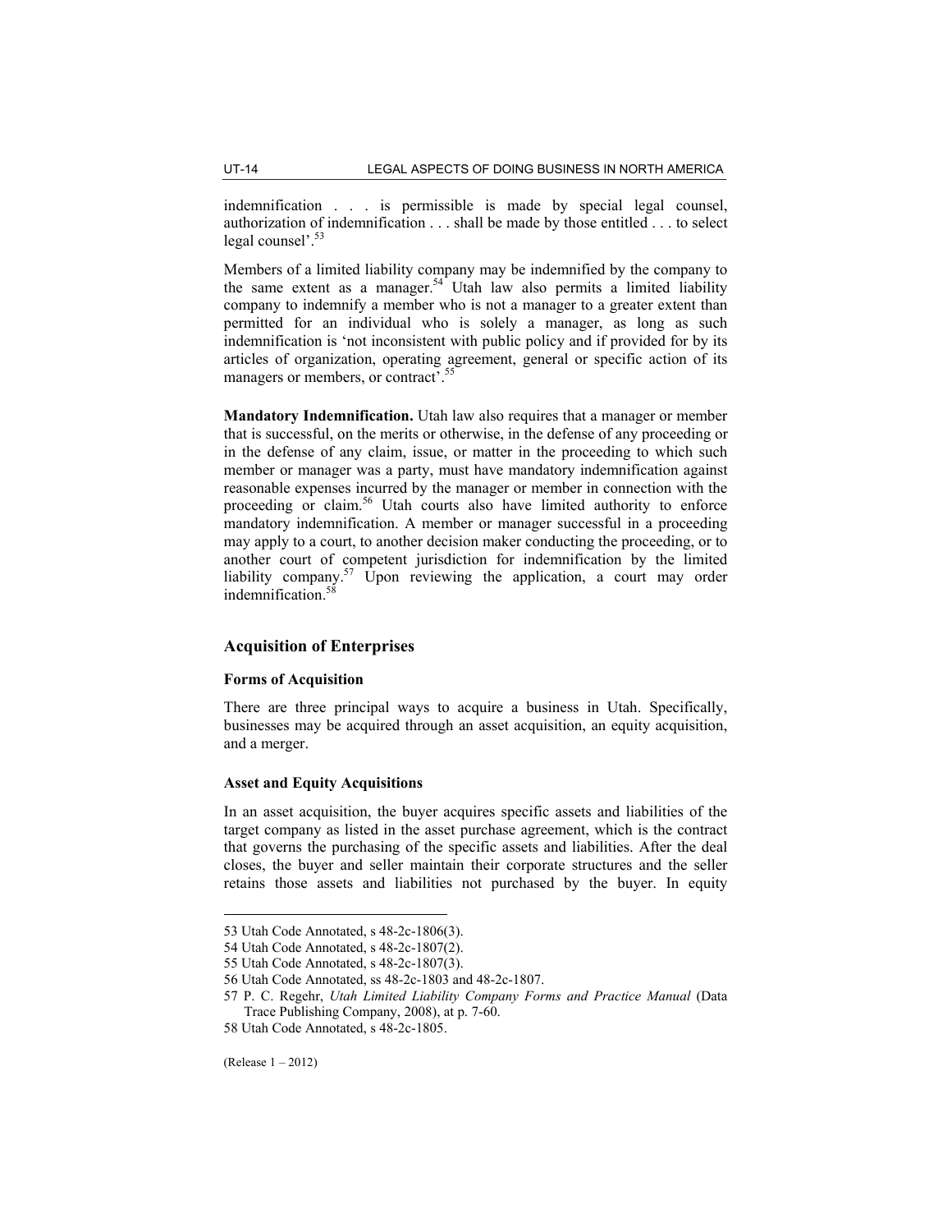indemnification . . . is permissible is made by special legal counsel, authorization of indemnification . . . shall be made by those entitled . . . to select legal counsel'.[53]

Members of a limited liability company may be indemnified by the company to the same extent as a manager.[54] Utah law also permits a limited liability company to indemnify a member who is not a manager to a greater extent than permitted for an individual who is solely a manager, as long as such indemnification is 'not inconsistent with public policy and if provided for by its articles of organization, operating agreement, general or specific action of its managers or members, or contract'.[55]

**Mandatory Indemnification.** Utah law also requires that a manager or member that is successful, on the merits or otherwise, in the defense of any proceeding or in the defense of any claim, issue, or matter in the proceeding to which such member or manager was a party, must have mandatory indemnification against reasonable expenses incurred by the manager or member in connection with the proceeding or claim.[56] Utah courts also have limited authority to enforce mandatory indemnification. A member or manager successful in a proceeding may apply to a court, to another decision maker conducting the proceeding, or to another court of competent jurisdiction for indemnification by the limited liability company.[57] Upon reviewing the application, a court may order indemnification.[58]

## Acquisition of Enterprises

### Forms of Acquisition

There are three principal ways to acquire a business in Utah. Specifically, businesses may be acquired through an asset acquisition, an equity acquisition, and a merger.

### Asset and Equity Acquisitions

In an asset acquisition, the buyer acquires specific assets and liabilities of the target company as listed in the asset purchase agreement, which is the contract that governs the purchasing of the specific assets and liabilities. After the deal closes, the buyer and seller maintain their corporate structures and the seller retains those assets and liabilities not purchased by the buyer. In equity

---

53 Utah Code Annotated, s 48-2c-1806(3).

54 Utah Code Annotated, s 48-2c-1807(2).

55 Utah Code Annotated, s 48-2c-1807(3).

56 Utah Code Annotated, ss 48-2c-1803 and 48-2c-1807.

57 P. C. Regehr, *Utah Limited Liability Company Forms and Practice Manual* (Data Trace Publishing Company, 2008), at p. 7-60.

58 Utah Code Annotated, s 48-2c-1805.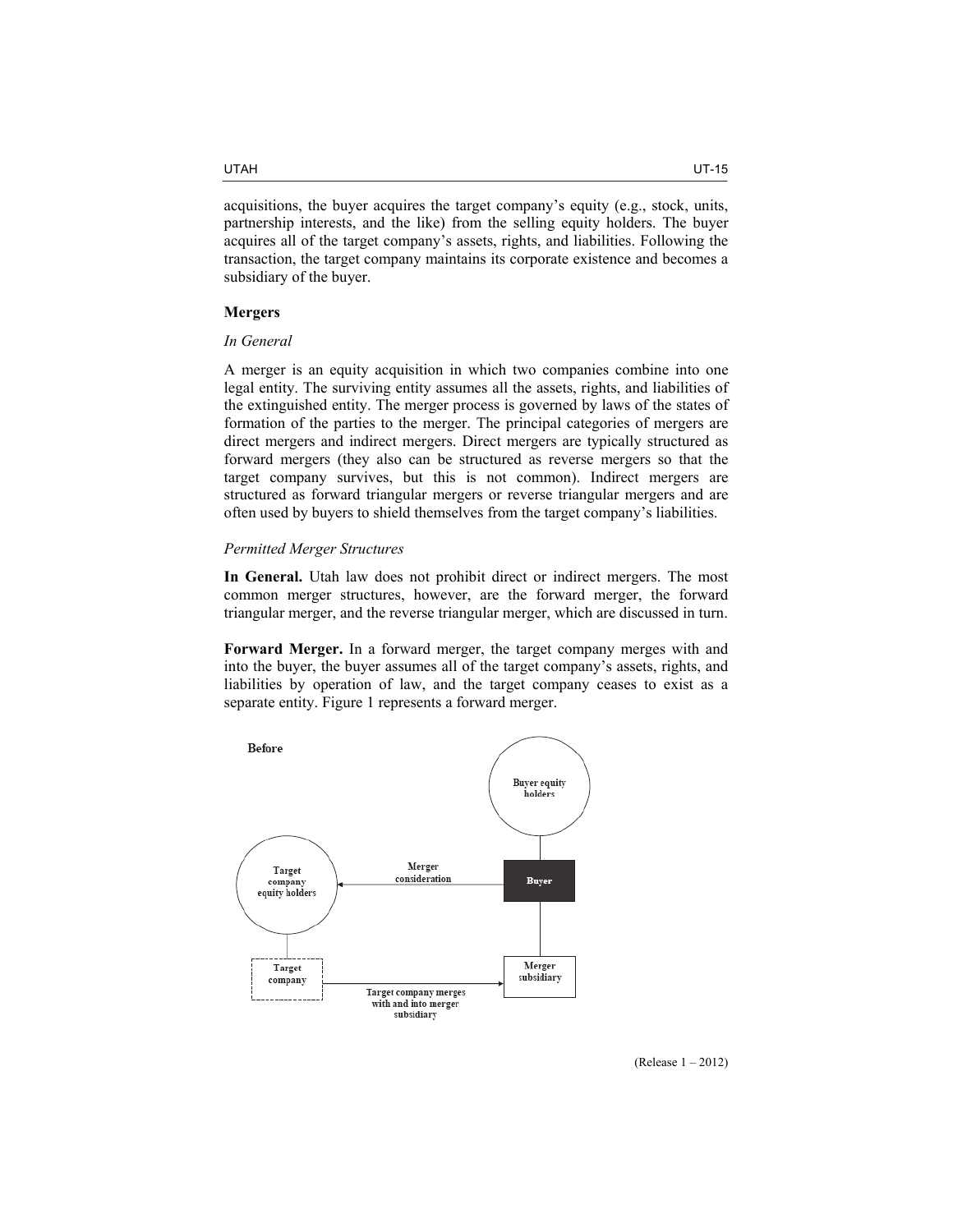acquisitions, the buyer acquires the target company's equity (e.g., stock, units, partnership interests, and the like) from the selling equity holders. The buyer acquires all of the target company's assets, rights, and liabilities. Following the transaction, the target company maintains its corporate existence and becomes a subsidiary of the buyer.

### Mergers

*In General*

A merger is an equity acquisition in which two companies combine into one legal entity. The surviving entity assumes all the assets, rights, and liabilities of the extinguished entity. The merger process is governed by laws of the states of formation of the parties to the merger. The principal categories of mergers are direct mergers and indirect mergers. Direct mergers are typically structured as forward mergers (they also can be structured as reverse mergers so that the target company survives, but this is not common). Indirect mergers are structured as forward triangular mergers or reverse triangular mergers and are often used by buyers to shield themselves from the target company's liabilities.

*Permitted Merger Structures*

**In General.** Utah law does not prohibit direct or indirect mergers. The most common merger structures, however, are the forward merger, the forward triangular merger, and the reverse triangular merger, which are discussed in turn.

**Forward Merger.** In a forward merger, the target company merges with and into the buyer, the buyer assumes all of the target company's assets, rights, and liabilities by operation of law, and the target company ceases to exist as a separate entity. Figure 1 represents a forward merger.

**Before**

Buyer equity holders

Target company equity holders

Merger consideration

Buyer

Target company

Merger subsidiary

Target company merges with and into merger subsidiary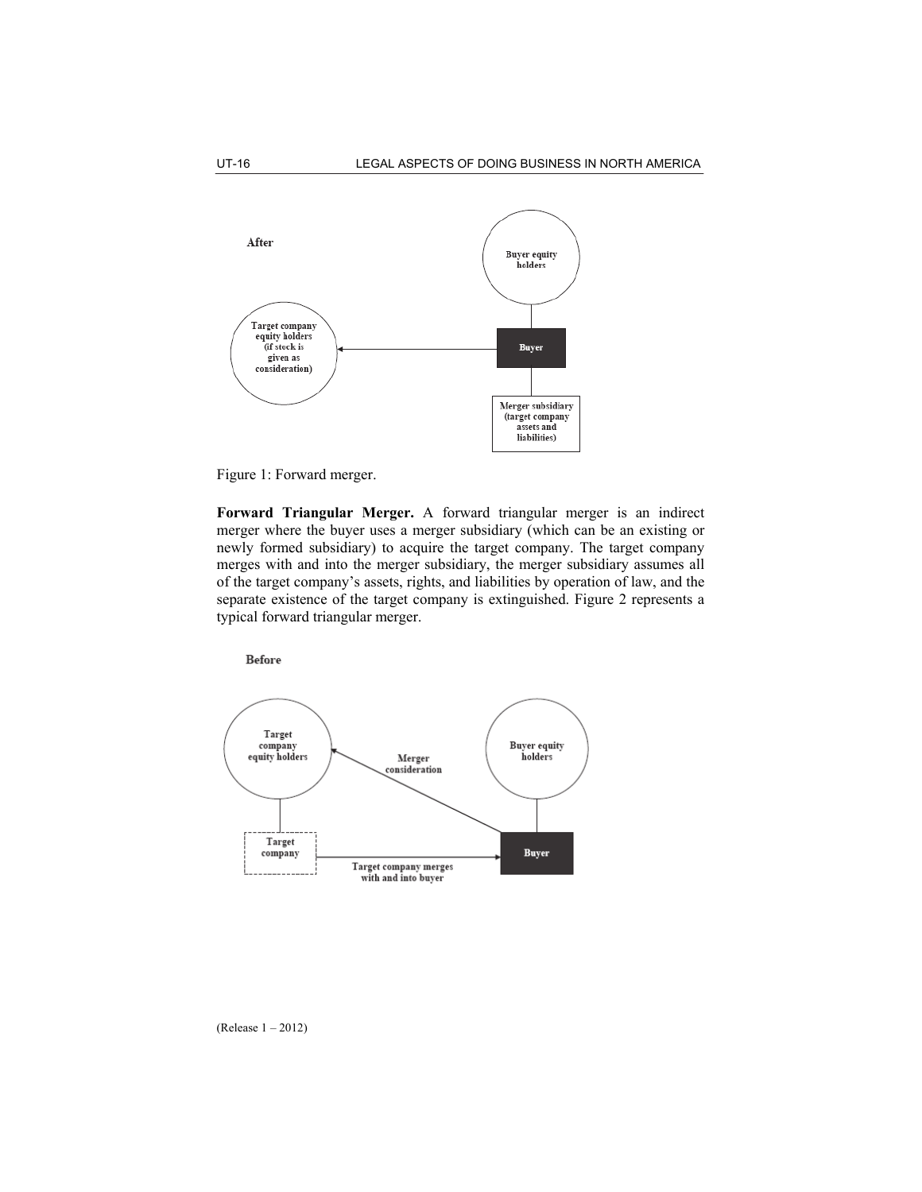**After**

Buyer equity holders

Target company equity holders (if stock is given as consideration)

Buyer

Merger subsidiary (target company assets and liabilities)

Figure 1: Forward merger.

**Forward Triangular Merger.** A forward triangular merger is an indirect merger where the buyer uses a merger subsidiary (which can be an existing or newly formed subsidiary) to acquire the target company. The target company merges with and into the merger subsidiary, the merger subsidiary assumes all of the target company's assets, rights, and liabilities by operation of law, and the separate existence of the target company is extinguished. Figure 2 represents a typical forward triangular merger.

**Before**

Target company equity holders

Merger consideration

Buyer equity holders

Target company

Target company merges with and into buyer

Buyer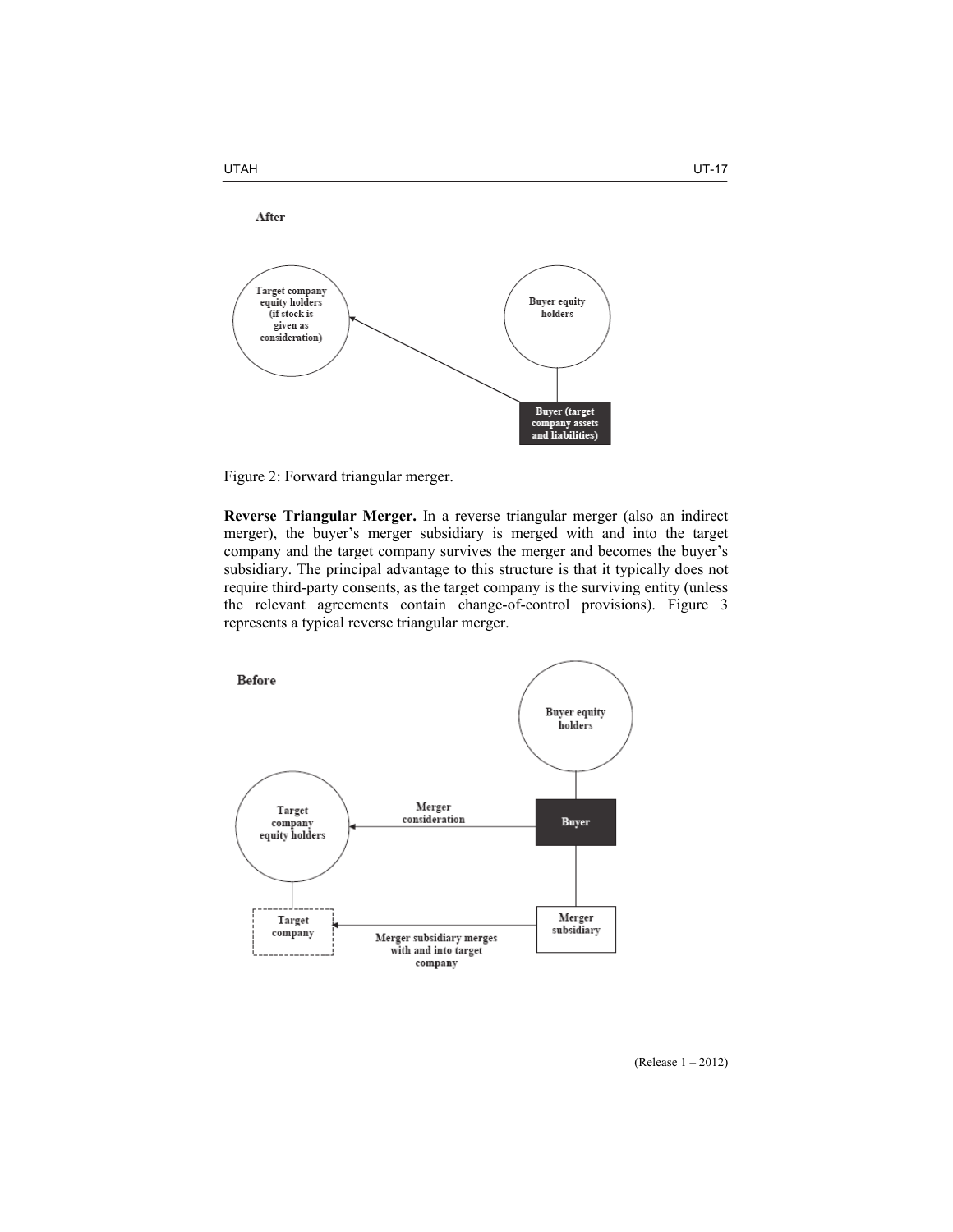After

Target company equity holders (if stock is given as consideration)

Buyer equity holders

Buyer (target company assets and liabilities)

Figure 2: Forward triangular merger.

**Reverse Triangular Merger.** In a reverse triangular merger (also an indirect merger), the buyer's merger subsidiary is merged with and into the target company and the target company survives the merger and becomes the buyer's subsidiary. The principal advantage to this structure is that it typically does not require third-party consents, as the target company is the surviving entity (unless the relevant agreements contain change-of-control provisions). Figure 3 represents a typical reverse triangular merger.

Before

Buyer equity holders

Target company equity holders

Merger consideration

Buyer

Target company

Merger subsidiary merges with and into target company

Merger subsidiary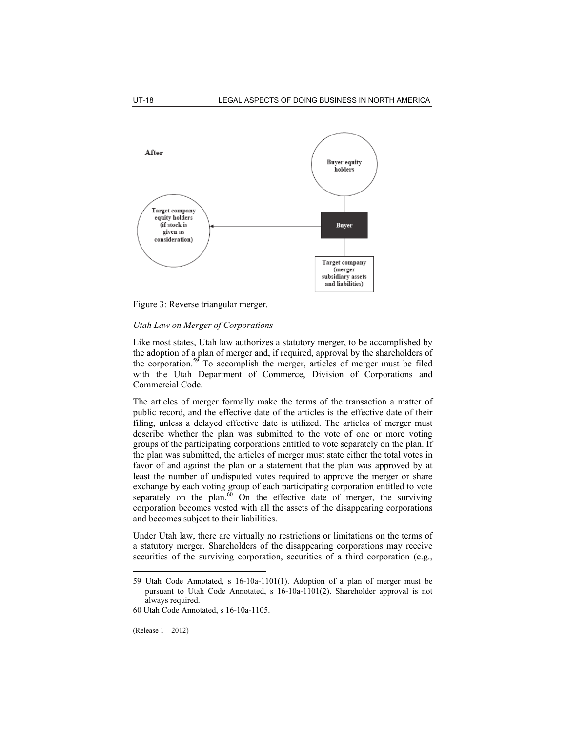After

Buyer equity holders

Target company equity holders (if stock is given as consideration)

Buyer

Target company (merger subsidiary assets and liabilities)

Figure 3: Reverse triangular merger.

*Utah Law on Merger of Corporations*

Like most states, Utah law authorizes a statutory merger, to be accomplished by the adoption of a plan of merger and, if required, approval by the shareholders of the corporation.[59] To accomplish the merger, articles of merger must be filed with the Utah Department of Commerce, Division of Corporations and Commercial Code.

The articles of merger formally make the terms of the transaction a matter of public record, and the effective date of the articles is the effective date of their filing, unless a delayed effective date is utilized. The articles of merger must describe whether the plan was submitted to the vote of one or more voting groups of the participating corporations entitled to vote separately on the plan. If the plan was submitted, the articles of merger must state either the total votes in favor of and against the plan or a statement that the plan was approved by at least the number of undisputed votes required to approve the merger or share exchange by each voting group of each participating corporation entitled to vote separately on the plan.[60] On the effective date of merger, the surviving corporation becomes vested with all the assets of the disappearing corporations and becomes subject to their liabilities.

Under Utah law, there are virtually no restrictions or limitations on the terms of a statutory merger. Shareholders of the disappearing corporations may receive securities of the surviving corporation, securities of a third corporation (e.g.,

---

59 Utah Code Annotated, s 16-10a-1101(1). Adoption of a plan of merger must be pursuant to Utah Code Annotated, s 16-10a-1101(2). Shareholder approval is not always required.

60 Utah Code Annotated, s 16-10a-1105.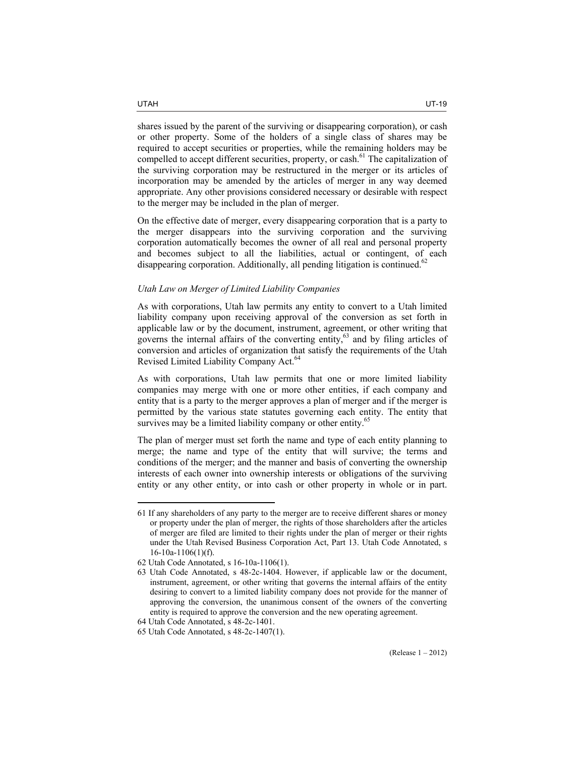shares issued by the parent of the surviving or disappearing corporation), or cash or other property. Some of the holders of a single class of shares may be required to accept securities or properties, while the remaining holders may be compelled to accept different securities, property, or cash.[61] The capitalization of the surviving corporation may be restructured in the merger or its articles of incorporation may be amended by the articles of merger in any way deemed appropriate. Any other provisions considered necessary or desirable with respect to the merger may be included in the plan of merger.

On the effective date of merger, every disappearing corporation that is a party to the merger disappears into the surviving corporation and the surviving corporation automatically becomes the owner of all real and personal property and becomes subject to all the liabilities, actual or contingent, of each disappearing corporation. Additionally, all pending litigation is continued.[62]

*Utah Law on Merger of Limited Liability Companies*

As with corporations, Utah law permits any entity to convert to a Utah limited liability company upon receiving approval of the conversion as set forth in applicable law or by the document, instrument, agreement, or other writing that governs the internal affairs of the converting entity,[63] and by filing articles of conversion and articles of organization that satisfy the requirements of the Utah Revised Limited Liability Company Act.[64]

As with corporations, Utah law permits that one or more limited liability companies may merge with one or more other entities, if each company and entity that is a party to the merger approves a plan of merger and if the merger is permitted by the various state statutes governing each entity. The entity that survives may be a limited liability company or other entity.[65]

The plan of merger must set forth the name and type of each entity planning to merge; the name and type of the entity that will survive; the terms and conditions of the merger; and the manner and basis of converting the ownership interests of each owner into ownership interests or obligations of the surviving entity or any other entity, or into cash or other property in whole or in part.

---

61 If any shareholders of any party to the merger are to receive different shares or money or property under the plan of merger, the rights of those shareholders after the articles of merger are filed are limited to their rights under the plan of merger or their rights under the Utah Revised Business Corporation Act, Part 13. Utah Code Annotated, s 16-10a-1106(1)(f).

62 Utah Code Annotated, s 16-10a-1106(1).

63 Utah Code Annotated, s 48-2c-1404. However, if applicable law or the document, instrument, agreement, or other writing that governs the internal affairs of the entity desiring to convert to a limited liability company does not provide for the manner of approving the conversion, the unanimous consent of the owners of the converting entity is required to approve the conversion and the new operating agreement.

64 Utah Code Annotated, s 48-2c-1401.

65 Utah Code Annotated, s 48-2c-1407(1).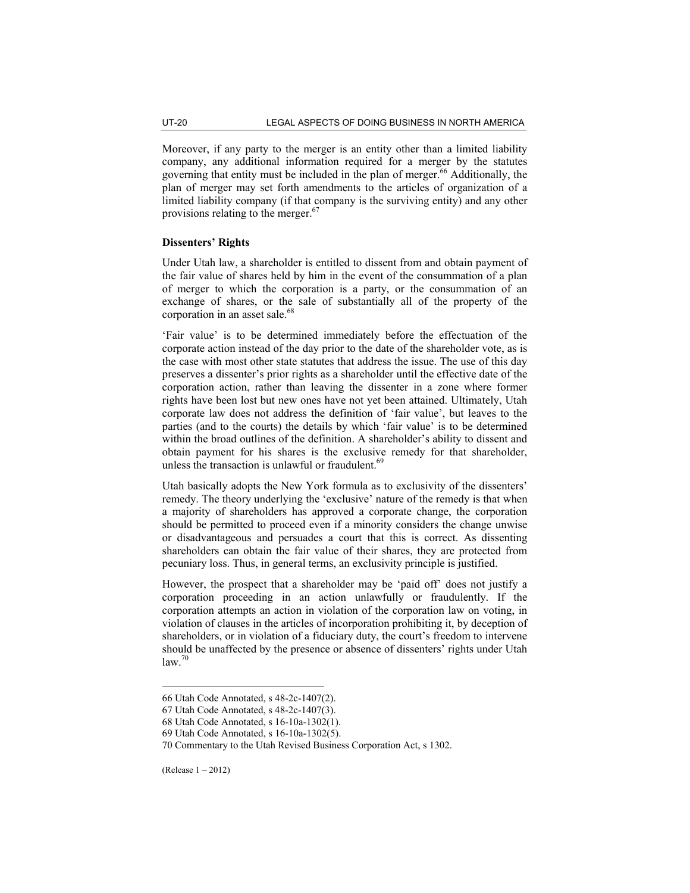Moreover, if any party to the merger is an entity other than a limited liability company, any additional information required for a merger by the statutes governing that entity must be included in the plan of merger.[66] Additionally, the plan of merger may set forth amendments to the articles of organization of a limited liability company (if that company is the surviving entity) and any other provisions relating to the merger.[67]

**Dissenters' Rights**

Under Utah law, a shareholder is entitled to dissent from and obtain payment of the fair value of shares held by him in the event of the consummation of a plan of merger to which the corporation is a party, or the consummation of an exchange of shares, or the sale of substantially all of the property of the corporation in an asset sale.[68]

'Fair value' is to be determined immediately before the effectuation of the corporate action instead of the day prior to the date of the shareholder vote, as is the case with most other state statutes that address the issue. The use of this day preserves a dissenter's prior rights as a shareholder until the effective date of the corporation action, rather than leaving the dissenter in a zone where former rights have been lost but new ones have not yet been attained. Ultimately, Utah corporate law does not address the definition of 'fair value', but leaves to the parties (and to the courts) the details by which 'fair value' is to be determined within the broad outlines of the definition. A shareholder's ability to dissent and obtain payment for his shares is the exclusive remedy for that shareholder, unless the transaction is unlawful or fraudulent.[69]

Utah basically adopts the New York formula as to exclusivity of the dissenters' remedy. The theory underlying the 'exclusive' nature of the remedy is that when a majority of shareholders has approved a corporate change, the corporation should be permitted to proceed even if a minority considers the change unwise or disadvantageous and persuades a court that this is correct. As dissenting shareholders can obtain the fair value of their shares, they are protected from pecuniary loss. Thus, in general terms, an exclusivity principle is justified.

However, the prospect that a shareholder may be 'paid off' does not justify a corporation proceeding in an action unlawfully or fraudulently. If the corporation attempts an action in violation of the corporation law on voting, in violation of clauses in the articles of incorporation prohibiting it, by deception of shareholders, or in violation of a fiduciary duty, the court's freedom to intervene should be unaffected by the presence or absence of dissenters' rights under Utah law.[70]

---

66 Utah Code Annotated, s 48-2c-1407(2).

67 Utah Code Annotated, s 48-2c-1407(3).

68 Utah Code Annotated, s 16-10a-1302(1).

69 Utah Code Annotated, s 16-10a-1302(5).

70 Commentary to the Utah Revised Business Corporation Act, s 1302.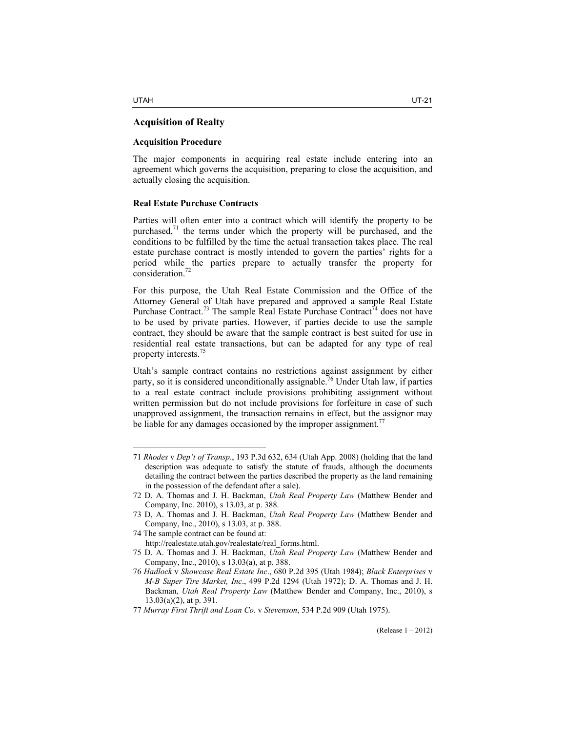## Acquisition of Realty

### Acquisition Procedure

The major components in acquiring real estate include entering into an agreement which governs the acquisition, preparing to close the acquisition, and actually closing the acquisition.

### Real Estate Purchase Contracts

Parties will often enter into a contract which will identify the property to be purchased,[71] the terms under which the property will be purchased, and the conditions to be fulfilled by the time the actual transaction takes place. The real estate purchase contract is mostly intended to govern the parties' rights for a period while the parties prepare to actually transfer the property for consideration.[72]

For this purpose, the Utah Real Estate Commission and the Office of the Attorney General of Utah have prepared and approved a sample Real Estate Purchase Contract.[73] The sample Real Estate Purchase Contract[74] does not have to be used by private parties. However, if parties decide to use the sample contract, they should be aware that the sample contract is best suited for use in residential real estate transactions, but can be adapted for any type of real property interests.[75]

Utah's sample contract contains no restrictions against assignment by either party, so it is considered unconditionally assignable.[76] Under Utah law, if parties to a real estate contract include provisions prohibiting assignment without written permission but do not include provisions for forfeiture in case of such unapproved assignment, the transaction remains in effect, but the assignor may be liable for any damages occasioned by the improper assignment.[77]

---

71 *Rhodes* v *Dep't of Transp*., 193 P.3d 632, 634 (Utah App. 2008) (holding that the land description was adequate to satisfy the statute of frauds, although the documents detailing the contract between the parties described the property as the land remaining in the possession of the defendant after a sale).

72 D. A. Thomas and J. H. Backman, *Utah Real Property Law* (Matthew Bender and Company, Inc. 2010), s 13.03, at p. 388.

73 D, A. Thomas and J. H. Backman, *Utah Real Property Law* (Matthew Bender and Company, Inc., 2010), s 13.03, at p. 388.

74 The sample contract can be found at: http://realestate.utah.gov/realestate/real_forms.html.

75 D. A. Thomas and J. H. Backman, *Utah Real Property Law* (Matthew Bender and Company, Inc., 2010), s 13.03(a), at p. 388.

76 *Hadlock* v *Showcase Real Estate Inc*., 680 P.2d 395 (Utah 1984); *Black Enterprises* v *M-B Super Tire Market, Inc*., 499 P.2d 1294 (Utah 1972); D. A. Thomas and J. H. Backman, *Utah Real Property Law* (Matthew Bender and Company, Inc., 2010), s 13.03(a)(2), at p. 391.

77 *Murray First Thrift and Loan Co*. v *Stevenson*, 534 P.2d 909 (Utah 1975).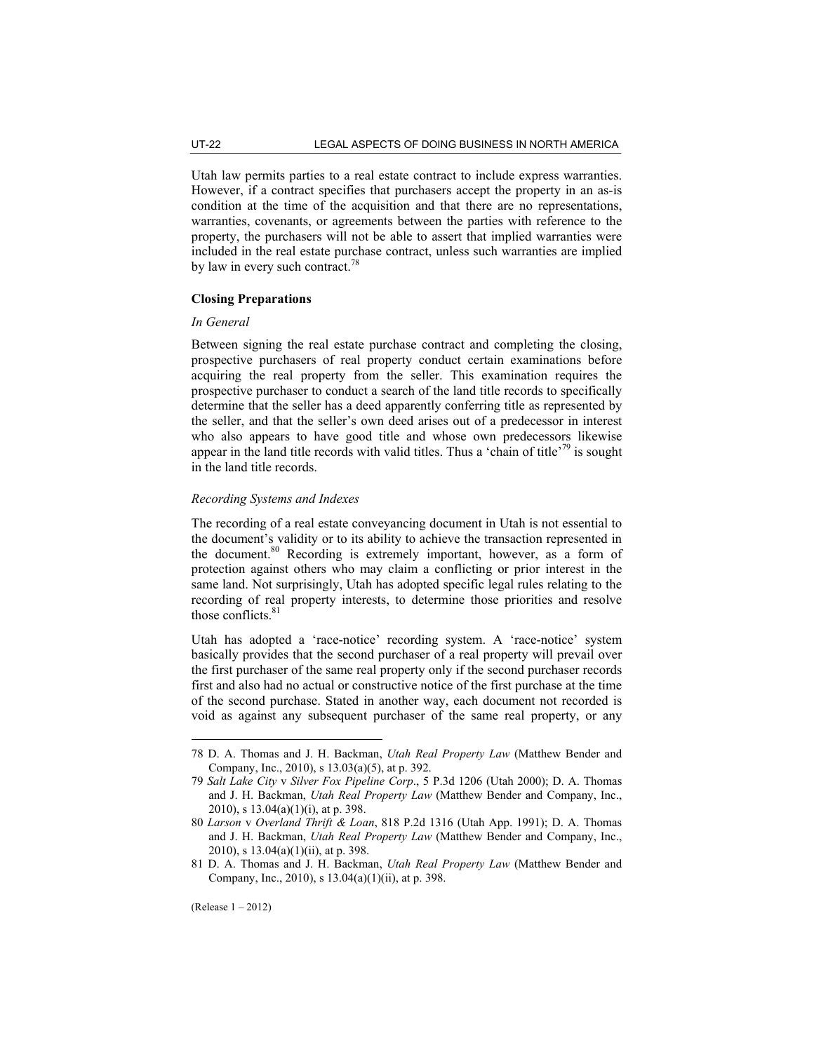Utah law permits parties to a real estate contract to include express warranties. However, if a contract specifies that purchasers accept the property in an as-is condition at the time of the acquisition and that there are no representations, warranties, covenants, or agreements between the parties with reference to the property, the purchasers will not be able to assert that implied warranties were included in the real estate purchase contract, unless such warranties are implied by law in every such contract.[78]

### Closing Preparations

#### *In General*

Between signing the real estate purchase contract and completing the closing, prospective purchasers of real property conduct certain examinations before acquiring the real property from the seller. This examination requires the prospective purchaser to conduct a search of the land title records to specifically determine that the seller has a deed apparently conferring title as represented by the seller, and that the seller's own deed arises out of a predecessor in interest who also appears to have good title and whose own predecessors likewise appear in the land title records with valid titles. Thus a 'chain of title'[79] is sought in the land title records.

#### *Recording Systems and Indexes*

The recording of a real estate conveyancing document in Utah is not essential to the document's validity or to its ability to achieve the transaction represented in the document.[80] Recording is extremely important, however, as a form of protection against others who may claim a conflicting or prior interest in the same land. Not surprisingly, Utah has adopted specific legal rules relating to the recording of real property interests, to determine those priorities and resolve those conflicts.[81]

Utah has adopted a 'race-notice' recording system. A 'race-notice' system basically provides that the second purchaser of a real property will prevail over the first purchaser of the same real property only if the second purchaser records first and also had no actual or constructive notice of the first purchase at the time of the second purchase. Stated in another way, each document not recorded is void as against any subsequent purchaser of the same real property, or any

---

78 D. A. Thomas and J. H. Backman, *Utah Real Property Law* (Matthew Bender and Company, Inc., 2010), s 13.03(a)(5), at p. 392.

79 *Salt Lake City* v *Silver Fox Pipeline Corp*., 5 P.3d 1206 (Utah 2000); D. A. Thomas and J. H. Backman, *Utah Real Property Law* (Matthew Bender and Company, Inc., 2010), s 13.04(a)(1)(i), at p. 398.

80 *Larson* v *Overland Thrift & Loan*, 818 P.2d 1316 (Utah App. 1991); D. A. Thomas and J. H. Backman, *Utah Real Property Law* (Matthew Bender and Company, Inc., 2010), s 13.04(a)(1)(ii), at p. 398.

81 D. A. Thomas and J. H. Backman, *Utah Real Property Law* (Matthew Bender and Company, Inc., 2010), s 13.04(a)(1)(ii), at p. 398.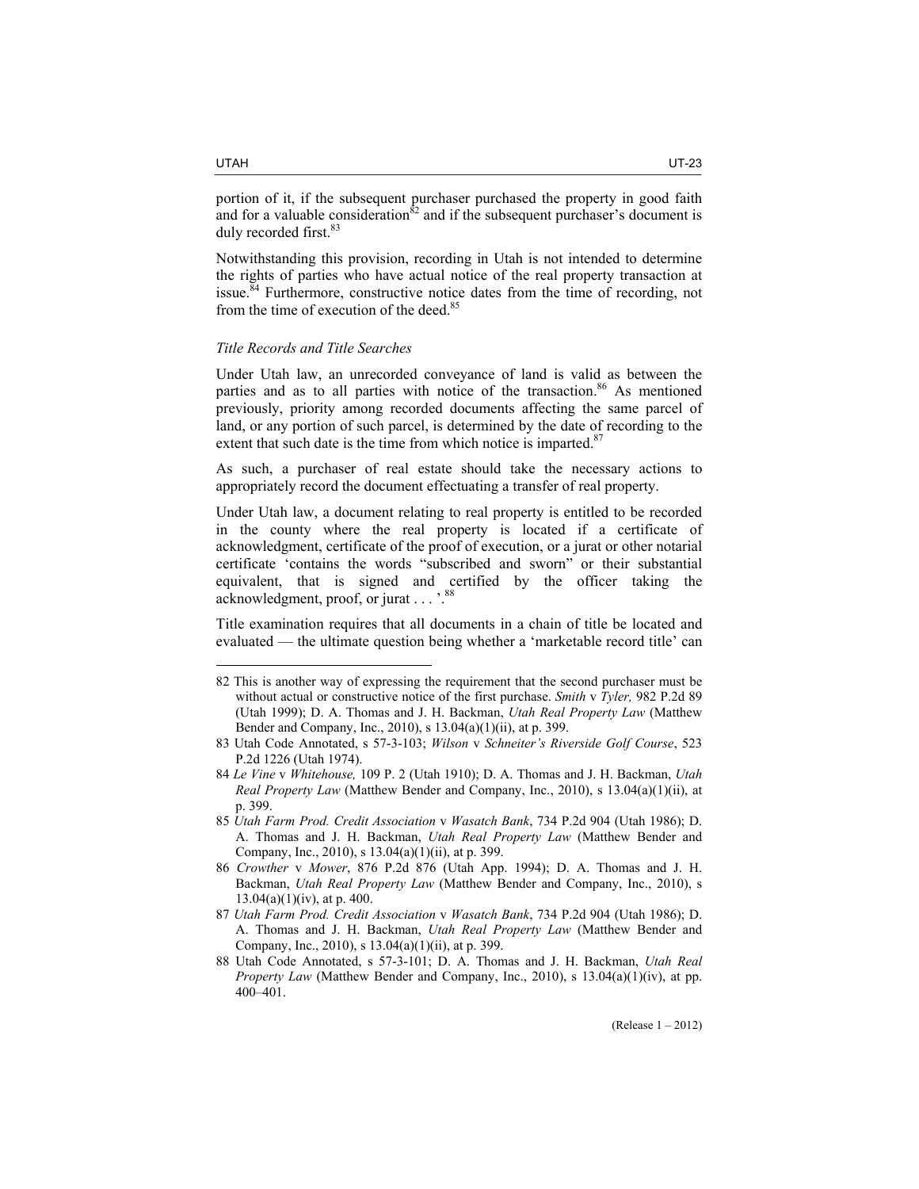portion of it, if the subsequent purchaser purchased the property in good faith and for a valuable consideration[82] and if the subsequent purchaser's document is duly recorded first.[83]

Notwithstanding this provision, recording in Utah is not intended to determine the rights of parties who have actual notice of the real property transaction at issue.[84] Furthermore, constructive notice dates from the time of recording, not from the time of execution of the deed.[85]

### *Title Records and Title Searches*

Under Utah law, an unrecorded conveyance of land is valid as between the parties and as to all parties with notice of the transaction.[86] As mentioned previously, priority among recorded documents affecting the same parcel of land, or any portion of such parcel, is determined by the date of recording to the extent that such date is the time from which notice is imparted.[87]

As such, a purchaser of real estate should take the necessary actions to appropriately record the document effectuating a transfer of real property.

Under Utah law, a document relating to real property is entitled to be recorded in the county where the real property is located if a certificate of acknowledgment, certificate of the proof of execution, or a jurat or other notarial certificate 'contains the words "subscribed and sworn" or their substantial equivalent, that is signed and certified by the officer taking the acknowledgment, proof, or jurat . . . '.[88]

Title examination requires that all documents in a chain of title be located and evaluated — the ultimate question being whether a 'marketable record title' can

---

82 This is another way of expressing the requirement that the second purchaser must be without actual or constructive notice of the first purchase. *Smith* v *Tyler,* 982 P.2d 89 (Utah 1999); D. A. Thomas and J. H. Backman, *Utah Real Property Law* (Matthew Bender and Company, Inc., 2010), s 13.04(a)(1)(ii), at p. 399.

83 Utah Code Annotated, s 57-3-103; *Wilson* v *Schneiter's Riverside Golf Course*, 523 P.2d 1226 (Utah 1974).

84 *Le Vine* v *Whitehouse,* 109 P. 2 (Utah 1910); D. A. Thomas and J. H. Backman, *Utah Real Property Law* (Matthew Bender and Company, Inc., 2010), s 13.04(a)(1)(ii), at p. 399.

85 *Utah Farm Prod. Credit Association* v *Wasatch Bank*, 734 P.2d 904 (Utah 1986); D. A. Thomas and J. H. Backman, *Utah Real Property Law* (Matthew Bender and Company, Inc., 2010), s 13.04(a)(1)(ii), at p. 399.

86 *Crowther* v *Mower*, 876 P.2d 876 (Utah App. 1994); D. A. Thomas and J. H. Backman, *Utah Real Property Law* (Matthew Bender and Company, Inc., 2010), s 13.04(a)(1)(iv), at p. 400.

87 *Utah Farm Prod. Credit Association* v *Wasatch Bank*, 734 P.2d 904 (Utah 1986); D. A. Thomas and J. H. Backman, *Utah Real Property Law* (Matthew Bender and Company, Inc., 2010), s 13.04(a)(1)(ii), at p. 399.

88 Utah Code Annotated, s 57-3-101; D. A. Thomas and J. H. Backman, *Utah Real Property Law* (Matthew Bender and Company, Inc., 2010), s 13.04(a)(1)(iv), at pp. 400–401.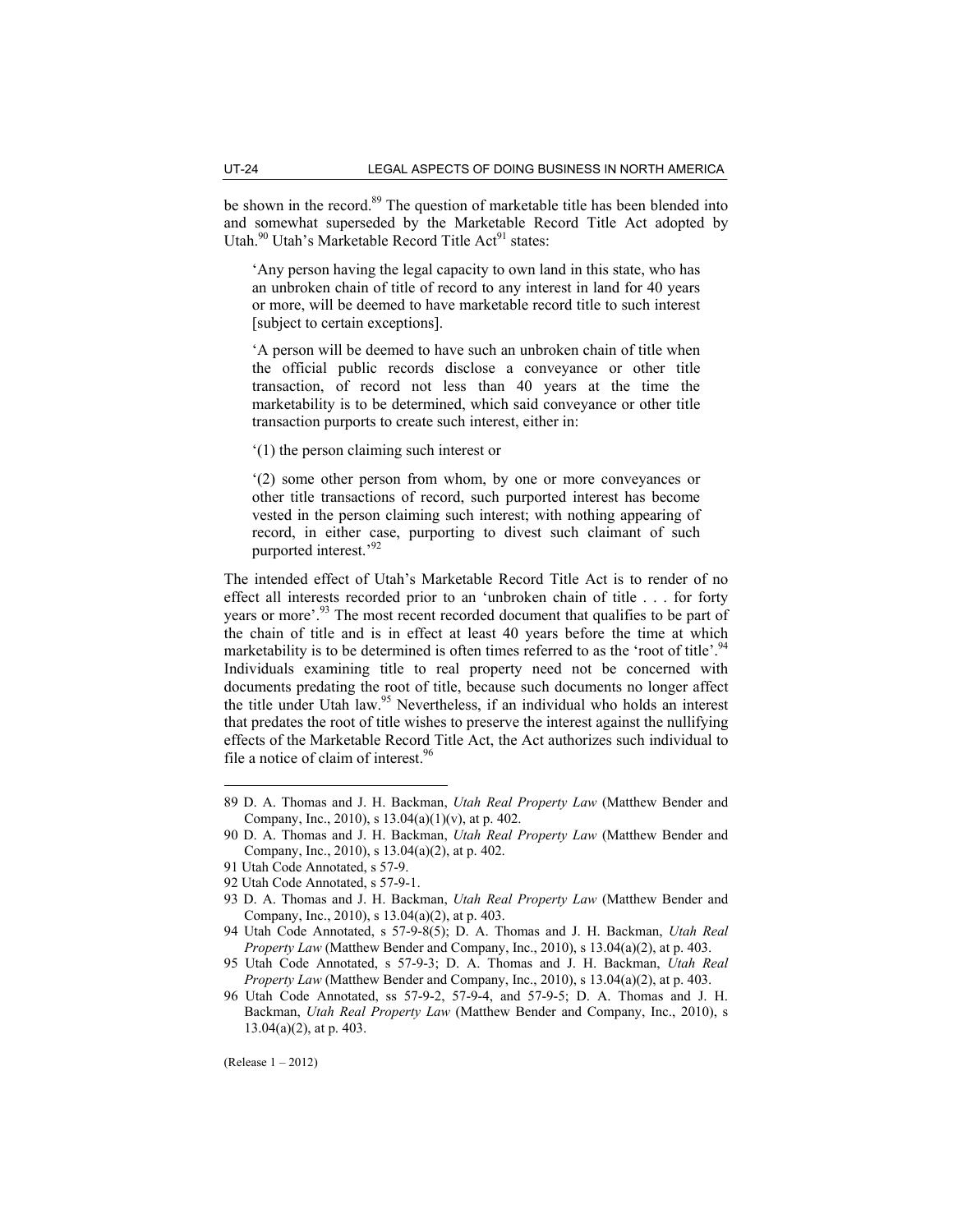be shown in the record.[89] The question of marketable title has been blended into and somewhat superseded by the Marketable Record Title Act adopted by Utah.[90] Utah's Marketable Record Title Act[91] states:

> 'Any person having the legal capacity to own land in this state, who has an unbroken chain of title of record to any interest in land for 40 years or more, will be deemed to have marketable record title to such interest [subject to certain exceptions].
>
> 'A person will be deemed to have such an unbroken chain of title when the official public records disclose a conveyance or other title transaction, of record not less than 40 years at the time the marketability is to be determined, which said conveyance or other title transaction purports to create such interest, either in:
>
> '(1) the person claiming such interest or
>
> '(2) some other person from whom, by one or more conveyances or other title transactions of record, such purported interest has become vested in the person claiming such interest; with nothing appearing of record, in either case, purporting to divest such claimant of such purported interest.'[92]

The intended effect of Utah's Marketable Record Title Act is to render of no effect all interests recorded prior to an 'unbroken chain of title . . . for forty years or more'.[93] The most recent recorded document that qualifies to be part of the chain of title and is in effect at least 40 years before the time at which marketability is to be determined is often times referred to as the 'root of title'.[94] Individuals examining title to real property need not be concerned with documents predating the root of title, because such documents no longer affect the title under Utah law.[95] Nevertheless, if an individual who holds an interest that predates the root of title wishes to preserve the interest against the nullifying effects of the Marketable Record Title Act, the Act authorizes such individual to file a notice of claim of interest.[96]

---

89 D. A. Thomas and J. H. Backman, *Utah Real Property Law* (Matthew Bender and Company, Inc., 2010), s 13.04(a)(1)(v), at p. 402.

90 D. A. Thomas and J. H. Backman, *Utah Real Property Law* (Matthew Bender and Company, Inc., 2010), s 13.04(a)(2), at p. 402.

91 Utah Code Annotated, s 57-9.

92 Utah Code Annotated, s 57-9-1.

93 D. A. Thomas and J. H. Backman, *Utah Real Property Law* (Matthew Bender and Company, Inc., 2010), s 13.04(a)(2), at p. 403.

94 Utah Code Annotated, s 57-9-8(5); D. A. Thomas and J. H. Backman, *Utah Real Property Law* (Matthew Bender and Company, Inc., 2010), s 13.04(a)(2), at p. 403.

95 Utah Code Annotated, s 57-9-3; D. A. Thomas and J. H. Backman, *Utah Real Property Law* (Matthew Bender and Company, Inc., 2010), s 13.04(a)(2), at p. 403.

96 Utah Code Annotated, ss 57-9-2, 57-9-4, and 57-9-5; D. A. Thomas and J. H. Backman, *Utah Real Property Law* (Matthew Bender and Company, Inc., 2010), s 13.04(a)(2), at p. 403.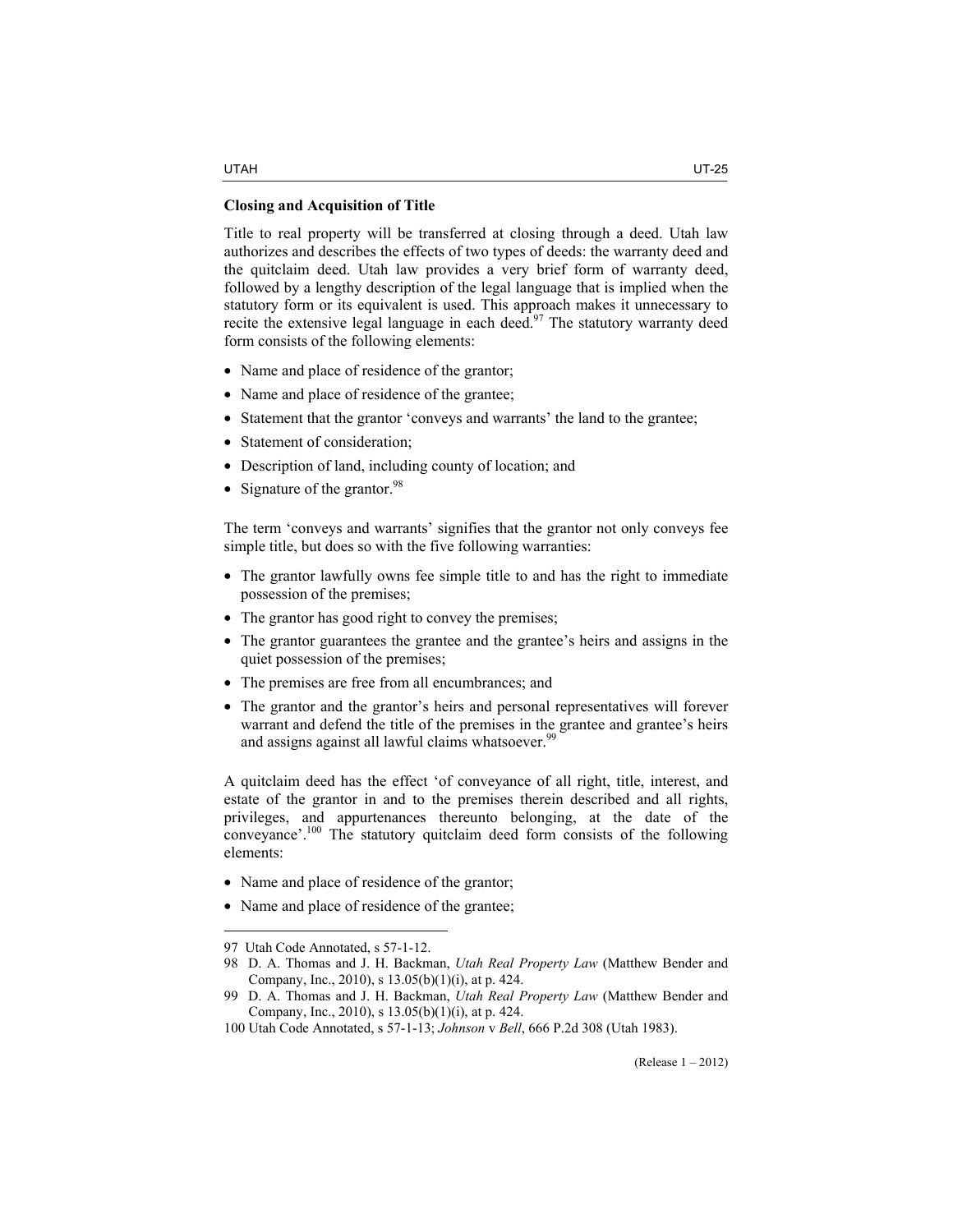**Closing and Acquisition of Title**

Title to real property will be transferred at closing through a deed. Utah law authorizes and describes the effects of two types of deeds: the warranty deed and the quitclaim deed. Utah law provides a very brief form of warranty deed, followed by a lengthy description of the legal language that is implied when the statutory form or its equivalent is used. This approach makes it unnecessary to recite the extensive legal language in each deed.[97] The statutory warranty deed form consists of the following elements:

- Name and place of residence of the grantor;
- Name and place of residence of the grantee;
- Statement that the grantor 'conveys and warrants' the land to the grantee;
- Statement of consideration;
- Description of land, including county of location; and
- Signature of the grantor.[98]

The term 'conveys and warrants' signifies that the grantor not only conveys fee simple title, but does so with the five following warranties:

- The grantor lawfully owns fee simple title to and has the right to immediate possession of the premises;
- The grantor has good right to convey the premises;
- The grantor guarantees the grantee and the grantee's heirs and assigns in the quiet possession of the premises;
- The premises are free from all encumbrances; and
- The grantor and the grantor's heirs and personal representatives will forever warrant and defend the title of the premises in the grantee and grantee's heirs and assigns against all lawful claims whatsoever.[99]

A quitclaim deed has the effect 'of conveyance of all right, title, interest, and estate of the grantor in and to the premises therein described and all rights, privileges, and appurtenances thereunto belonging, at the date of the conveyance'.[100] The statutory quitclaim deed form consists of the following elements:

- Name and place of residence of the grantor;
- Name and place of residence of the grantee;

---

97 Utah Code Annotated, s 57-1-12.

98 D. A. Thomas and J. H. Backman, *Utah Real Property Law* (Matthew Bender and Company, Inc., 2010), s 13.05(b)(1)(i), at p. 424.

99 D. A. Thomas and J. H. Backman, *Utah Real Property Law* (Matthew Bender and Company, Inc., 2010), s 13.05(b)(1)(i), at p. 424.

100 Utah Code Annotated, s 57-1-13; *Johnson* v *Bell*, 666 P.2d 308 (Utah 1983).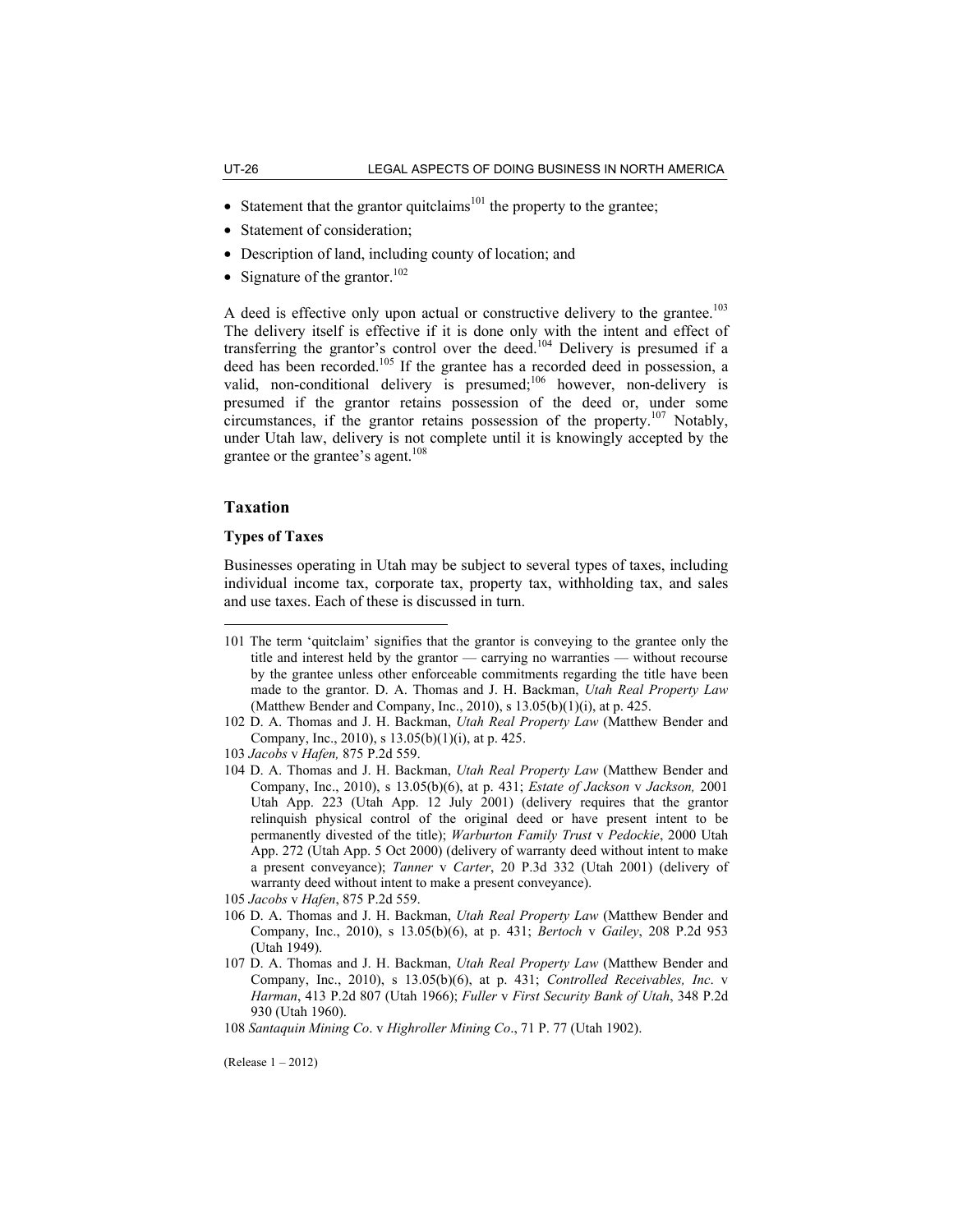- Statement that the grantor quitclaims[101] the property to the grantee;
- Statement of consideration;
- Description of land, including county of location; and
- Signature of the grantor.[102]

A deed is effective only upon actual or constructive delivery to the grantee.[103] The delivery itself is effective if it is done only with the intent and effect of transferring the grantor's control over the deed.[104] Delivery is presumed if a deed has been recorded.[105] If the grantee has a recorded deed in possession, a valid, non-conditional delivery is presumed;[106] however, non-delivery is presumed if the grantor retains possession of the deed or, under some circumstances, if the grantor retains possession of the property.[107] Notably, under Utah law, delivery is not complete until it is knowingly accepted by the grantee or the grantee's agent.[108]

## Taxation

### Types of Taxes

Businesses operating in Utah may be subject to several types of taxes, including individual income tax, corporate tax, property tax, withholding tax, and sales and use taxes. Each of these is discussed in turn.

---

101 The term 'quitclaim' signifies that the grantor is conveying to the grantee only the title and interest held by the grantor — carrying no warranties — without recourse by the grantee unless other enforceable commitments regarding the title have been made to the grantor. D. A. Thomas and J. H. Backman, *Utah Real Property Law* (Matthew Bender and Company, Inc., 2010), s 13.05(b)(1)(i), at p. 425.

102 D. A. Thomas and J. H. Backman, *Utah Real Property Law* (Matthew Bender and Company, Inc., 2010), s 13.05(b)(1)(i), at p. 425.

103 *Jacobs* v *Hafen,* 875 P.2d 559.

104 D. A. Thomas and J. H. Backman, *Utah Real Property Law* (Matthew Bender and Company, Inc., 2010), s 13.05(b)(6), at p. 431; *Estate of Jackson* v *Jackson,* 2001 Utah App. 223 (Utah App. 12 July 2001) (delivery requires that the grantor relinquish physical control of the original deed or have present intent to be permanently divested of the title); *Warburton Family Trust* v *Pedockie*, 2000 Utah App. 272 (Utah App. 5 Oct 2000) (delivery of warranty deed without intent to make a present conveyance); *Tanner* v *Carter*, 20 P.3d 332 (Utah 2001) (delivery of warranty deed without intent to make a present conveyance).

105 *Jacobs* v *Hafen*, 875 P.2d 559.

106 D. A. Thomas and J. H. Backman, *Utah Real Property Law* (Matthew Bender and Company, Inc., 2010), s 13.05(b)(6), at p. 431; *Bertoch* v *Gailey*, 208 P.2d 953 (Utah 1949).

107 D. A. Thomas and J. H. Backman, *Utah Real Property Law* (Matthew Bender and Company, Inc., 2010), s 13.05(b)(6), at p. 431; *Controlled Receivables, Inc*. v *Harman*, 413 P.2d 807 (Utah 1966); *Fuller* v *First Security Bank of Utah*, 348 P.2d 930 (Utah 1960).

108 *Santaquin Mining Co*. v *Highroller Mining Co*., 71 P. 77 (Utah 1902).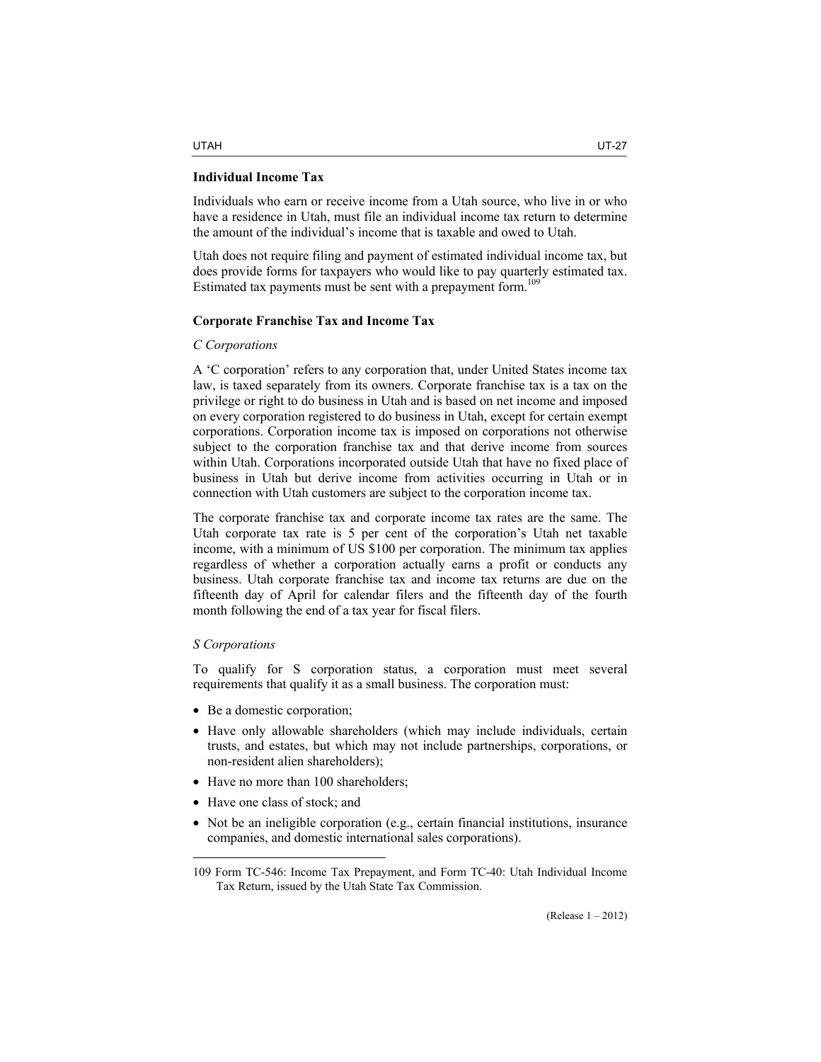### Individual Income Tax

Individuals who earn or receive income from a Utah source, who live in or who have a residence in Utah, must file an individual income tax return to determine the amount of the individual's income that is taxable and owed to Utah.

Utah does not require filing and payment of estimated individual income tax, but does provide forms for taxpayers who would like to pay quarterly estimated tax. Estimated tax payments must be sent with a prepayment form.[109]

### Corporate Franchise Tax and Income Tax

*C Corporations*

A 'C corporation' refers to any corporation that, under United States income tax law, is taxed separately from its owners. Corporate franchise tax is a tax on the privilege or right to do business in Utah and is based on net income and imposed on every corporation registered to do business in Utah, except for certain exempt corporations. Corporation income tax is imposed on corporations not otherwise subject to the corporation franchise tax and that derive income from sources within Utah. Corporations incorporated outside Utah that have no fixed place of business in Utah but derive income from activities occurring in Utah or in connection with Utah customers are subject to the corporation income tax.

The corporate franchise tax and corporate income tax rates are the same. The Utah corporate tax rate is 5 per cent of the corporation's Utah net taxable income, with a minimum of US $100 per corporation. The minimum tax applies regardless of whether a corporation actually earns a profit or conducts any business. Utah corporate franchise tax and income tax returns are due on the fifteenth day of April for calendar filers and the fifteenth day of the fourth month following the end of a tax year for fiscal filers.

*S Corporations*

To qualify for S corporation status, a corporation must meet several requirements that qualify it as a small business. The corporation must:

- Be a domestic corporation;
- Have only allowable shareholders (which may include individuals, certain trusts, and estates, but which may not include partnerships, corporations, or non-resident alien shareholders);
- Have no more than 100 shareholders;
- Have one class of stock; and
- Not be an ineligible corporation (e.g., certain financial institutions, insurance companies, and domestic international sales corporations).

---

109 Form TC-546: Income Tax Prepayment, and Form TC-40: Utah Individual Income Tax Return, issued by the Utah State Tax Commission.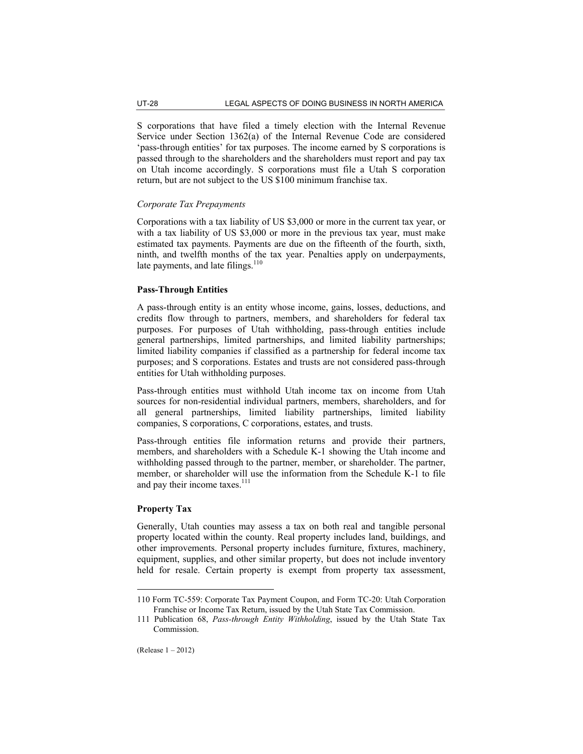S corporations that have filed a timely election with the Internal Revenue Service under Section 1362(a) of the Internal Revenue Code are considered 'pass-through entities' for tax purposes. The income earned by S corporations is passed through to the shareholders and the shareholders must report and pay tax on Utah income accordingly. S corporations must file a Utah S corporation return, but are not subject to the US $100 minimum franchise tax.

*Corporate Tax Prepayments*

Corporations with a tax liability of US $3,000 or more in the current tax year, or with a tax liability of US $3,000 or more in the previous tax year, must make estimated tax payments. Payments are due on the fifteenth of the fourth, sixth, ninth, and twelfth months of the tax year. Penalties apply on underpayments, late payments, and late filings.[110]

**Pass-Through Entities**

A pass-through entity is an entity whose income, gains, losses, deductions, and credits flow through to partners, members, and shareholders for federal tax purposes. For purposes of Utah withholding, pass-through entities include general partnerships, limited partnerships, and limited liability partnerships; limited liability companies if classified as a partnership for federal income tax purposes; and S corporations. Estates and trusts are not considered pass-through entities for Utah withholding purposes.

Pass-through entities must withhold Utah income tax on income from Utah sources for non-residential individual partners, members, shareholders, and for all general partnerships, limited liability partnerships, limited liability companies, S corporations, C corporations, estates, and trusts.

Pass-through entities file information returns and provide their partners, members, and shareholders with a Schedule K-1 showing the Utah income and withholding passed through to the partner, member, or shareholder. The partner, member, or shareholder will use the information from the Schedule K-1 to file and pay their income taxes.[111]

**Property Tax**

Generally, Utah counties may assess a tax on both real and tangible personal property located within the county. Real property includes land, buildings, and other improvements. Personal property includes furniture, fixtures, machinery, equipment, supplies, and other similar property, but does not include inventory held for resale. Certain property is exempt from property tax assessment,

---

110 Form TC-559: Corporate Tax Payment Coupon, and Form TC-20: Utah Corporation Franchise or Income Tax Return, issued by the Utah State Tax Commission.

111 Publication 68, *Pass-through Entity Withholding*, issued by the Utah State Tax Commission.

(Release 1 – 2012)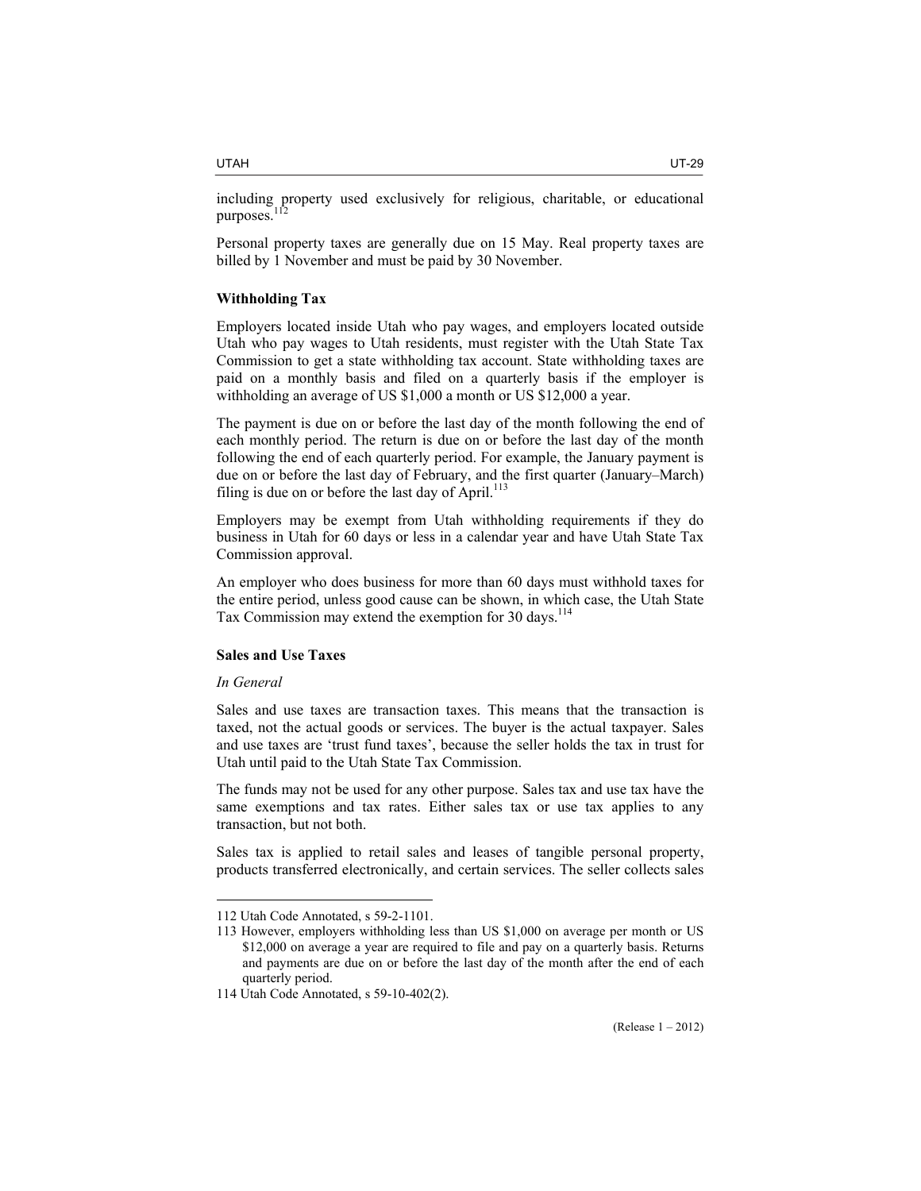including property used exclusively for religious, charitable, or educational purposes.[112]

Personal property taxes are generally due on 15 May. Real property taxes are billed by 1 November and must be paid by 30 November.

### Withholding Tax

Employers located inside Utah who pay wages, and employers located outside Utah who pay wages to Utah residents, must register with the Utah State Tax Commission to get a state withholding tax account. State withholding taxes are paid on a monthly basis and filed on a quarterly basis if the employer is withholding an average of US $1,000 a month or US $12,000 a year.

The payment is due on or before the last day of the month following the end of each monthly period. The return is due on or before the last day of the month following the end of each quarterly period. For example, the January payment is due on or before the last day of February, and the first quarter (January–March) filing is due on or before the last day of April.[113]

Employers may be exempt from Utah withholding requirements if they do business in Utah for 60 days or less in a calendar year and have Utah State Tax Commission approval.

An employer who does business for more than 60 days must withhold taxes for the entire period, unless good cause can be shown, in which case, the Utah State Tax Commission may extend the exemption for 30 days.[114]

### Sales and Use Taxes

*In General*

Sales and use taxes are transaction taxes. This means that the transaction is taxed, not the actual goods or services. The buyer is the actual taxpayer. Sales and use taxes are 'trust fund taxes', because the seller holds the tax in trust for Utah until paid to the Utah State Tax Commission.

The funds may not be used for any other purpose. Sales tax and use tax have the same exemptions and tax rates. Either sales tax or use tax applies to any transaction, but not both.

Sales tax is applied to retail sales and leases of tangible personal property, products transferred electronically, and certain services. The seller collects sales

---

112 Utah Code Annotated, s 59-2-1101.

113 However, employers withholding less than US $1,000 on average per month or US $12,000 on average a year are required to file and pay on a quarterly basis. Returns and payments are due on or before the last day of the month after the end of each quarterly period.

114 Utah Code Annotated, s 59-10-402(2).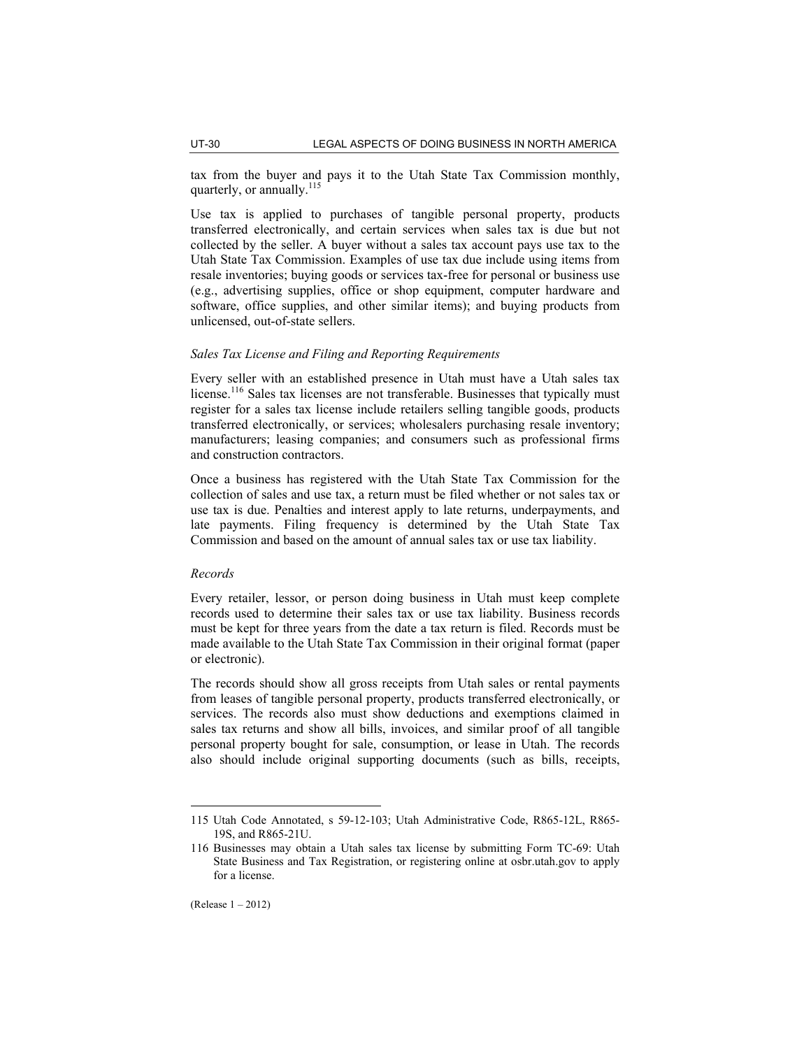tax from the buyer and pays it to the Utah State Tax Commission monthly, quarterly, or annually.[115]

Use tax is applied to purchases of tangible personal property, products transferred electronically, and certain services when sales tax is due but not collected by the seller. A buyer without a sales tax account pays use tax to the Utah State Tax Commission. Examples of use tax due include using items from resale inventories; buying goods or services tax-free for personal or business use (e.g., advertising supplies, office or shop equipment, computer hardware and software, office supplies, and other similar items); and buying products from unlicensed, out-of-state sellers.

*Sales Tax License and Filing and Reporting Requirements*

Every seller with an established presence in Utah must have a Utah sales tax license.[116] Sales tax licenses are not transferable. Businesses that typically must register for a sales tax license include retailers selling tangible goods, products transferred electronically, or services; wholesalers purchasing resale inventory; manufacturers; leasing companies; and consumers such as professional firms and construction contractors.

Once a business has registered with the Utah State Tax Commission for the collection of sales and use tax, a return must be filed whether or not sales tax or use tax is due. Penalties and interest apply to late returns, underpayments, and late payments. Filing frequency is determined by the Utah State Tax Commission and based on the amount of annual sales tax or use tax liability.

*Records*

Every retailer, lessor, or person doing business in Utah must keep complete records used to determine their sales tax or use tax liability. Business records must be kept for three years from the date a tax return is filed. Records must be made available to the Utah State Tax Commission in their original format (paper or electronic).

The records should show all gross receipts from Utah sales or rental payments from leases of tangible personal property, products transferred electronically, or services. The records also must show deductions and exemptions claimed in sales tax returns and show all bills, invoices, and similar proof of all tangible personal property bought for sale, consumption, or lease in Utah. The records also should include original supporting documents (such as bills, receipts,

---

115 Utah Code Annotated, s 59-12-103; Utah Administrative Code, R865-12L, R865-19S, and R865-21U.

116 Businesses may obtain a Utah sales tax license by submitting Form TC-69: Utah State Business and Tax Registration, or registering online at osbr.utah.gov to apply for a license.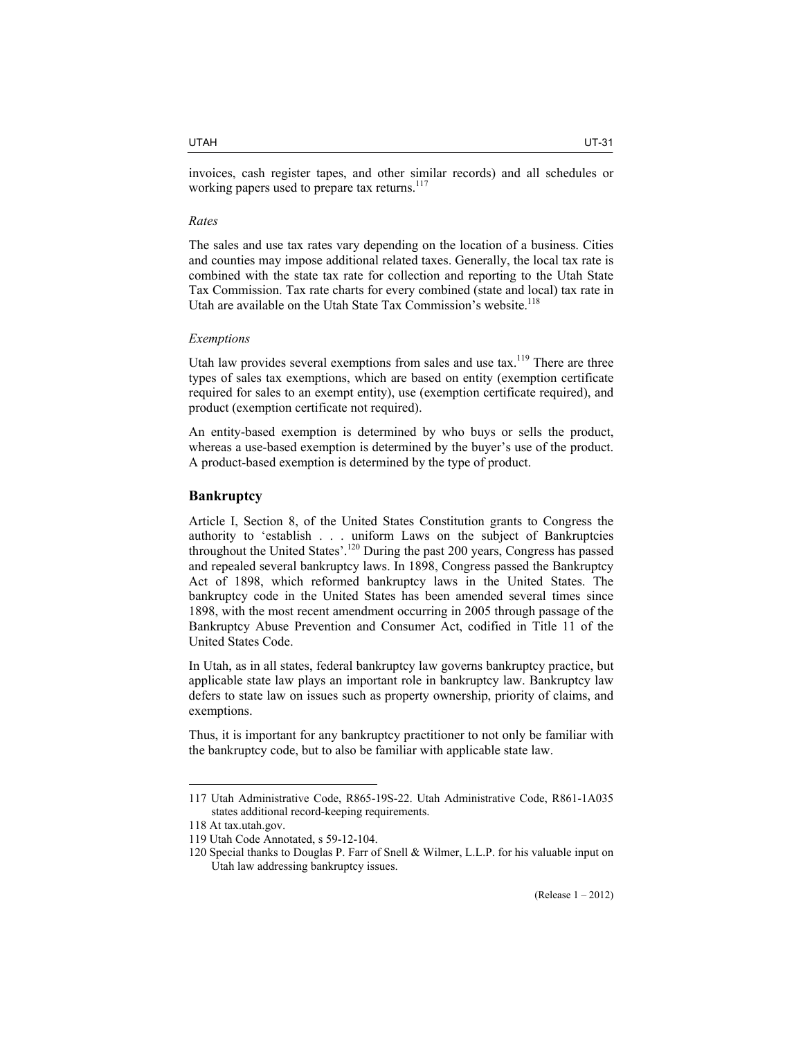invoices, cash register tapes, and other similar records) and all schedules or working papers used to prepare tax returns.[117]

*Rates*

The sales and use tax rates vary depending on the location of a business. Cities and counties may impose additional related taxes. Generally, the local tax rate is combined with the state tax rate for collection and reporting to the Utah State Tax Commission. Tax rate charts for every combined (state and local) tax rate in Utah are available on the Utah State Tax Commission's website.[118]

*Exemptions*

Utah law provides several exemptions from sales and use tax.[119] There are three types of sales tax exemptions, which are based on entity (exemption certificate required for sales to an exempt entity), use (exemption certificate required), and product (exemption certificate not required).

An entity-based exemption is determined by who buys or sells the product, whereas a use-based exemption is determined by the buyer's use of the product. A product-based exemption is determined by the type of product.

## Bankruptcy

Article I, Section 8, of the United States Constitution grants to Congress the authority to 'establish . . . uniform Laws on the subject of Bankruptcies throughout the United States'.[120] During the past 200 years, Congress has passed and repealed several bankruptcy laws. In 1898, Congress passed the Bankruptcy Act of 1898, which reformed bankruptcy laws in the United States. The bankruptcy code in the United States has been amended several times since 1898, with the most recent amendment occurring in 2005 through passage of the Bankruptcy Abuse Prevention and Consumer Act, codified in Title 11 of the United States Code.

In Utah, as in all states, federal bankruptcy law governs bankruptcy practice, but applicable state law plays an important role in bankruptcy law. Bankruptcy law defers to state law on issues such as property ownership, priority of claims, and exemptions.

Thus, it is important for any bankruptcy practitioner to not only be familiar with the bankruptcy code, but to also be familiar with applicable state law.

---

117 Utah Administrative Code, R865-19S-22. Utah Administrative Code, R861-1A035 states additional record-keeping requirements.

118 At tax.utah.gov.

119 Utah Code Annotated, s 59-12-104.

120 Special thanks to Douglas P. Farr of Snell & Wilmer, L.L.P. for his valuable input on Utah law addressing bankruptcy issues.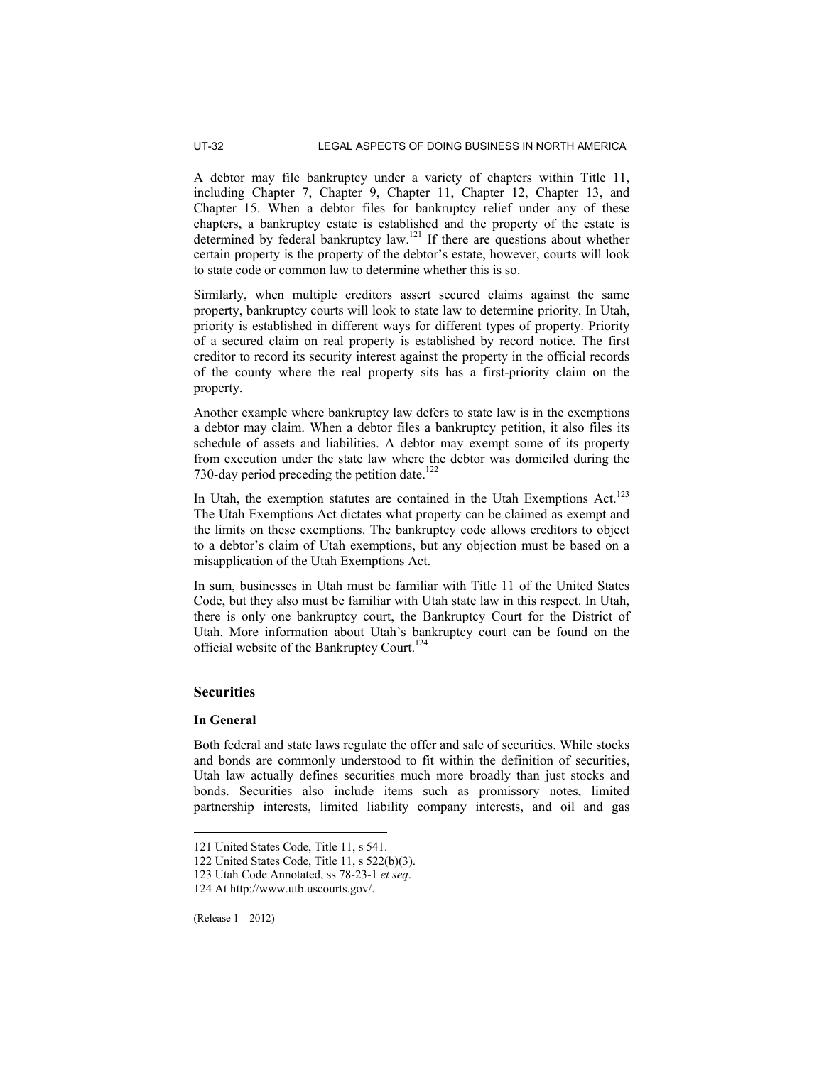A debtor may file bankruptcy under a variety of chapters within Title 11, including Chapter 7, Chapter 9, Chapter 11, Chapter 12, Chapter 13, and Chapter 15. When a debtor files for bankruptcy relief under any of these chapters, a bankruptcy estate is established and the property of the estate is determined by federal bankruptcy law.[121] If there are questions about whether certain property is the property of the debtor's estate, however, courts will look to state code or common law to determine whether this is so.

Similarly, when multiple creditors assert secured claims against the same property, bankruptcy courts will look to state law to determine priority. In Utah, priority is established in different ways for different types of property. Priority of a secured claim on real property is established by record notice. The first creditor to record its security interest against the property in the official records of the county where the real property sits has a first-priority claim on the property.

Another example where bankruptcy law defers to state law is in the exemptions a debtor may claim. When a debtor files a bankruptcy petition, it also files its schedule of assets and liabilities. A debtor may exempt some of its property from execution under the state law where the debtor was domiciled during the 730-day period preceding the petition date.[122]

In Utah, the exemption statutes are contained in the Utah Exemptions Act.[123] The Utah Exemptions Act dictates what property can be claimed as exempt and the limits on these exemptions. The bankruptcy code allows creditors to object to a debtor's claim of Utah exemptions, but any objection must be based on a misapplication of the Utah Exemptions Act.

In sum, businesses in Utah must be familiar with Title 11 of the United States Code, but they also must be familiar with Utah state law in this respect. In Utah, there is only one bankruptcy court, the Bankruptcy Court for the District of Utah. More information about Utah's bankruptcy court can be found on the official website of the Bankruptcy Court.[124]

## Securities

### In General

Both federal and state laws regulate the offer and sale of securities. While stocks and bonds are commonly understood to fit within the definition of securities, Utah law actually defines securities much more broadly than just stocks and bonds. Securities also include items such as promissory notes, limited partnership interests, limited liability company interests, and oil and gas

---

121 United States Code, Title 11, s 541.

122 United States Code, Title 11, s 522(b)(3).

123 Utah Code Annotated, ss 78-23-1 *et seq*.

124 At http://www.utb.uscourts.gov/.

(Release 1 – 2012)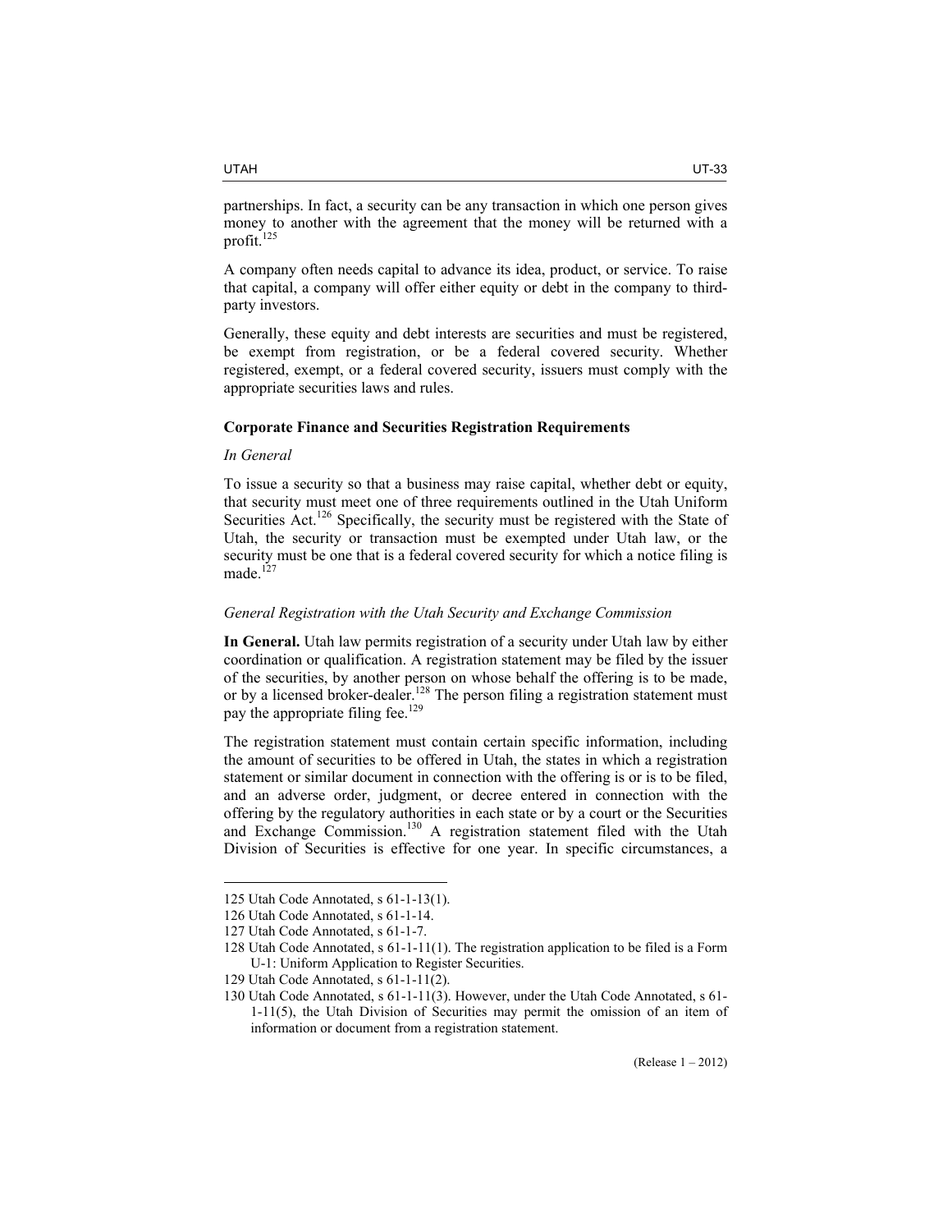partnerships. In fact, a security can be any transaction in which one person gives money to another with the agreement that the money will be returned with a profit.[125]

A company often needs capital to advance its idea, product, or service. To raise that capital, a company will offer either equity or debt in the company to third-party investors.

Generally, these equity and debt interests are securities and must be registered, be exempt from registration, or be a federal covered security. Whether registered, exempt, or a federal covered security, issuers must comply with the appropriate securities laws and rules.

### Corporate Finance and Securities Registration Requirements

*In General*

To issue a security so that a business may raise capital, whether debt or equity, that security must meet one of three requirements outlined in the Utah Uniform Securities Act.[126] Specifically, the security must be registered with the State of Utah, the security or transaction must be exempted under Utah law, or the security must be one that is a federal covered security for which a notice filing is made.[127]

*General Registration with the Utah Security and Exchange Commission*

**In General.** Utah law permits registration of a security under Utah law by either coordination or qualification. A registration statement may be filed by the issuer of the securities, by another person on whose behalf the offering is to be made, or by a licensed broker-dealer.[128] The person filing a registration statement must pay the appropriate filing fee.[129]

The registration statement must contain certain specific information, including the amount of securities to be offered in Utah, the states in which a registration statement or similar document in connection with the offering is or is to be filed, and an adverse order, judgment, or decree entered in connection with the offering by the regulatory authorities in each state or by a court or the Securities and Exchange Commission.[130] A registration statement filed with the Utah Division of Securities is effective for one year. In specific circumstances, a

---

125 Utah Code Annotated, s 61-1-13(1).

126 Utah Code Annotated, s 61-1-14.

127 Utah Code Annotated, s 61-1-7.

128 Utah Code Annotated, s 61-1-11(1). The registration application to be filed is a Form U-1: Uniform Application to Register Securities.

129 Utah Code Annotated, s 61-1-11(2).

130 Utah Code Annotated, s 61-1-11(3). However, under the Utah Code Annotated, s 61-1-11(5), the Utah Division of Securities may permit the omission of an item of information or document from a registration statement.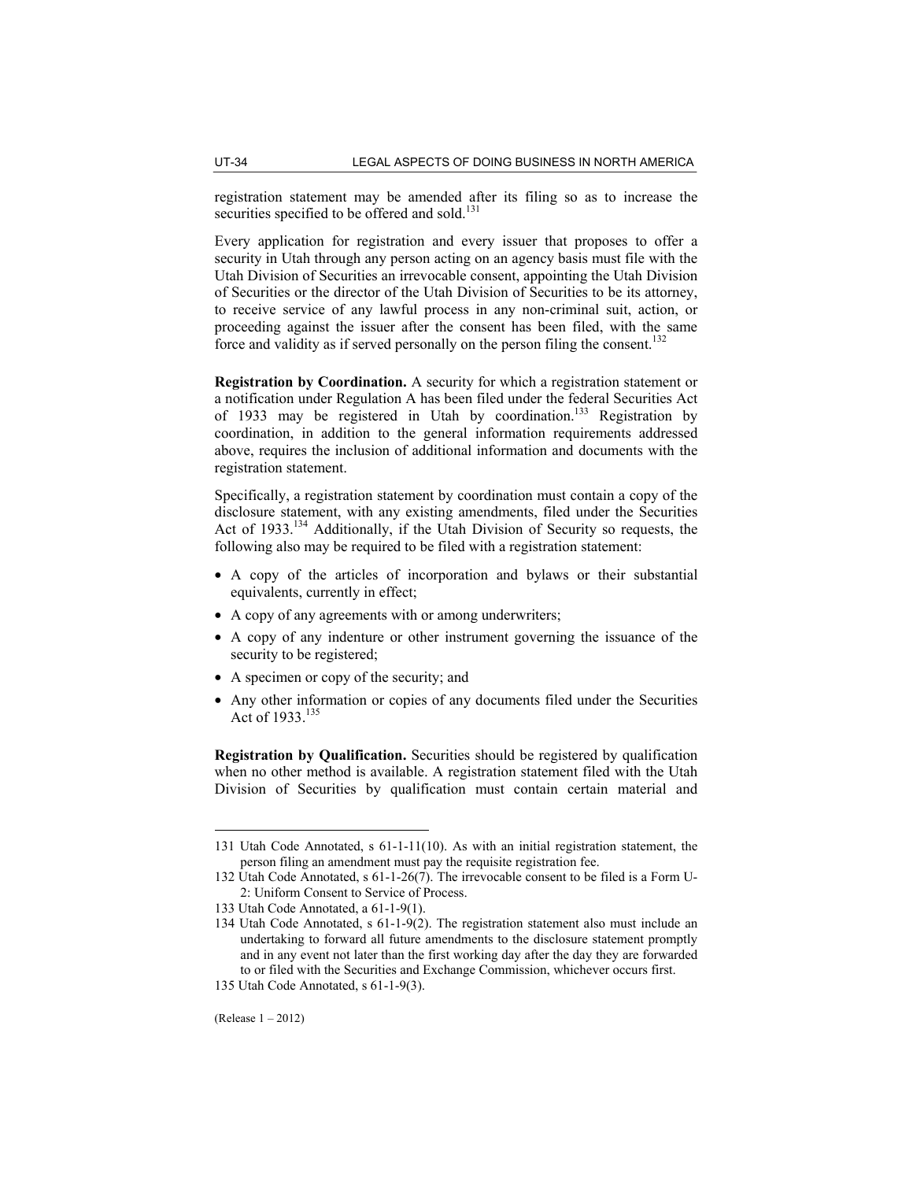registration statement may be amended after its filing so as to increase the securities specified to be offered and sold.[131]

Every application for registration and every issuer that proposes to offer a security in Utah through any person acting on an agency basis must file with the Utah Division of Securities an irrevocable consent, appointing the Utah Division of Securities or the director of the Utah Division of Securities to be its attorney, to receive service of any lawful process in any non-criminal suit, action, or proceeding against the issuer after the consent has been filed, with the same force and validity as if served personally on the person filing the consent.[132]

**Registration by Coordination.** A security for which a registration statement or a notification under Regulation A has been filed under the federal Securities Act of 1933 may be registered in Utah by coordination.[133] Registration by coordination, in addition to the general information requirements addressed above, requires the inclusion of additional information and documents with the registration statement.

Specifically, a registration statement by coordination must contain a copy of the disclosure statement, with any existing amendments, filed under the Securities Act of 1933.[134] Additionally, if the Utah Division of Security so requests, the following also may be required to be filed with a registration statement:

- A copy of the articles of incorporation and bylaws or their substantial equivalents, currently in effect;
- A copy of any agreements with or among underwriters;
- A copy of any indenture or other instrument governing the issuance of the security to be registered;
- A specimen or copy of the security; and
- Any other information or copies of any documents filed under the Securities Act of 1933.[135]

**Registration by Qualification.** Securities should be registered by qualification when no other method is available. A registration statement filed with the Utah Division of Securities by qualification must contain certain material and

---

131 Utah Code Annotated, s 61-1-11(10). As with an initial registration statement, the person filing an amendment must pay the requisite registration fee.

132 Utah Code Annotated, s 61-1-26(7). The irrevocable consent to be filed is a Form U-2: Uniform Consent to Service of Process.

133 Utah Code Annotated, a 61-1-9(1).

134 Utah Code Annotated, s 61-1-9(2). The registration statement also must include an undertaking to forward all future amendments to the disclosure statement promptly and in any event not later than the first working day after the day they are forwarded to or filed with the Securities and Exchange Commission, whichever occurs first.

135 Utah Code Annotated, s 61-1-9(3).

(Release 1 – 2012)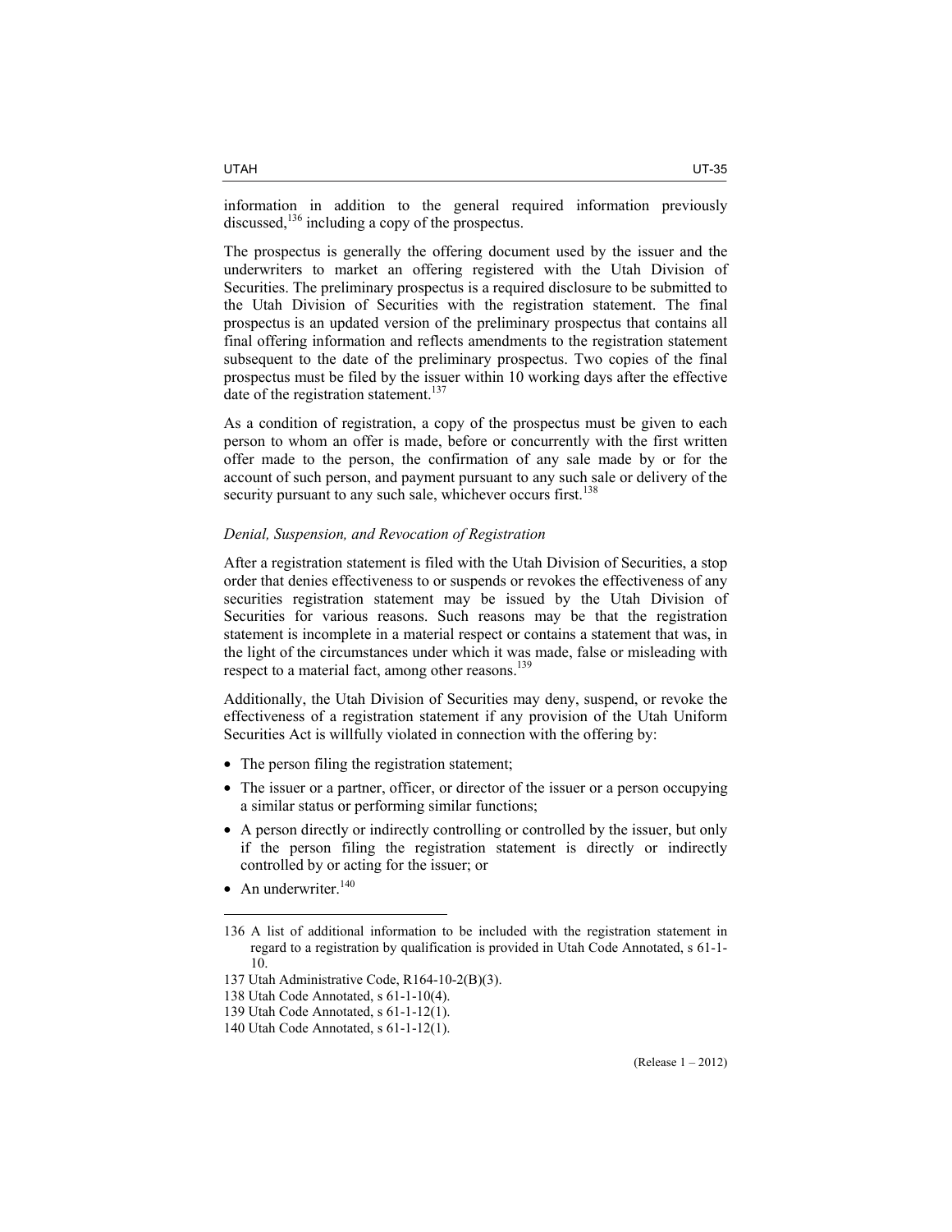information in addition to the general required information previously discussed,[136] including a copy of the prospectus.

The prospectus is generally the offering document used by the issuer and the underwriters to market an offering registered with the Utah Division of Securities. The preliminary prospectus is a required disclosure to be submitted to the Utah Division of Securities with the registration statement. The final prospectus is an updated version of the preliminary prospectus that contains all final offering information and reflects amendments to the registration statement subsequent to the date of the preliminary prospectus. Two copies of the final prospectus must be filed by the issuer within 10 working days after the effective date of the registration statement.[137]

As a condition of registration, a copy of the prospectus must be given to each person to whom an offer is made, before or concurrently with the first written offer made to the person, the confirmation of any sale made by or for the account of such person, and payment pursuant to any such sale or delivery of the security pursuant to any such sale, whichever occurs first.[138]

*Denial, Suspension, and Revocation of Registration*

After a registration statement is filed with the Utah Division of Securities, a stop order that denies effectiveness to or suspends or revokes the effectiveness of any securities registration statement may be issued by the Utah Division of Securities for various reasons. Such reasons may be that the registration statement is incomplete in a material respect or contains a statement that was, in the light of the circumstances under which it was made, false or misleading with respect to a material fact, among other reasons.[139]

Additionally, the Utah Division of Securities may deny, suspend, or revoke the effectiveness of a registration statement if any provision of the Utah Uniform Securities Act is willfully violated in connection with the offering by:

- The person filing the registration statement;
- The issuer or a partner, officer, or director of the issuer or a person occupying a similar status or performing similar functions;
- A person directly or indirectly controlling or controlled by the issuer, but only if the person filing the registration statement is directly or indirectly controlled by or acting for the issuer; or
- An underwriter.[140]

---

136 A list of additional information to be included with the registration statement in regard to a registration by qualification is provided in Utah Code Annotated, s 61-1-10.

137 Utah Administrative Code, R164-10-2(B)(3).

138 Utah Code Annotated, s 61-1-10(4).

139 Utah Code Annotated, s 61-1-12(1).

140 Utah Code Annotated, s 61-1-12(1).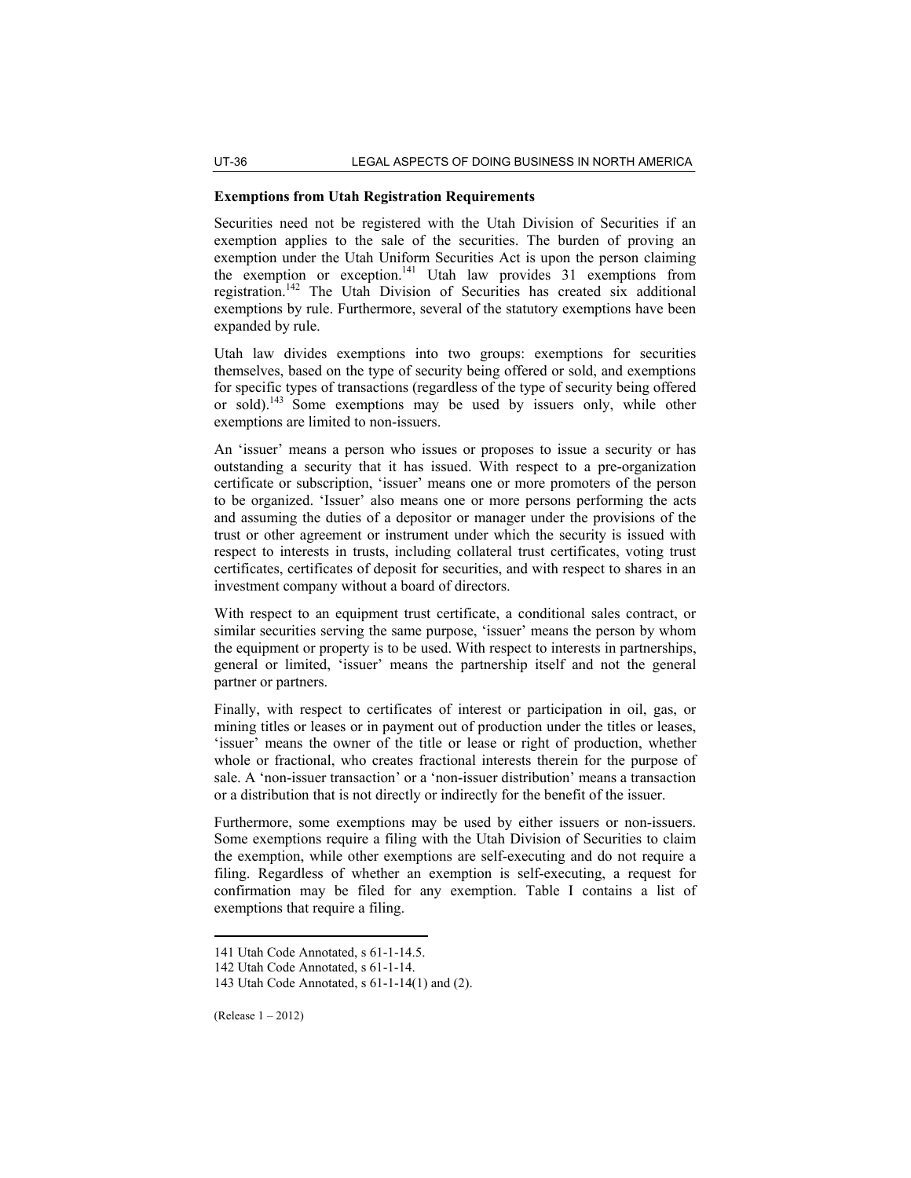### Exemptions from Utah Registration Requirements

Securities need not be registered with the Utah Division of Securities if an exemption applies to the sale of the securities. The burden of proving an exemption under the Utah Uniform Securities Act is upon the person claiming the exemption or exception.[141] Utah law provides 31 exemptions from registration.[142] The Utah Division of Securities has created six additional exemptions by rule. Furthermore, several of the statutory exemptions have been expanded by rule.

Utah law divides exemptions into two groups: exemptions for securities themselves, based on the type of security being offered or sold, and exemptions for specific types of transactions (regardless of the type of security being offered or sold).[143] Some exemptions may be used by issuers only, while other exemptions are limited to non-issuers.

An 'issuer' means a person who issues or proposes to issue a security or has outstanding a security that it has issued. With respect to a pre-organization certificate or subscription, 'issuer' means one or more promoters of the person to be organized. 'Issuer' also means one or more persons performing the acts and assuming the duties of a depositor or manager under the provisions of the trust or other agreement or instrument under which the security is issued with respect to interests in trusts, including collateral trust certificates, voting trust certificates, certificates of deposit for securities, and with respect to shares in an investment company without a board of directors.

With respect to an equipment trust certificate, a conditional sales contract, or similar securities serving the same purpose, 'issuer' means the person by whom the equipment or property is to be used. With respect to interests in partnerships, general or limited, 'issuer' means the partnership itself and not the general partner or partners.

Finally, with respect to certificates of interest or participation in oil, gas, or mining titles or leases or in payment out of production under the titles or leases, 'issuer' means the owner of the title or lease or right of production, whether whole or fractional, who creates fractional interests therein for the purpose of sale. A 'non-issuer transaction' or a 'non-issuer distribution' means a transaction or a distribution that is not directly or indirectly for the benefit of the issuer.

Furthermore, some exemptions may be used by either issuers or non-issuers. Some exemptions require a filing with the Utah Division of Securities to claim the exemption, while other exemptions are self-executing and do not require a filing. Regardless of whether an exemption is self-executing, a request for confirmation may be filed for any exemption. Table I contains a list of exemptions that require a filing.

---

141 Utah Code Annotated, s 61-1-14.5.

142 Utah Code Annotated, s 61-1-14.

143 Utah Code Annotated, s 61-1-14(1) and (2).

(Release 1 – 2012)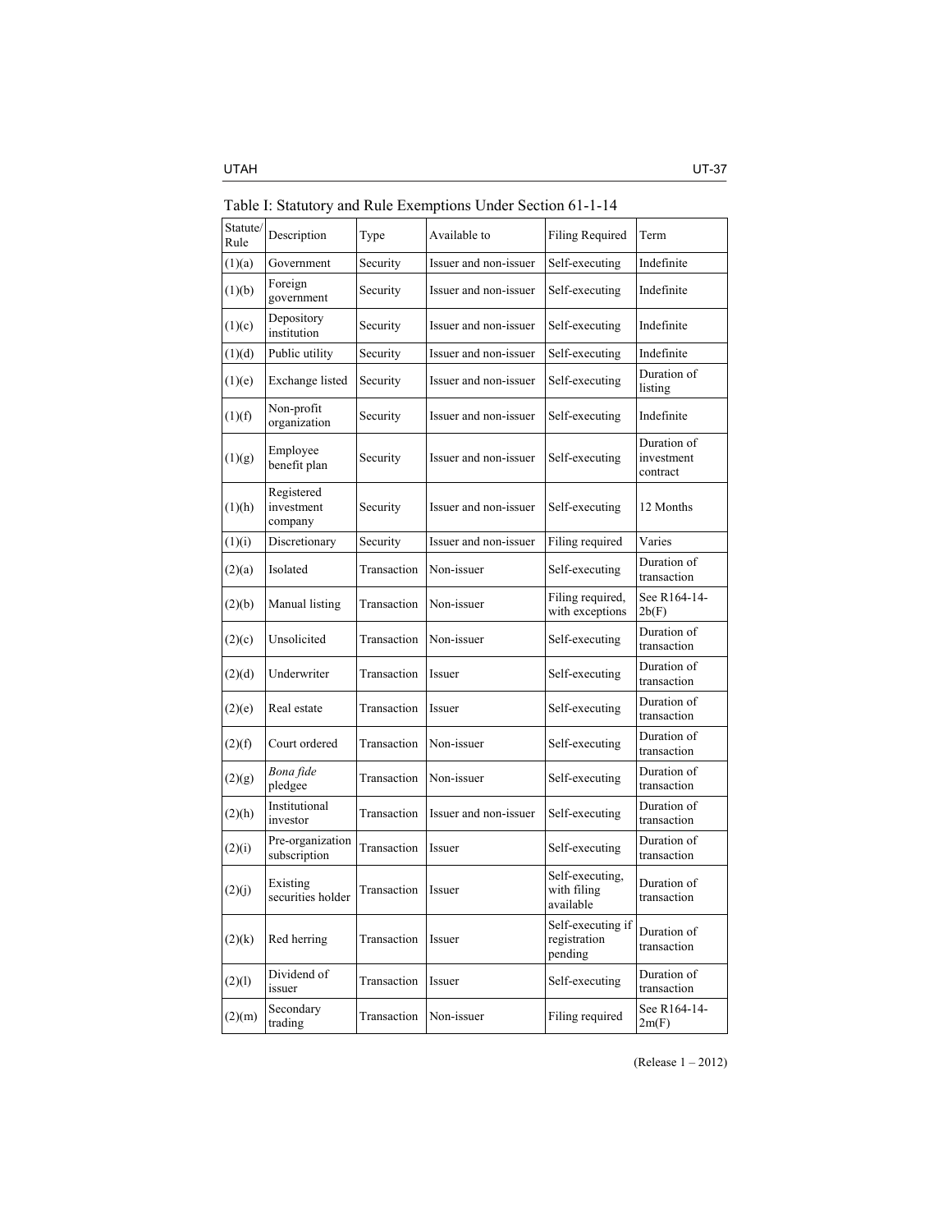Table I: Statutory and Rule Exemptions Under Section 61-1-14

| Statute/ Rule | Description | Type | Available to | Filing Required | Term |
|---|---|---|---|---|---|
| (1)(a) | Government | Security | Issuer and non-issuer | Self-executing | Indefinite |
| (1)(b) | Foreign government | Security | Issuer and non-issuer | Self-executing | Indefinite |
| (1)(c) | Depository institution | Security | Issuer and non-issuer | Self-executing | Indefinite |
| (1)(d) | Public utility | Security | Issuer and non-issuer | Self-executing | Indefinite |
| (1)(e) | Exchange listed | Security | Issuer and non-issuer | Self-executing | Duration of listing |
| (1)(f) | Non-profit organization | Security | Issuer and non-issuer | Self-executing | Indefinite |
| (1)(g) | Employee benefit plan | Security | Issuer and non-issuer | Self-executing | Duration of investment contract |
| (1)(h) | Registered investment company | Security | Issuer and non-issuer | Self-executing | 12 Months |
| (1)(i) | Discretionary | Security | Issuer and non-issuer | Filing required | Varies |
| (2)(a) | Isolated | Transaction | Non-issuer | Self-executing | Duration of transaction |
| (2)(b) | Manual listing | Transaction | Non-issuer | Filing required, with exceptions | See R164-14-2b(F) |
| (2)(c) | Unsolicited | Transaction | Non-issuer | Self-executing | Duration of transaction |
| (2)(d) | Underwriter | Transaction | Issuer | Self-executing | Duration of transaction |
| (2)(e) | Real estate | Transaction | Issuer | Self-executing | Duration of transaction |
| (2)(f) | Court ordered | Transaction | Non-issuer | Self-executing | Duration of transaction |
| (2)(g) | *Bona fide* pledgee | Transaction | Non-issuer | Self-executing | Duration of transaction |
| (2)(h) | Institutional investor | Transaction | Issuer and non-issuer | Self-executing | Duration of transaction |
| (2)(i) | Pre-organization subscription | Transaction | Issuer | Self-executing | Duration of transaction |
| (2)(j) | Existing securities holder | Transaction | Issuer | Self-executing, with filing available | Duration of transaction |
| (2)(k) | Red herring | Transaction | Issuer | Self-executing if registration pending | Duration of transaction |
| (2)(l) | Dividend of issuer | Transaction | Issuer | Self-executing | Duration of transaction |
| (2)(m) | Secondary trading | Transaction | Non-issuer | Filing required | See R164-14-2m(F) |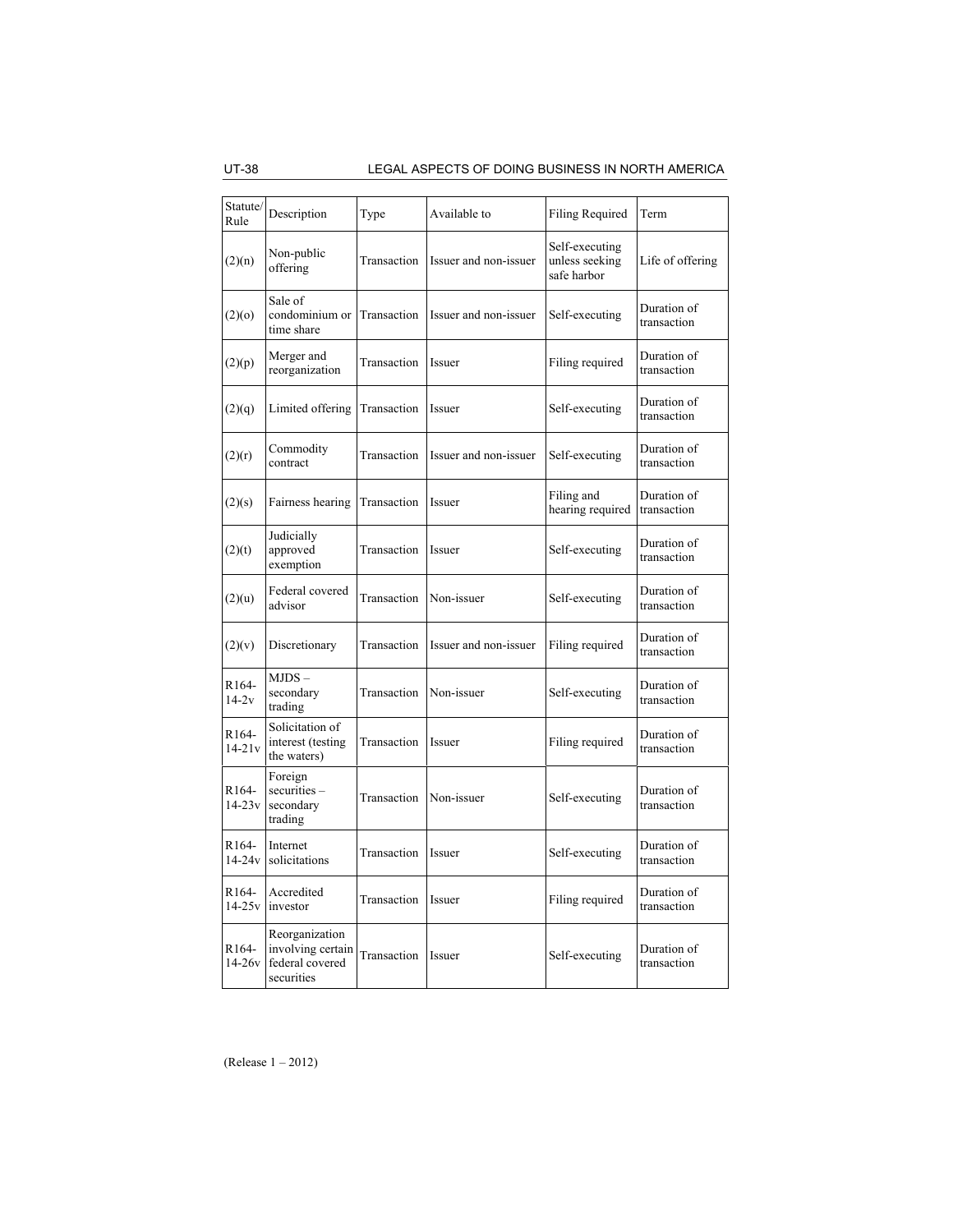| Statute/ Rule | Description | Type | Available to | Filing Required | Term |
|---|---|---|---|---|---|
| (2)(n) | Non-public offering | Transaction | Issuer and non-issuer | Self-executing unless seeking safe harbor | Life of offering |
| (2)(o) | Sale of condominium or time share | Transaction | Issuer and non-issuer | Self-executing | Duration of transaction |
| (2)(p) | Merger and reorganization | Transaction | Issuer | Filing required | Duration of transaction |
| (2)(q) | Limited offering | Transaction | Issuer | Self-executing | Duration of transaction |
| (2)(r) | Commodity contract | Transaction | Issuer and non-issuer | Self-executing | Duration of transaction |
| (2)(s) | Fairness hearing | Transaction | Issuer | Filing and hearing required | Duration of transaction |
| (2)(t) | Judicially approved exemption | Transaction | Issuer | Self-executing | Duration of transaction |
| (2)(u) | Federal covered advisor | Transaction | Non-issuer | Self-executing | Duration of transaction |
| (2)(v) | Discretionary | Transaction | Issuer and non-issuer | Filing required | Duration of transaction |
| R164-14-2v | MJDS – secondary trading | Transaction | Non-issuer | Self-executing | Duration of transaction |
| R164-14-21v | Solicitation of interest (testing the waters) | Transaction | Issuer | Filing required | Duration of transaction |
| R164-14-23v | Foreign securities – secondary trading | Transaction | Non-issuer | Self-executing | Duration of transaction |
| R164-14-24v | Internet solicitations | Transaction | Issuer | Self-executing | Duration of transaction |
| R164-14-25v | Accredited investor | Transaction | Issuer | Filing required | Duration of transaction |
| R164-14-26v | Reorganization involving certain federal covered securities | Transaction | Issuer | Self-executing | Duration of transaction |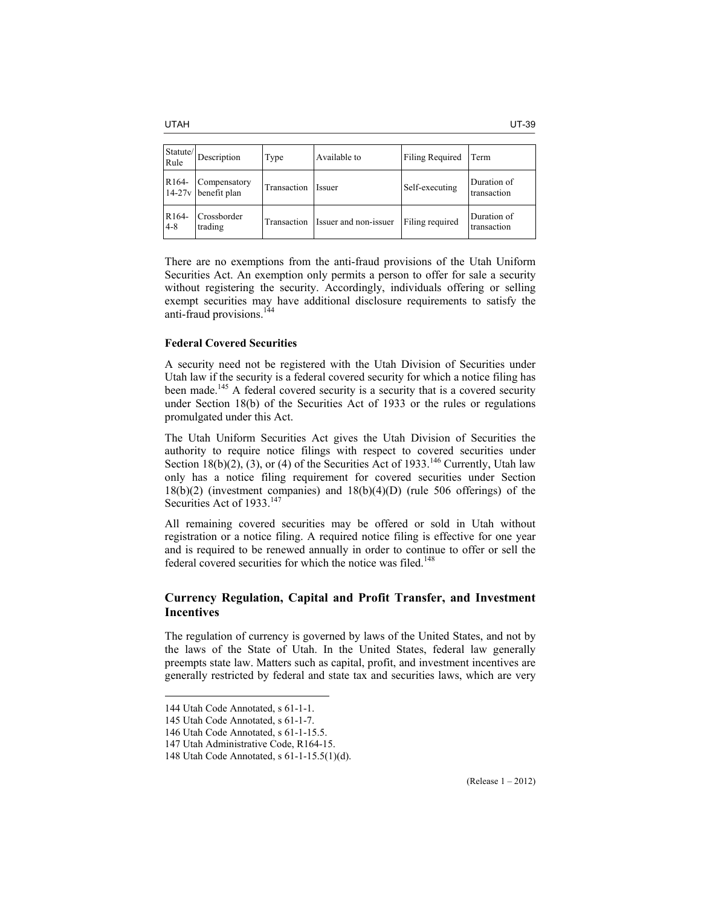| Statute/ Rule | Description | Type | Available to | Filing Required | Term |
|---|---|---|---|---|---|
| R164-14-27v | Compensatory benefit plan | Transaction | Issuer | Self-executing | Duration of transaction |
| R164-4-8 | Crossborder trading | Transaction | Issuer and non-issuer | Filing required | Duration of transaction |

There are no exemptions from the anti-fraud provisions of the Utah Uniform Securities Act. An exemption only permits a person to offer for sale a security without registering the security. Accordingly, individuals offering or selling exempt securities may have additional disclosure requirements to satisfy the anti-fraud provisions.[144]

**Federal Covered Securities**

A security need not be registered with the Utah Division of Securities under Utah law if the security is a federal covered security for which a notice filing has been made.[145] A federal covered security is a security that is a covered security under Section 18(b) of the Securities Act of 1933 or the rules or regulations promulgated under this Act.

The Utah Uniform Securities Act gives the Utah Division of Securities the authority to require notice filings with respect to covered securities under Section 18(b)(2), (3), or (4) of the Securities Act of 1933.[146] Currently, Utah law only has a notice filing requirement for covered securities under Section 18(b)(2) (investment companies) and 18(b)(4)(D) (rule 506 offerings) of the Securities Act of 1933.[147]

All remaining covered securities may be offered or sold in Utah without registration or a notice filing. A required notice filing is effective for one year and is required to be renewed annually in order to continue to offer or sell the federal covered securities for which the notice was filed.[148]

## Currency Regulation, Capital and Profit Transfer, and Investment Incentives

The regulation of currency is governed by laws of the United States, and not by the laws of the State of Utah. In the United States, federal law generally preempts state law. Matters such as capital, profit, and investment incentives are generally restricted by federal and state tax and securities laws, which are very

144 Utah Code Annotated, s 61-1-1.

145 Utah Code Annotated, s 61-1-7.

146 Utah Code Annotated, s 61-1-15.5.

147 Utah Administrative Code, R164-15.

148 Utah Code Annotated, s 61-1-15.5(1)(d).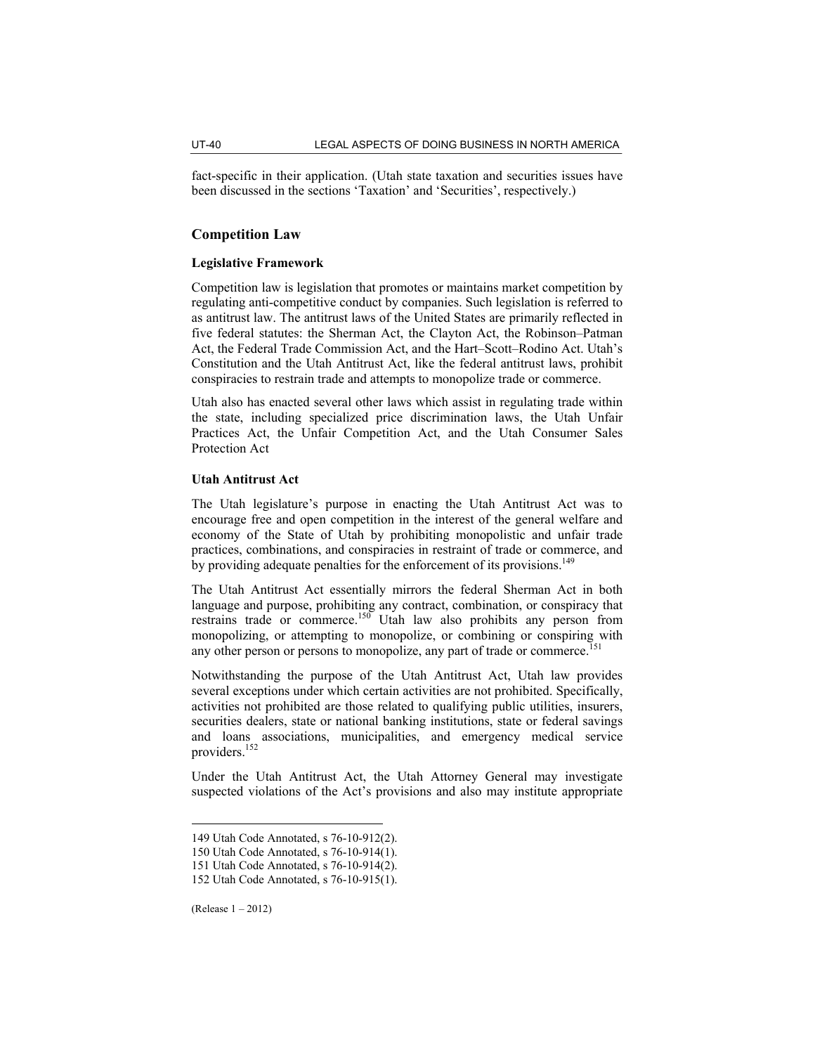fact-specific in their application. (Utah state taxation and securities issues have been discussed in the sections 'Taxation' and 'Securities', respectively.)

## Competition Law

### Legislative Framework

Competition law is legislation that promotes or maintains market competition by regulating anti-competitive conduct by companies. Such legislation is referred to as antitrust law. The antitrust laws of the United States are primarily reflected in five federal statutes: the Sherman Act, the Clayton Act, the Robinson–Patman Act, the Federal Trade Commission Act, and the Hart–Scott–Rodino Act. Utah's Constitution and the Utah Antitrust Act, like the federal antitrust laws, prohibit conspiracies to restrain trade and attempts to monopolize trade or commerce.

Utah also has enacted several other laws which assist in regulating trade within the state, including specialized price discrimination laws, the Utah Unfair Practices Act, the Unfair Competition Act, and the Utah Consumer Sales Protection Act

### Utah Antitrust Act

The Utah legislature's purpose in enacting the Utah Antitrust Act was to encourage free and open competition in the interest of the general welfare and economy of the State of Utah by prohibiting monopolistic and unfair trade practices, combinations, and conspiracies in restraint of trade or commerce, and by providing adequate penalties for the enforcement of its provisions.[149]

The Utah Antitrust Act essentially mirrors the federal Sherman Act in both language and purpose, prohibiting any contract, combination, or conspiracy that restrains trade or commerce.[150] Utah law also prohibits any person from monopolizing, or attempting to monopolize, or combining or conspiring with any other person or persons to monopolize, any part of trade or commerce.[151]

Notwithstanding the purpose of the Utah Antitrust Act, Utah law provides several exceptions under which certain activities are not prohibited. Specifically, activities not prohibited are those related to qualifying public utilities, insurers, securities dealers, state or national banking institutions, state or federal savings and loans associations, municipalities, and emergency medical service providers.[152]

Under the Utah Antitrust Act, the Utah Attorney General may investigate suspected violations of the Act's provisions and also may institute appropriate

---

149 Utah Code Annotated, s 76-10-912(2).

150 Utah Code Annotated, s 76-10-914(1).

151 Utah Code Annotated, s 76-10-914(2).

152 Utah Code Annotated, s 76-10-915(1).

(Release 1 – 2012)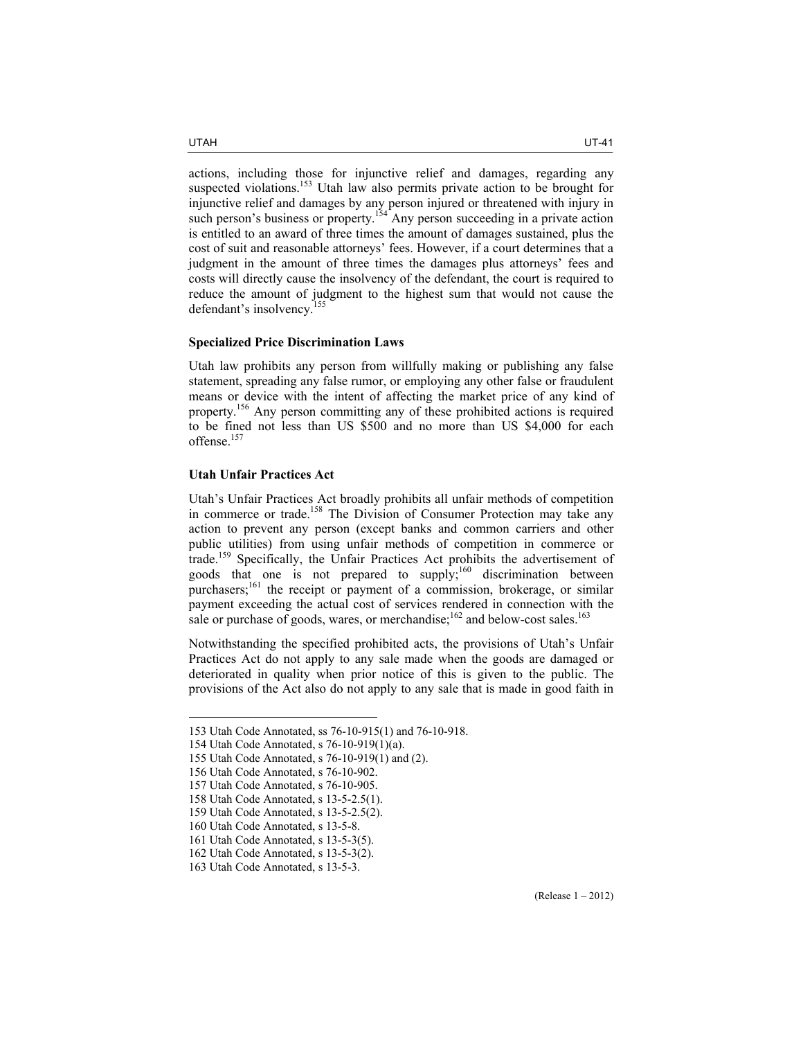actions, including those for injunctive relief and damages, regarding any suspected violations.[153] Utah law also permits private action to be brought for injunctive relief and damages by any person injured or threatened with injury in such person's business or property.[154] Any person succeeding in a private action is entitled to an award of three times the amount of damages sustained, plus the cost of suit and reasonable attorneys' fees. However, if a court determines that a judgment in the amount of three times the damages plus attorneys' fees and costs will directly cause the insolvency of the defendant, the court is required to reduce the amount of judgment to the highest sum that would not cause the defendant's insolvency.[155]

### Specialized Price Discrimination Laws

Utah law prohibits any person from willfully making or publishing any false statement, spreading any false rumor, or employing any other false or fraudulent means or device with the intent of affecting the market price of any kind of property.[156] Any person committing any of these prohibited actions is required to be fined not less than US $500 and no more than US $4,000 for each offense.[157]

### Utah Unfair Practices Act

Utah's Unfair Practices Act broadly prohibits all unfair methods of competition in commerce or trade.[158] The Division of Consumer Protection may take any action to prevent any person (except banks and common carriers and other public utilities) from using unfair methods of competition in commerce or trade.[159] Specifically, the Unfair Practices Act prohibits the advertisement of goods that one is not prepared to supply;[160] discrimination between purchasers;[161] the receipt or payment of a commission, brokerage, or similar payment exceeding the actual cost of services rendered in connection with the sale or purchase of goods, wares, or merchandise;[162] and below-cost sales.[163]

Notwithstanding the specified prohibited acts, the provisions of Utah's Unfair Practices Act do not apply to any sale made when the goods are damaged or deteriorated in quality when prior notice of this is given to the public. The provisions of the Act also do not apply to any sale that is made in good faith in

---

153 Utah Code Annotated, ss 76-10-915(1) and 76-10-918.

154 Utah Code Annotated, s 76-10-919(1)(a).

155 Utah Code Annotated, s 76-10-919(1) and (2).

156 Utah Code Annotated, s 76-10-902.

157 Utah Code Annotated, s 76-10-905.

158 Utah Code Annotated, s 13-5-2.5(1).

159 Utah Code Annotated, s 13-5-2.5(2).

160 Utah Code Annotated, s 13-5-8.

161 Utah Code Annotated, s 13-5-3(5).

162 Utah Code Annotated, s 13-5-3(2).

163 Utah Code Annotated, s 13-5-3.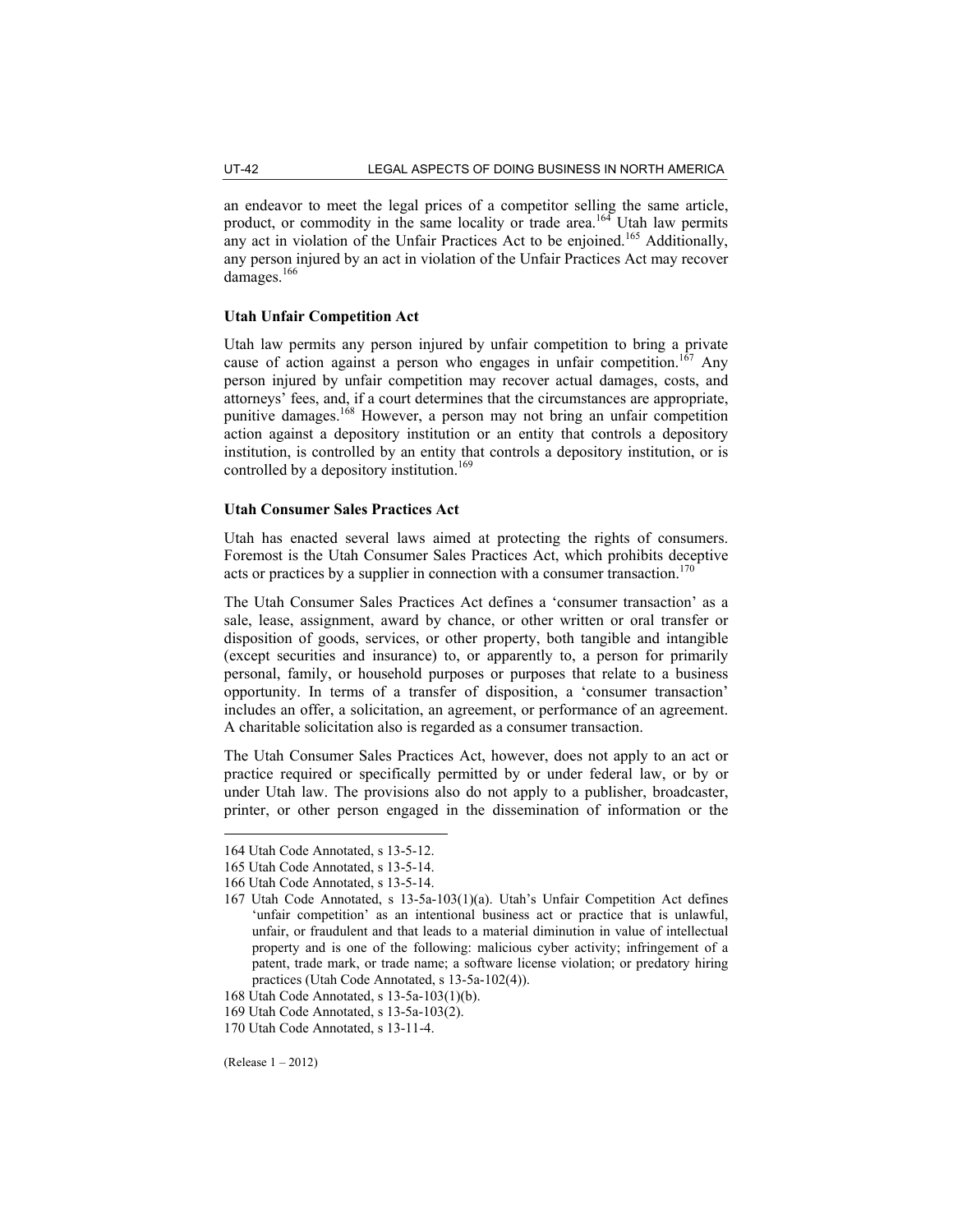an endeavor to meet the legal prices of a competitor selling the same article, product, or commodity in the same locality or trade area.[164] Utah law permits any act in violation of the Unfair Practices Act to be enjoined.[165] Additionally, any person injured by an act in violation of the Unfair Practices Act may recover damages.[166]

**Utah Unfair Competition Act**

Utah law permits any person injured by unfair competition to bring a private cause of action against a person who engages in unfair competition.[167] Any person injured by unfair competition may recover actual damages, costs, and attorneys' fees, and, if a court determines that the circumstances are appropriate, punitive damages.[168] However, a person may not bring an unfair competition action against a depository institution or an entity that controls a depository institution, is controlled by an entity that controls a depository institution, or is controlled by a depository institution.[169]

**Utah Consumer Sales Practices Act**

Utah has enacted several laws aimed at protecting the rights of consumers. Foremost is the Utah Consumer Sales Practices Act, which prohibits deceptive acts or practices by a supplier in connection with a consumer transaction.[170]

The Utah Consumer Sales Practices Act defines a 'consumer transaction' as a sale, lease, assignment, award by chance, or other written or oral transfer or disposition of goods, services, or other property, both tangible and intangible (except securities and insurance) to, or apparently to, a person for primarily personal, family, or household purposes or purposes that relate to a business opportunity. In terms of a transfer of disposition, a 'consumer transaction' includes an offer, a solicitation, an agreement, or performance of an agreement. A charitable solicitation also is regarded as a consumer transaction.

The Utah Consumer Sales Practices Act, however, does not apply to an act or practice required or specifically permitted by or under federal law, or by or under Utah law. The provisions also do not apply to a publisher, broadcaster, printer, or other person engaged in the dissemination of information or the

---

164 Utah Code Annotated, s 13-5-12.

165 Utah Code Annotated, s 13-5-14.

166 Utah Code Annotated, s 13-5-14.

167 Utah Code Annotated, s 13-5a-103(1)(a). Utah's Unfair Competition Act defines 'unfair competition' as an intentional business act or practice that is unlawful, unfair, or fraudulent and that leads to a material diminution in value of intellectual property and is one of the following: malicious cyber activity; infringement of a patent, trade mark, or trade name; a software license violation; or predatory hiring practices (Utah Code Annotated, s 13-5a-102(4)).

168 Utah Code Annotated, s 13-5a-103(1)(b).

169 Utah Code Annotated, s 13-5a-103(2).

170 Utah Code Annotated, s 13-11-4.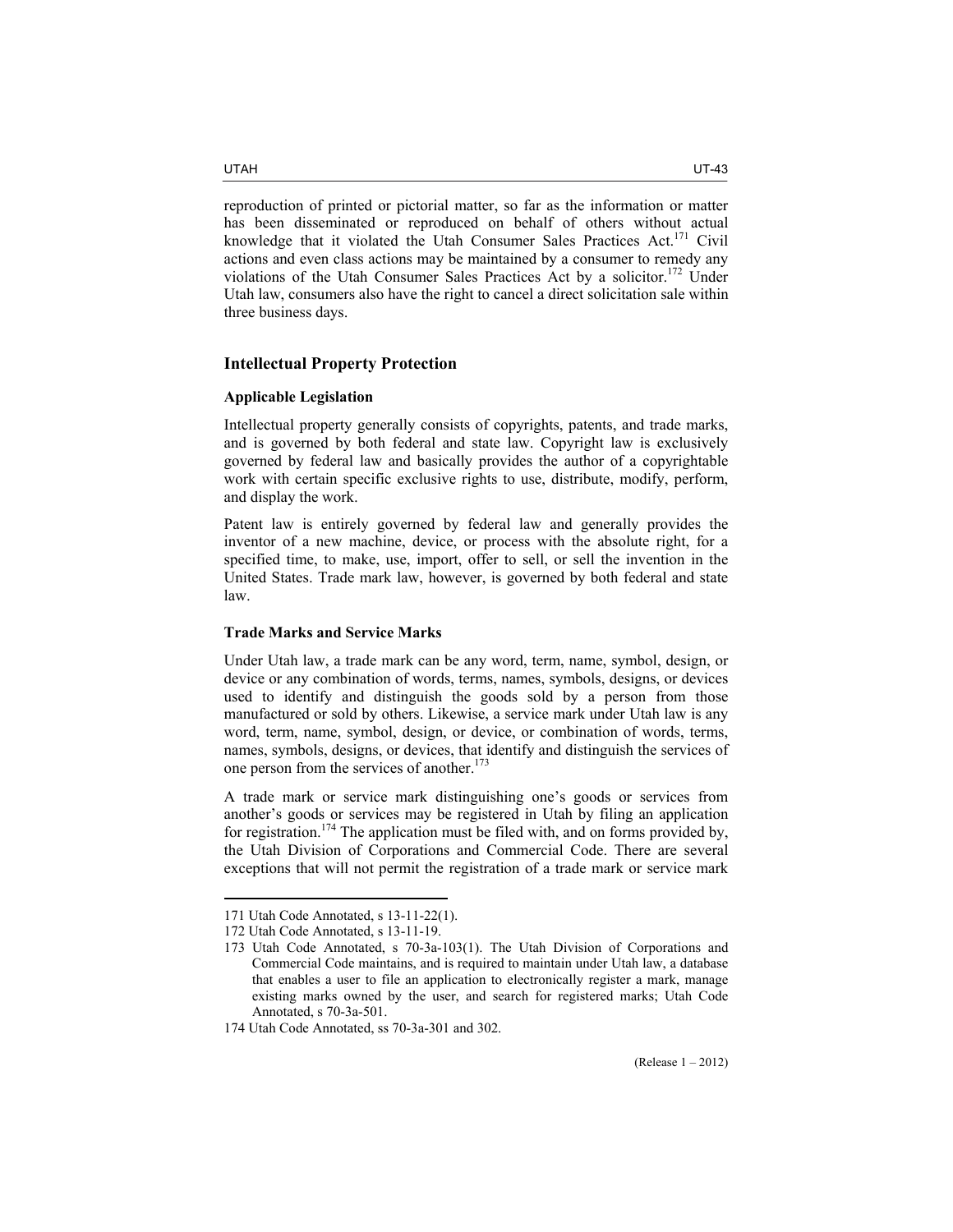reproduction of printed or pictorial matter, so far as the information or matter has been disseminated or reproduced on behalf of others without actual knowledge that it violated the Utah Consumer Sales Practices Act.[171] Civil actions and even class actions may be maintained by a consumer to remedy any violations of the Utah Consumer Sales Practices Act by a solicitor.[172] Under Utah law, consumers also have the right to cancel a direct solicitation sale within three business days.

## Intellectual Property Protection

### Applicable Legislation

Intellectual property generally consists of copyrights, patents, and trade marks, and is governed by both federal and state law. Copyright law is exclusively governed by federal law and basically provides the author of a copyrightable work with certain specific exclusive rights to use, distribute, modify, perform, and display the work.

Patent law is entirely governed by federal law and generally provides the inventor of a new machine, device, or process with the absolute right, for a specified time, to make, use, import, offer to sell, or sell the invention in the United States. Trade mark law, however, is governed by both federal and state law.

### Trade Marks and Service Marks

Under Utah law, a trade mark can be any word, term, name, symbol, design, or device or any combination of words, terms, names, symbols, designs, or devices used to identify and distinguish the goods sold by a person from those manufactured or sold by others. Likewise, a service mark under Utah law is any word, term, name, symbol, design, or device, or combination of words, terms, names, symbols, designs, or devices, that identify and distinguish the services of one person from the services of another.[173]

A trade mark or service mark distinguishing one's goods or services from another's goods or services may be registered in Utah by filing an application for registration.[174] The application must be filed with, and on forms provided by, the Utah Division of Corporations and Commercial Code. There are several exceptions that will not permit the registration of a trade mark or service mark

---

171 Utah Code Annotated, s 13-11-22(1).

172 Utah Code Annotated, s 13-11-19.

173 Utah Code Annotated, s 70-3a-103(1). The Utah Division of Corporations and Commercial Code maintains, and is required to maintain under Utah law, a database that enables a user to file an application to electronically register a mark, manage existing marks owned by the user, and search for registered marks; Utah Code Annotated, s 70-3a-501.

174 Utah Code Annotated, ss 70-3a-301 and 302.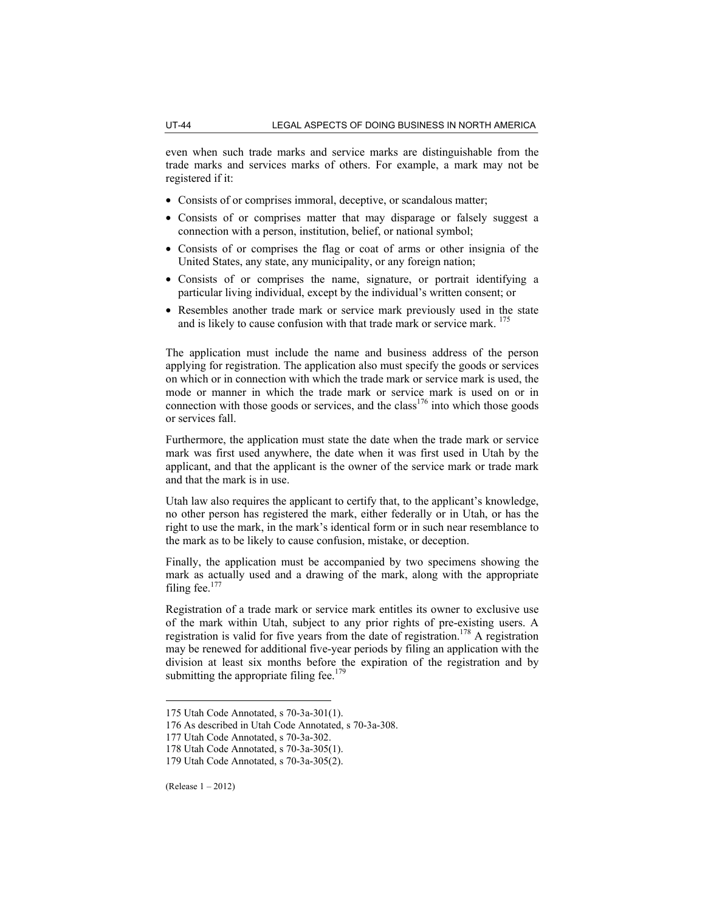even when such trade marks and service marks are distinguishable from the trade marks and services marks of others. For example, a mark may not be registered if it:

- Consists of or comprises immoral, deceptive, or scandalous matter;
- Consists of or comprises matter that may disparage or falsely suggest a connection with a person, institution, belief, or national symbol;
- Consists of or comprises the flag or coat of arms or other insignia of the United States, any state, any municipality, or any foreign nation;
- Consists of or comprises the name, signature, or portrait identifying a particular living individual, except by the individual's written consent; or
- Resembles another trade mark or service mark previously used in the state and is likely to cause confusion with that trade mark or service mark. [175]

The application must include the name and business address of the person applying for registration. The application also must specify the goods or services on which or in connection with which the trade mark or service mark is used, the mode or manner in which the trade mark or service mark is used on or in connection with those goods or services, and the class[176] into which those goods or services fall.

Furthermore, the application must state the date when the trade mark or service mark was first used anywhere, the date when it was first used in Utah by the applicant, and that the applicant is the owner of the service mark or trade mark and that the mark is in use.

Utah law also requires the applicant to certify that, to the applicant's knowledge, no other person has registered the mark, either federally or in Utah, or has the right to use the mark, in the mark's identical form or in such near resemblance to the mark as to be likely to cause confusion, mistake, or deception.

Finally, the application must be accompanied by two specimens showing the mark as actually used and a drawing of the mark, along with the appropriate filing fee.[177]

Registration of a trade mark or service mark entitles its owner to exclusive use of the mark within Utah, subject to any prior rights of pre-existing users. A registration is valid for five years from the date of registration.[178] A registration may be renewed for additional five-year periods by filing an application with the division at least six months before the expiration of the registration and by submitting the appropriate filing fee.[179]

---

175 Utah Code Annotated, s 70-3a-301(1).

176 As described in Utah Code Annotated, s 70-3a-308.

177 Utah Code Annotated, s 70-3a-302.

178 Utah Code Annotated, s 70-3a-305(1).

179 Utah Code Annotated, s 70-3a-305(2).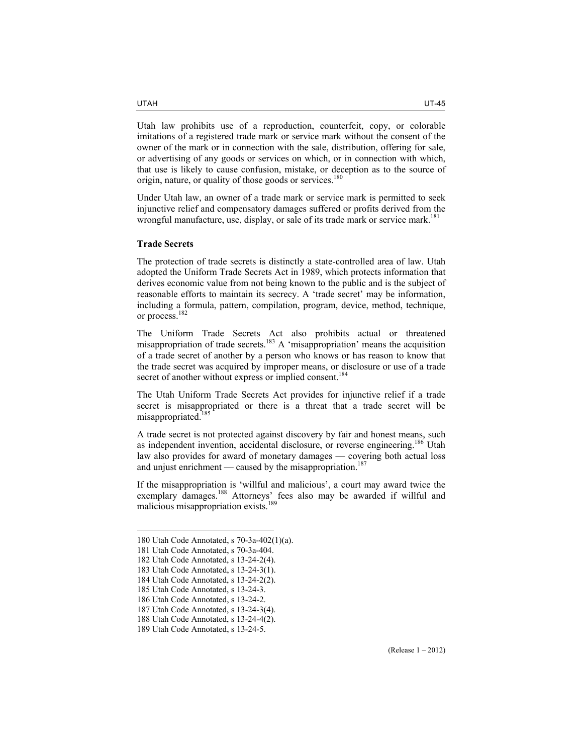Utah law prohibits use of a reproduction, counterfeit, copy, or colorable imitations of a registered trade mark or service mark without the consent of the owner of the mark or in connection with the sale, distribution, offering for sale, or advertising of any goods or services on which, or in connection with which, that use is likely to cause confusion, mistake, or deception as to the source of origin, nature, or quality of those goods or services.[180]

Under Utah law, an owner of a trade mark or service mark is permitted to seek injunctive relief and compensatory damages suffered or profits derived from the wrongful manufacture, use, display, or sale of its trade mark or service mark.[181]

### Trade Secrets

The protection of trade secrets is distinctly a state-controlled area of law. Utah adopted the Uniform Trade Secrets Act in 1989, which protects information that derives economic value from not being known to the public and is the subject of reasonable efforts to maintain its secrecy. A 'trade secret' may be information, including a formula, pattern, compilation, program, device, method, technique, or process.[182]

The Uniform Trade Secrets Act also prohibits actual or threatened misappropriation of trade secrets.[183] A 'misappropriation' means the acquisition of a trade secret of another by a person who knows or has reason to know that the trade secret was acquired by improper means, or disclosure or use of a trade secret of another without express or implied consent.[184]

The Utah Uniform Trade Secrets Act provides for injunctive relief if a trade secret is misappropriated or there is a threat that a trade secret will be misappropriated.[185]

A trade secret is not protected against discovery by fair and honest means, such as independent invention, accidental disclosure, or reverse engineering.[186] Utah law also provides for award of monetary damages — covering both actual loss and unjust enrichment — caused by the misappropriation.[187]

If the misappropriation is 'willful and malicious', a court may award twice the exemplary damages.[188] Attorneys' fees also may be awarded if willful and malicious misappropriation exists.[189]

---

180 Utah Code Annotated, s 70-3a-402(1)(a).
181 Utah Code Annotated, s 70-3a-404.
182 Utah Code Annotated, s 13-24-2(4).
183 Utah Code Annotated, s 13-24-3(1).
184 Utah Code Annotated, s 13-24-2(2).
185 Utah Code Annotated, s 13-24-3.
186 Utah Code Annotated, s 13-24-2.
187 Utah Code Annotated, s 13-24-3(4).
188 Utah Code Annotated, s 13-24-4(2).
189 Utah Code Annotated, s 13-24-5.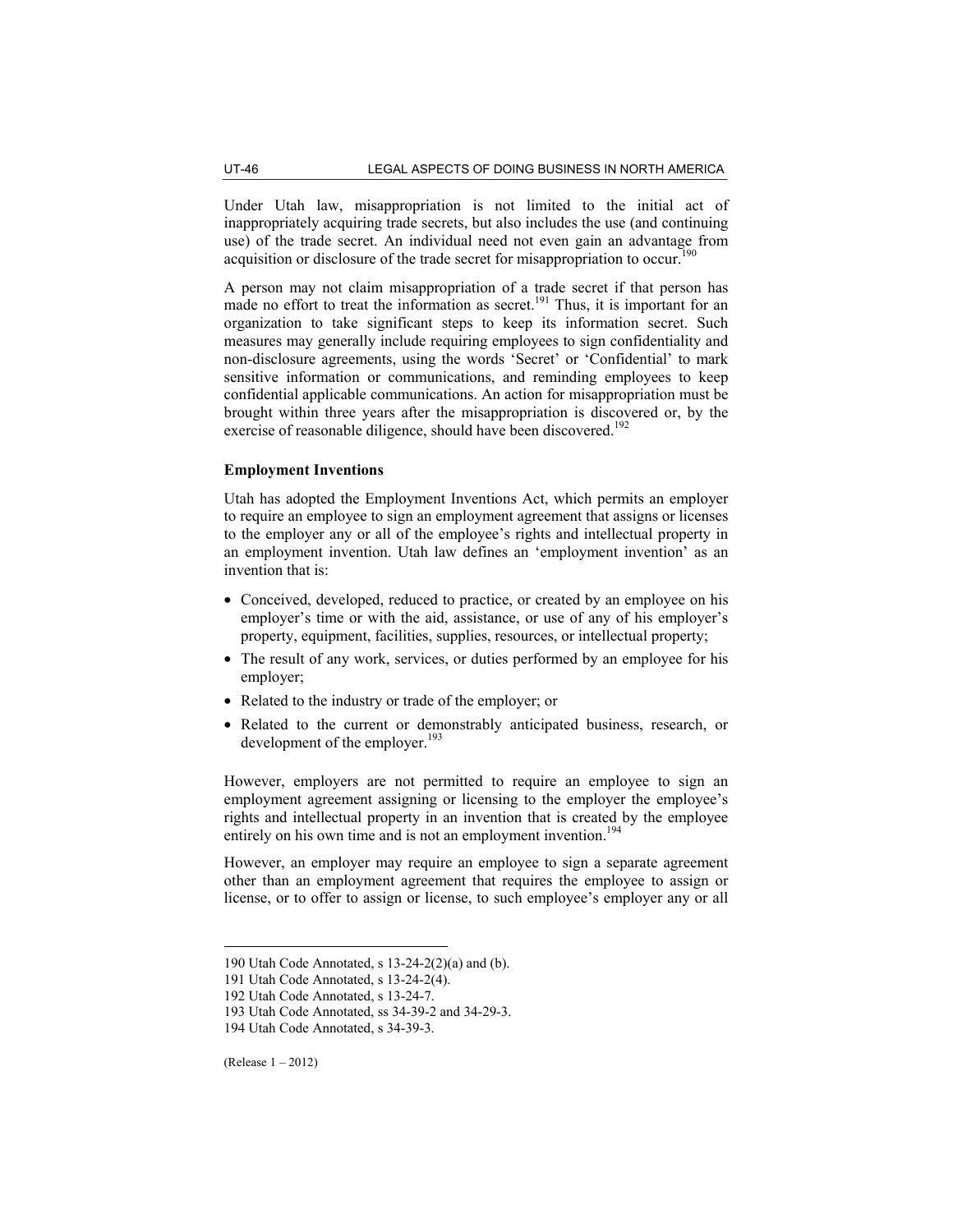Under Utah law, misappropriation is not limited to the initial act of inappropriately acquiring trade secrets, but also includes the use (and continuing use) of the trade secret. An individual need not even gain an advantage from acquisition or disclosure of the trade secret for misappropriation to occur.[190]

A person may not claim misappropriation of a trade secret if that person has made no effort to treat the information as secret.[191] Thus, it is important for an organization to take significant steps to keep its information secret. Such measures may generally include requiring employees to sign confidentiality and non-disclosure agreements, using the words 'Secret' or 'Confidential' to mark sensitive information or communications, and reminding employees to keep confidential applicable communications. An action for misappropriation must be brought within three years after the misappropriation is discovered or, by the exercise of reasonable diligence, should have been discovered.[192]

**Employment Inventions**

Utah has adopted the Employment Inventions Act, which permits an employer to require an employee to sign an employment agreement that assigns or licenses to the employer any or all of the employee's rights and intellectual property in an employment invention. Utah law defines an 'employment invention' as an invention that is:

- Conceived, developed, reduced to practice, or created by an employee on his employer's time or with the aid, assistance, or use of any of his employer's property, equipment, facilities, supplies, resources, or intellectual property;
- The result of any work, services, or duties performed by an employee for his employer;
- Related to the industry or trade of the employer; or
- Related to the current or demonstrably anticipated business, research, or development of the employer.[193]

However, employers are not permitted to require an employee to sign an employment agreement assigning or licensing to the employer the employee's rights and intellectual property in an invention that is created by the employee entirely on his own time and is not an employment invention.[194]

However, an employer may require an employee to sign a separate agreement other than an employment agreement that requires the employee to assign or license, or to offer to assign or license, to such employee's employer any or all

---

190 Utah Code Annotated, s 13-24-2(2)(a) and (b).

191 Utah Code Annotated, s 13-24-2(4).

192 Utah Code Annotated, s 13-24-7.

193 Utah Code Annotated, ss 34-39-2 and 34-29-3.

194 Utah Code Annotated, s 34-39-3.

(Release 1 – 2012)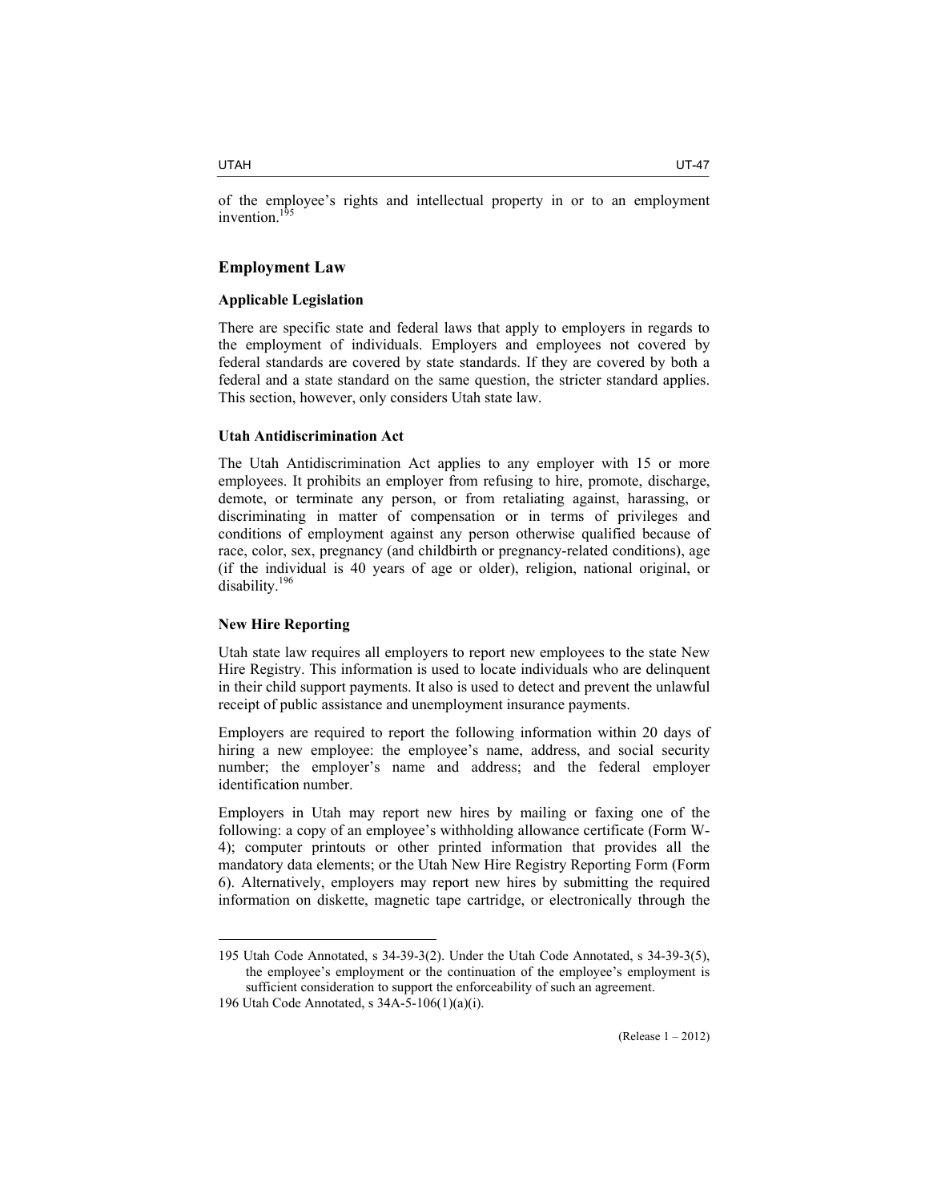of the employee's rights and intellectual property in or to an employment invention.[195]

## Employment Law

### Applicable Legislation

There are specific state and federal laws that apply to employers in regards to the employment of individuals. Employers and employees not covered by federal standards are covered by state standards. If they are covered by both a federal and a state standard on the same question, the stricter standard applies. This section, however, only considers Utah state law.

### Utah Antidiscrimination Act

The Utah Antidiscrimination Act applies to any employer with 15 or more employees. It prohibits an employer from refusing to hire, promote, discharge, demote, or terminate any person, or from retaliating against, harassing, or discriminating in matter of compensation or in terms of privileges and conditions of employment against any person otherwise qualified because of race, color, sex, pregnancy (and childbirth or pregnancy-related conditions), age (if the individual is 40 years of age or older), religion, national original, or disability.[196]

### New Hire Reporting

Utah state law requires all employers to report new employees to the state New Hire Registry. This information is used to locate individuals who are delinquent in their child support payments. It also is used to detect and prevent the unlawful receipt of public assistance and unemployment insurance payments.

Employers are required to report the following information within 20 days of hiring a new employee: the employee's name, address, and social security number; the employer's name and address; and the federal employer identification number.

Employers in Utah may report new hires by mailing or faxing one of the following: a copy of an employee's withholding allowance certificate (Form W-4); computer printouts or other printed information that provides all the mandatory data elements; or the Utah New Hire Registry Reporting Form (Form 6). Alternatively, employers may report new hires by submitting the required information on diskette, magnetic tape cartridge, or electronically through the

---

195 Utah Code Annotated, s 34-39-3(2). Under the Utah Code Annotated, s 34-39-3(5), the employee's employment or the continuation of the employee's employment is sufficient consideration to support the enforceability of such an agreement.

196 Utah Code Annotated, s 34A-5-106(1)(a)(i).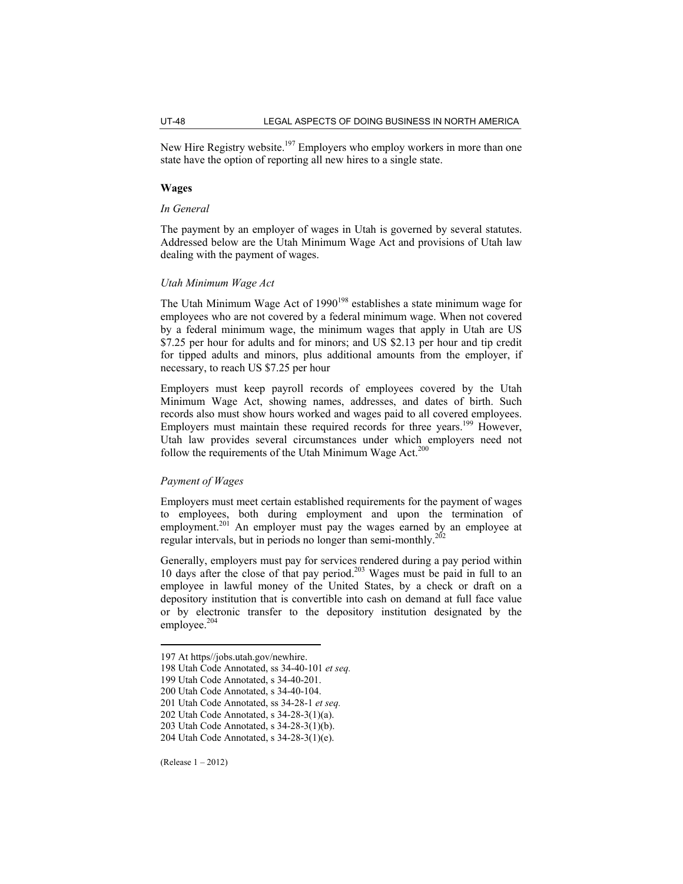New Hire Registry website.[197] Employers who employ workers in more than one state have the option of reporting all new hires to a single state.

### Wages

#### *In General*

The payment by an employer of wages in Utah is governed by several statutes. Addressed below are the Utah Minimum Wage Act and provisions of Utah law dealing with the payment of wages.

#### *Utah Minimum Wage Act*

The Utah Minimum Wage Act of 1990[198] establishes a state minimum wage for employees who are not covered by a federal minimum wage. When not covered by a federal minimum wage, the minimum wages that apply in Utah are US $7.25 per hour for adults and for minors; and US $2.13 per hour and tip credit for tipped adults and minors, plus additional amounts from the employer, if necessary, to reach US $7.25 per hour

Employers must keep payroll records of employees covered by the Utah Minimum Wage Act, showing names, addresses, and dates of birth. Such records also must show hours worked and wages paid to all covered employees. Employers must maintain these required records for three years.[199] However, Utah law provides several circumstances under which employers need not follow the requirements of the Utah Minimum Wage Act.[200]

#### *Payment of Wages*

Employers must meet certain established requirements for the payment of wages to employees, both during employment and upon the termination of employment.[201] An employer must pay the wages earned by an employee at regular intervals, but in periods no longer than semi-monthly.[202]

Generally, employers must pay for services rendered during a pay period within 10 days after the close of that pay period.[203] Wages must be paid in full to an employee in lawful money of the United States, by a check or draft on a depository institution that is convertible into cash on demand at full face value or by electronic transfer to the depository institution designated by the employee.[204]

---

197 At https//jobs.utah.gov/newhire.

198 Utah Code Annotated, ss 34-40-101 *et seq.*

199 Utah Code Annotated, s 34-40-201.

200 Utah Code Annotated, s 34-40-104.

201 Utah Code Annotated, ss 34-28-1 *et seq.*

202 Utah Code Annotated, s 34-28-3(1)(a).

203 Utah Code Annotated, s 34-28-3(1)(b).

204 Utah Code Annotated, s 34-28-3(1)(e).

(Release 1 – 2012)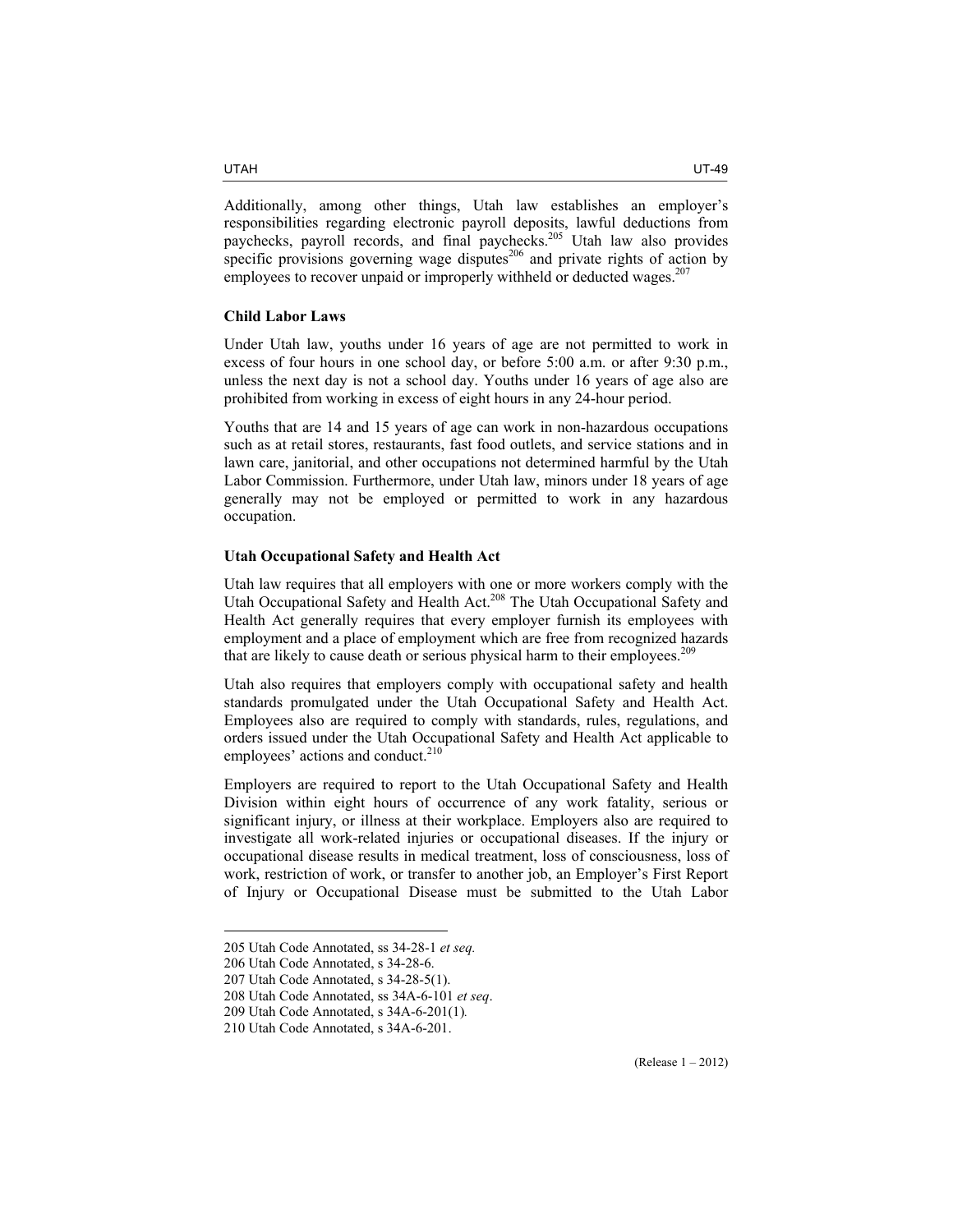Additionally, among other things, Utah law establishes an employer's responsibilities regarding electronic payroll deposits, lawful deductions from paychecks, payroll records, and final paychecks.[205] Utah law also provides specific provisions governing wage disputes[206] and private rights of action by employees to recover unpaid or improperly withheld or deducted wages.[207]

**Child Labor Laws**

Under Utah law, youths under 16 years of age are not permitted to work in excess of four hours in one school day, or before 5:00 a.m. or after 9:30 p.m., unless the next day is not a school day. Youths under 16 years of age also are prohibited from working in excess of eight hours in any 24-hour period.

Youths that are 14 and 15 years of age can work in non-hazardous occupations such as at retail stores, restaurants, fast food outlets, and service stations and in lawn care, janitorial, and other occupations not determined harmful by the Utah Labor Commission. Furthermore, under Utah law, minors under 18 years of age generally may not be employed or permitted to work in any hazardous occupation.

**Utah Occupational Safety and Health Act**

Utah law requires that all employers with one or more workers comply with the Utah Occupational Safety and Health Act.[208] The Utah Occupational Safety and Health Act generally requires that every employer furnish its employees with employment and a place of employment which are free from recognized hazards that are likely to cause death or serious physical harm to their employees.[209]

Utah also requires that employers comply with occupational safety and health standards promulgated under the Utah Occupational Safety and Health Act. Employees also are required to comply with standards, rules, regulations, and orders issued under the Utah Occupational Safety and Health Act applicable to employees' actions and conduct.[210]

Employers are required to report to the Utah Occupational Safety and Health Division within eight hours of occurrence of any work fatality, serious or significant injury, or illness at their workplace. Employers also are required to investigate all work-related injuries or occupational diseases. If the injury or occupational disease results in medical treatment, loss of consciousness, loss of work, restriction of work, or transfer to another job, an Employer's First Report of Injury or Occupational Disease must be submitted to the Utah Labor

---

205 Utah Code Annotated, ss 34-28-1 *et seq.*

206 Utah Code Annotated, s 34-28-6.

207 Utah Code Annotated, s 34-28-5(1).

208 Utah Code Annotated, ss 34A-6-101 *et seq*.

209 Utah Code Annotated, s 34A-6-201(1).

210 Utah Code Annotated, s 34A-6-201.

(Release 1 – 2012)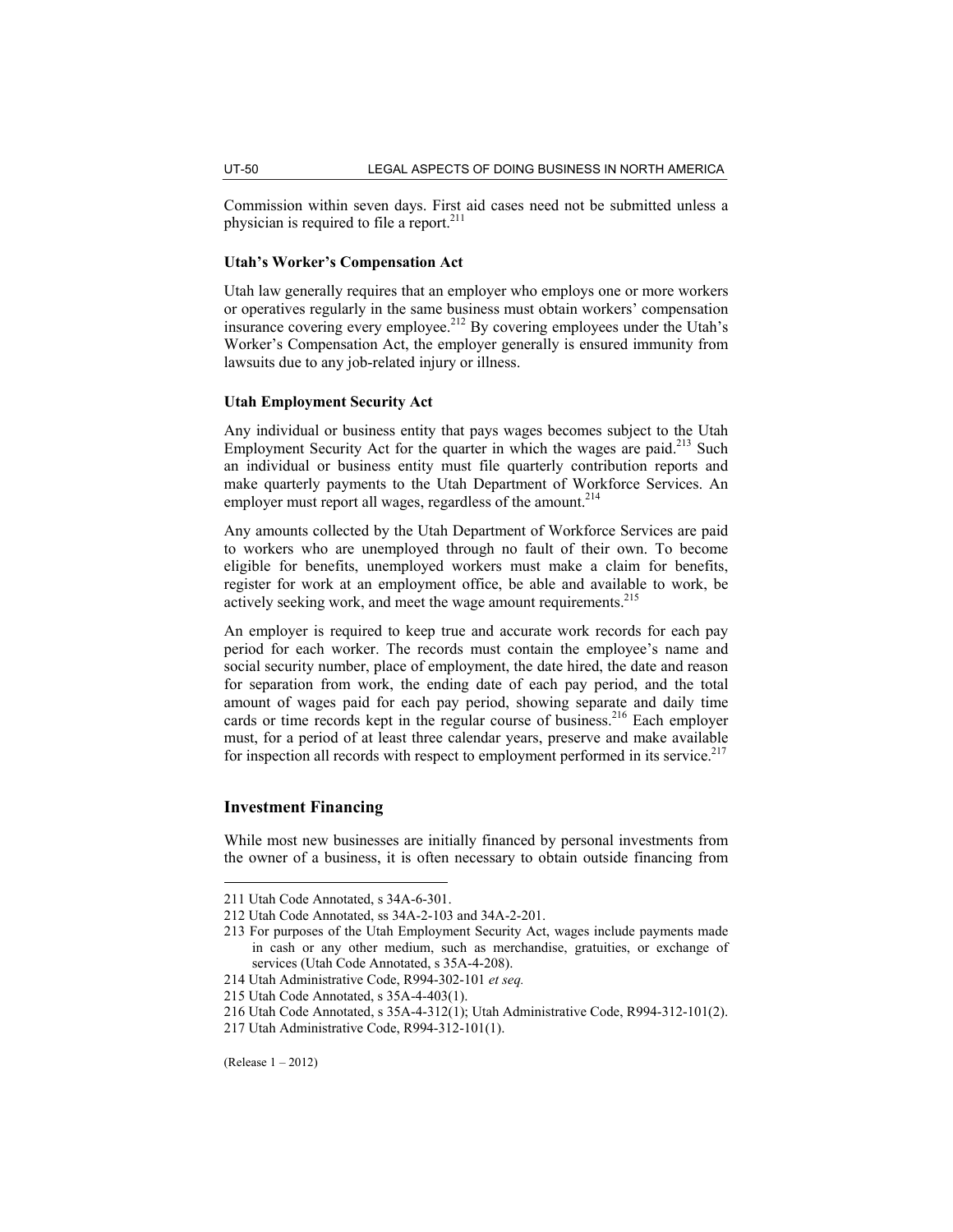Commission within seven days. First aid cases need not be submitted unless a physician is required to file a report.[211]

### Utah's Worker's Compensation Act

Utah law generally requires that an employer who employs one or more workers or operatives regularly in the same business must obtain workers' compensation insurance covering every employee.[212] By covering employees under the Utah's Worker's Compensation Act, the employer generally is ensured immunity from lawsuits due to any job-related injury or illness.

### Utah Employment Security Act

Any individual or business entity that pays wages becomes subject to the Utah Employment Security Act for the quarter in which the wages are paid.[213] Such an individual or business entity must file quarterly contribution reports and make quarterly payments to the Utah Department of Workforce Services. An employer must report all wages, regardless of the amount.[214]

Any amounts collected by the Utah Department of Workforce Services are paid to workers who are unemployed through no fault of their own. To become eligible for benefits, unemployed workers must make a claim for benefits, register for work at an employment office, be able and available to work, be actively seeking work, and meet the wage amount requirements.[215]

An employer is required to keep true and accurate work records for each pay period for each worker. The records must contain the employee's name and social security number, place of employment, the date hired, the date and reason for separation from work, the ending date of each pay period, and the total amount of wages paid for each pay period, showing separate and daily time cards or time records kept in the regular course of business.[216] Each employer must, for a period of at least three calendar years, preserve and make available for inspection all records with respect to employment performed in its service.[217]

## Investment Financing

While most new businesses are initially financed by personal investments from the owner of a business, it is often necessary to obtain outside financing from

---

211 Utah Code Annotated, s 34A-6-301.

212 Utah Code Annotated, ss 34A-2-103 and 34A-2-201.

213 For purposes of the Utah Employment Security Act, wages include payments made in cash or any other medium, such as merchandise, gratuities, or exchange of services (Utah Code Annotated, s 35A-4-208).

214 Utah Administrative Code, R994-302-101 *et seq.*

215 Utah Code Annotated, s 35A-4-403(1).

216 Utah Code Annotated, s 35A-4-312(1); Utah Administrative Code, R994-312-101(2).

217 Utah Administrative Code, R994-312-101(1).

(Release 1 – 2012)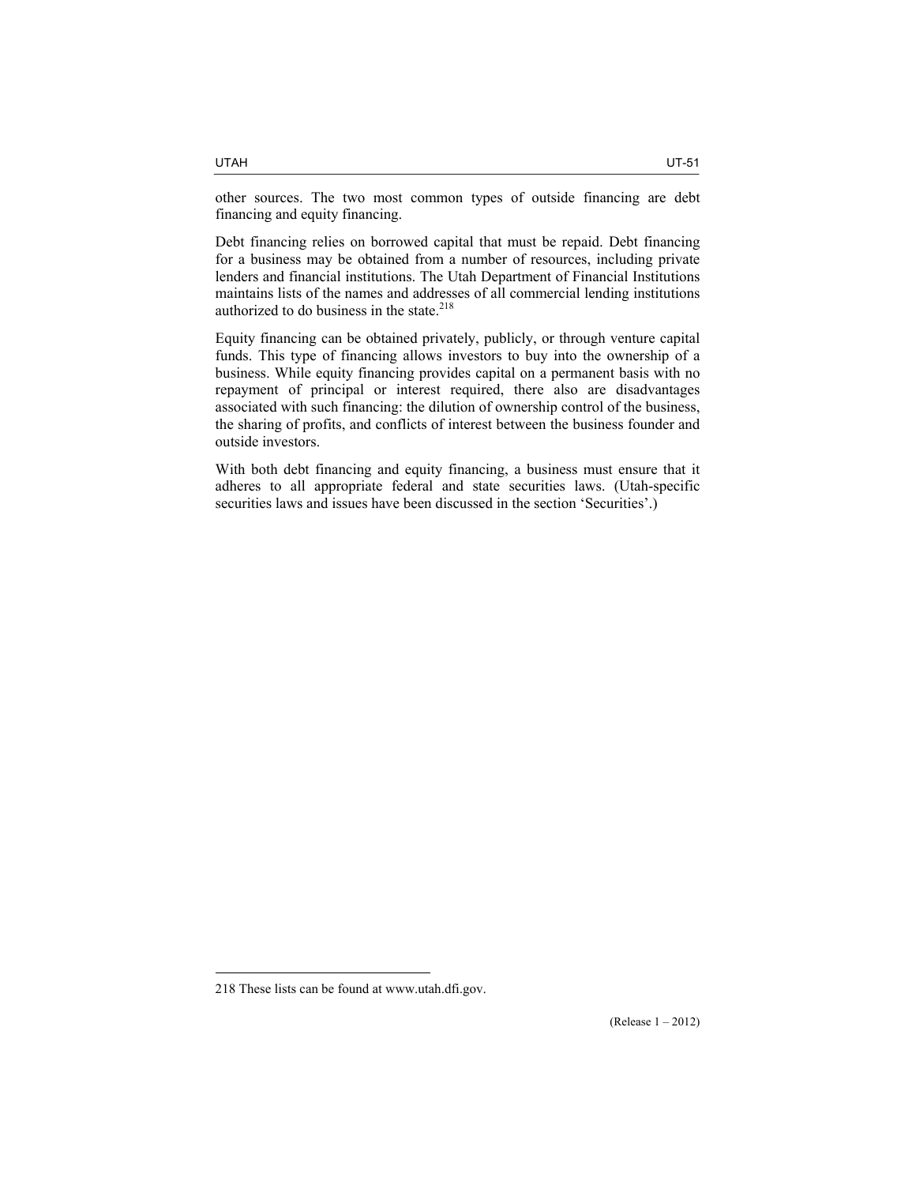other sources. The two most common types of outside financing are debt financing and equity financing.

Debt financing relies on borrowed capital that must be repaid. Debt financing for a business may be obtained from a number of resources, including private lenders and financial institutions. The Utah Department of Financial Institutions maintains lists of the names and addresses of all commercial lending institutions authorized to do business in the state.[218]

Equity financing can be obtained privately, publicly, or through venture capital funds. This type of financing allows investors to buy into the ownership of a business. While equity financing provides capital on a permanent basis with no repayment of principal or interest required, there also are disadvantages associated with such financing: the dilution of ownership control of the business, the sharing of profits, and conflicts of interest between the business founder and outside investors.

With both debt financing and equity financing, a business must ensure that it adheres to all appropriate federal and state securities laws. (Utah-specific securities laws and issues have been discussed in the section 'Securities'.)

---

218 These lists can be found at www.utah.dfi.gov.